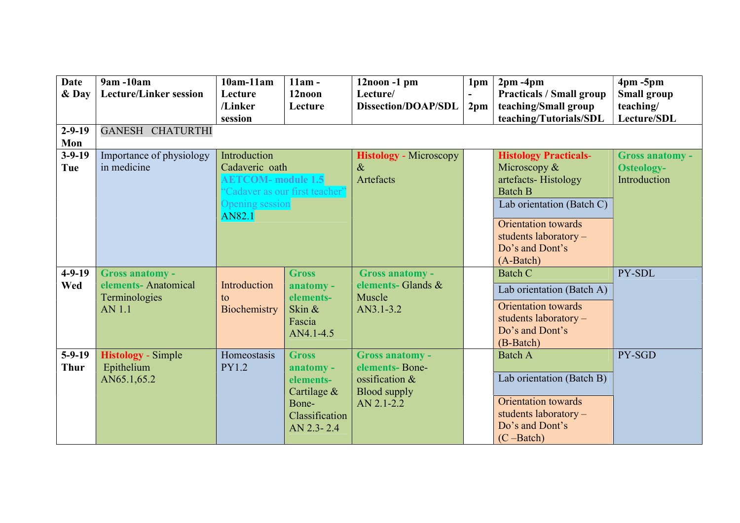| Date & Day | 9am -10am Lecture/Linker session | 10am-11am Lecture /Linker session | 11am - 12noon Lecture | 12noon -1 pm Lecture/ Dissection/DOAP/SDL | 1pm - 2pm | 2pm -4pm Practicals / Small group teaching/Small group teaching/Tutorials/SDL | 4pm -5pm Small group teaching/ Lecture/SDL |
|---|---|---|---|---|---|---|---|
| 2-9-19 Mon | GANESH CHATURTHI | | | | | | |
| 3-9-19 Tue | Importance of physiology in medicine | Introduction Cadaveric oath **AETCOM- module 1.5** "Cadaver as our first teacher" Opening session AN82.1 | | **Histology** - Microscopy & Artefacts | | **Histology Practicals-** Microscopy & artefacts- Histology Batch B<br>Lab orientation (Batch C)<br>Orientation towards students laboratory – Do's and Dont's (A-Batch) | **Gross anatomy - Osteology-** Introduction |
| 4-9-19 Wed | **Gross anatomy - elements-** Anatomical Terminologies AN 1.1 | Introduction to Biochemistry | **Gross anatomy - elements-** Skin & Fascia AN4.1-4.5 | **Gross anatomy - elements-** Glands & Muscle AN3.1-3.2 | | Batch C<br>Lab orientation (Batch A)<br>Orientation towards students laboratory – Do's and Dont's (B-Batch) | PY-SDL |
| 5-9-19 Thur | **Histology** - Simple Epithelium AN65.1,65.2 | Homeostasis PY1.2 | **Gross anatomy - elements-** Cartilage & Bone- Classification AN 2.3- 2.4 | **Gross anatomy - elements-** Bone- ossification & Blood supply AN 2.1-2.2 | | Batch A<br>Lab orientation (Batch B)<br>Orientation towards students laboratory – Do's and Dont's (C –Batch) | PY-SGD |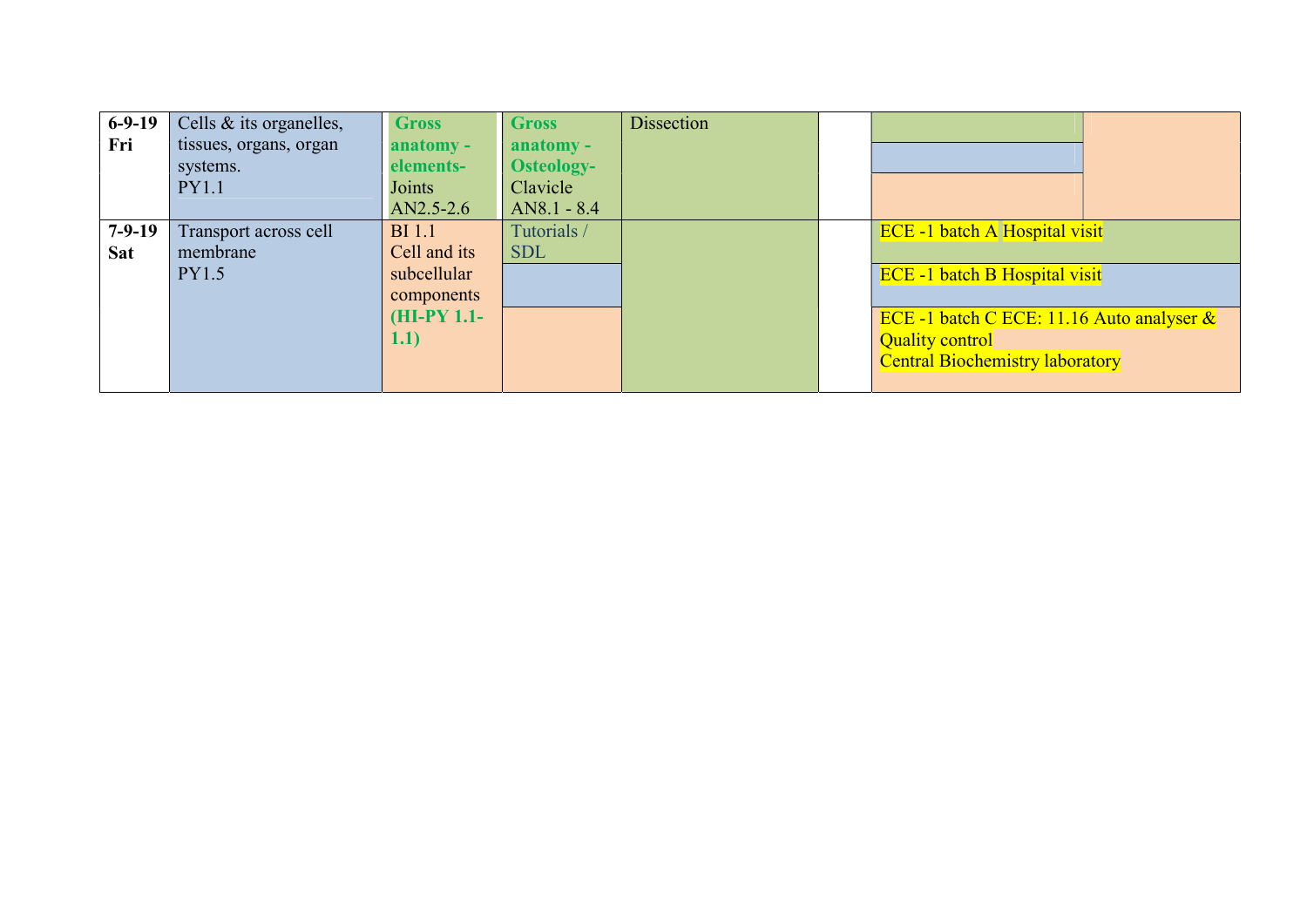| | | | | | | |
|---|---|---|---|---|---|---|
| **6-9-19 Fri** | Cells & its organelles, tissues, organs, organ systems. PY1.1 | **Gross anatomy - elements-** Joints AN2.5-2.6 | **Gross anatomy - Osteology-** Clavicle AN8.1 - 8.4 | Dissection | | |
| **7-9-19 Sat** | Transport across cell membrane PY1.5 | BI 1.1 Cell and its subcellular components **(HI-PY 1.1-1.1)** | Tutorials / SDL | | | ECE -1 batch A Hospital visit<br>ECE -1 batch B Hospital visit<br>ECE -1 batch C ECE: 11.16 Auto analyser & Quality control Central Biochemistry laboratory |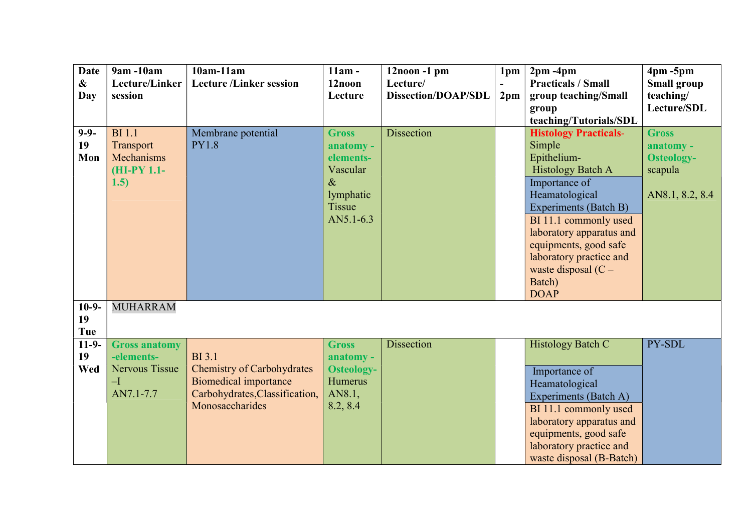| Date & Day | 9am -10am Lecture/Linker session | 10am-11am Lecture /Linker session | 11am - 12noon Lecture | 12noon -1 pm Lecture/ Dissection/DOAP/SDL | 1pm - 2pm | 2pm -4pm Practicals / Small group teaching/Small group teaching/Tutorials/SDL | 4pm -5pm Small group teaching/ Lecture/SDL |
|---|---|---|---|---|---|---|---|
| 9-9-19 Mon | BI 1.1 Transport Mechanisms (HI-PY 1.1-1.5) | Membrane potential PY1.8 | Gross anatomy - elements- Vascular & lymphatic Tissue AN5.1-6.3 | Dissection | | Histology Practicals- Simple Epithelium- Histology Batch A<br>Importance of Heamatological Experiments (Batch B)<br>BI 11.1 commonly used laboratory apparatus and equipments, good safe laboratory practice and waste disposal (C – Batch) DOAP | Gross anatomy - Osteology- scapula<br>AN8.1, 8.2, 8.4 |
| 10-9-19 Tue | MUHARRAM | | | | | | |
| 11-9-19 Wed | Gross anatomy -elements- Nervous Tissue –I AN7.1-7.7 | BI 3.1 Chemistry of Carbohydrates Biomedical importance Carbohydrates,Classification, Monosaccharides | Gross anatomy - Osteology- Humerus AN8.1, 8.2, 8.4 | Dissection | | Histology Batch C<br>Importance of Heamatological Experiments (Batch A)<br>BI 11.1 commonly used laboratory apparatus and equipments, good safe laboratory practice and waste disposal (B-Batch) | PY-SDL |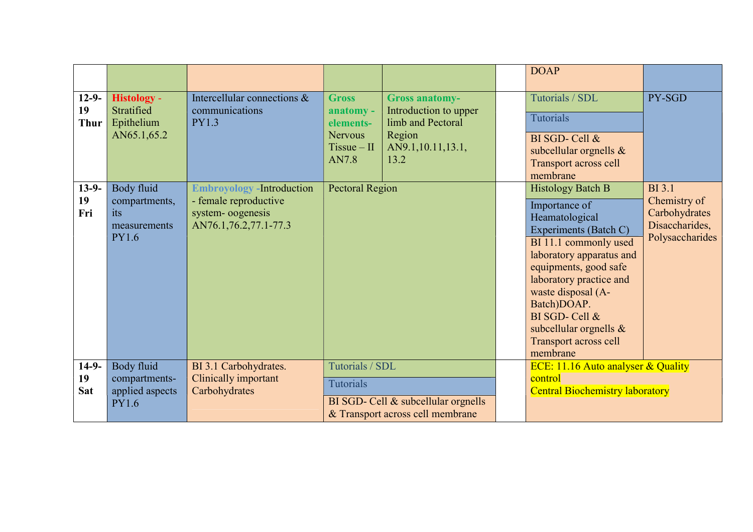| | | | | | | | |
|---|---|---|---|---|---|---|---|
| | | | | | | DOAP | |
| **12-9-19 Thur** | **Histology -** Stratified Epithelium AN65.1,65.2 | Intercellular connections & communications PY1.3 | **Gross anatomy - elements-** Nervous Tissue – II AN7.8 | **Gross anatomy-** Introduction to upper limb and Pectoral Region AN9.1,10.11,13.1, 13.2 | | Tutorials / SDL<br>Tutorials<br>BI SGD- Cell & subcellular orgnells & Transport across cell membrane | PY-SGD |
| **13-9-19 Fri** | Body fluid compartments, its measurements PY1.6 | **Embryoology -**Introduction - female reproductive system- oogenesis AN76.1,76.2,77.1-77.3 | Pectoral Region | | | Histology Batch B<br>Importance of Heamatological Experiments (Batch C)<br>BI 11.1 commonly used laboratory apparatus and equipments, good safe laboratory practice and waste disposal (A-Batch)DOAP.<br>BI SGD- Cell & subcellular orgnells & Transport across cell membrane | BI 3.1 Chemistry of Carbohydrates Disaccharides, Polysaccharides |
| **14-9-19 Sat** | Body fluid compartments-applied aspects PY1.6 | BI 3.1 Carbohydrates. Clinically important Carbohydrates | Tutorials / SDL<br>Tutorials<br>BI SGD- Cell & subcellular orgnells & Transport across cell membrane | | | ECE: 11.16 Auto analyser & Quality control<br>Central Biochemistry laboratory | |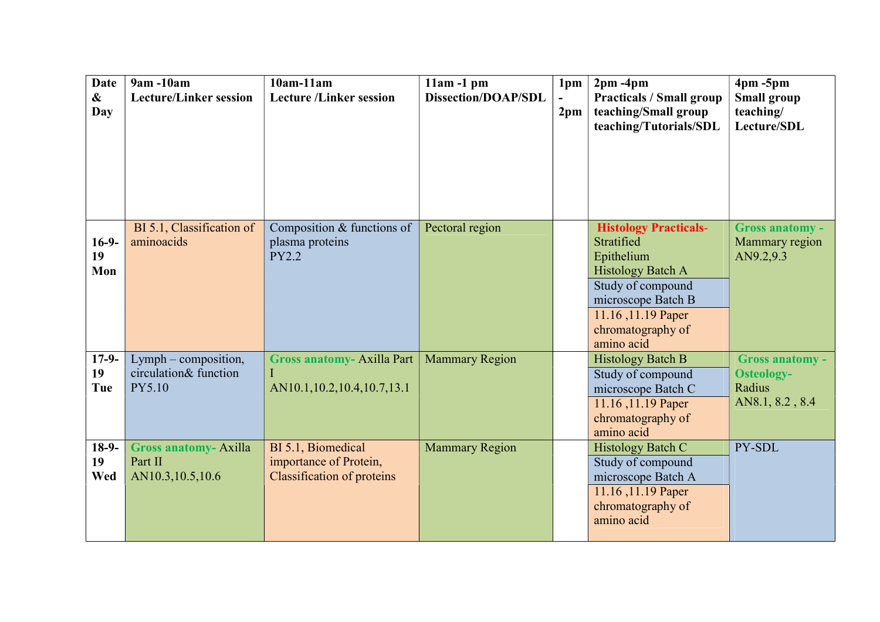| Date & Day | 9am -10am Lecture/Linker session | 10am-11am Lecture /Linker session | 11am -1 pm Dissection/DOAP/SDL | 1pm - 2pm | 2pm -4pm Practicals / Small group teaching/Small group teaching/Tutorials/SDL | 4pm -5pm Small group teaching/ Lecture/SDL |
|---|---|---|---|---|---|---|
| 16-9-19 Mon | BI 5.1, Classification of aminoacids | Composition & functions of plasma proteins PY2.2 | Pectoral region | | **Histology Practicals-** Stratified Epithelium Histology Batch A<br>Study of compound microscope Batch B<br>11.16 ,11.19 Paper chromatography of amino acid | **Gross anatomy -** Mammary region AN9.2,9.3 |
| 17-9-19 Tue | Lymph – composition, circulation& function PY5.10 | **Gross anatomy-** Axilla Part I AN10.1,10.2,10.4,10.7,13.1 | Mammary Region | | Histology Batch B<br>Study of compound microscope Batch C<br>11.16 ,11.19 Paper chromatography of amino acid | **Gross anatomy - Osteology-** Radius AN8.1, 8.2 , 8.4 |
| 18-9-19 Wed | **Gross anatomy-** Axilla Part II AN10.3,10.5,10.6 | BI 5.1, Biomedical importance of Protein, Classification of proteins | Mammary Region | | Histology Batch C<br>Study of compound microscope Batch A<br>11.16 ,11.19 Paper chromatography of amino acid | PY-SDL |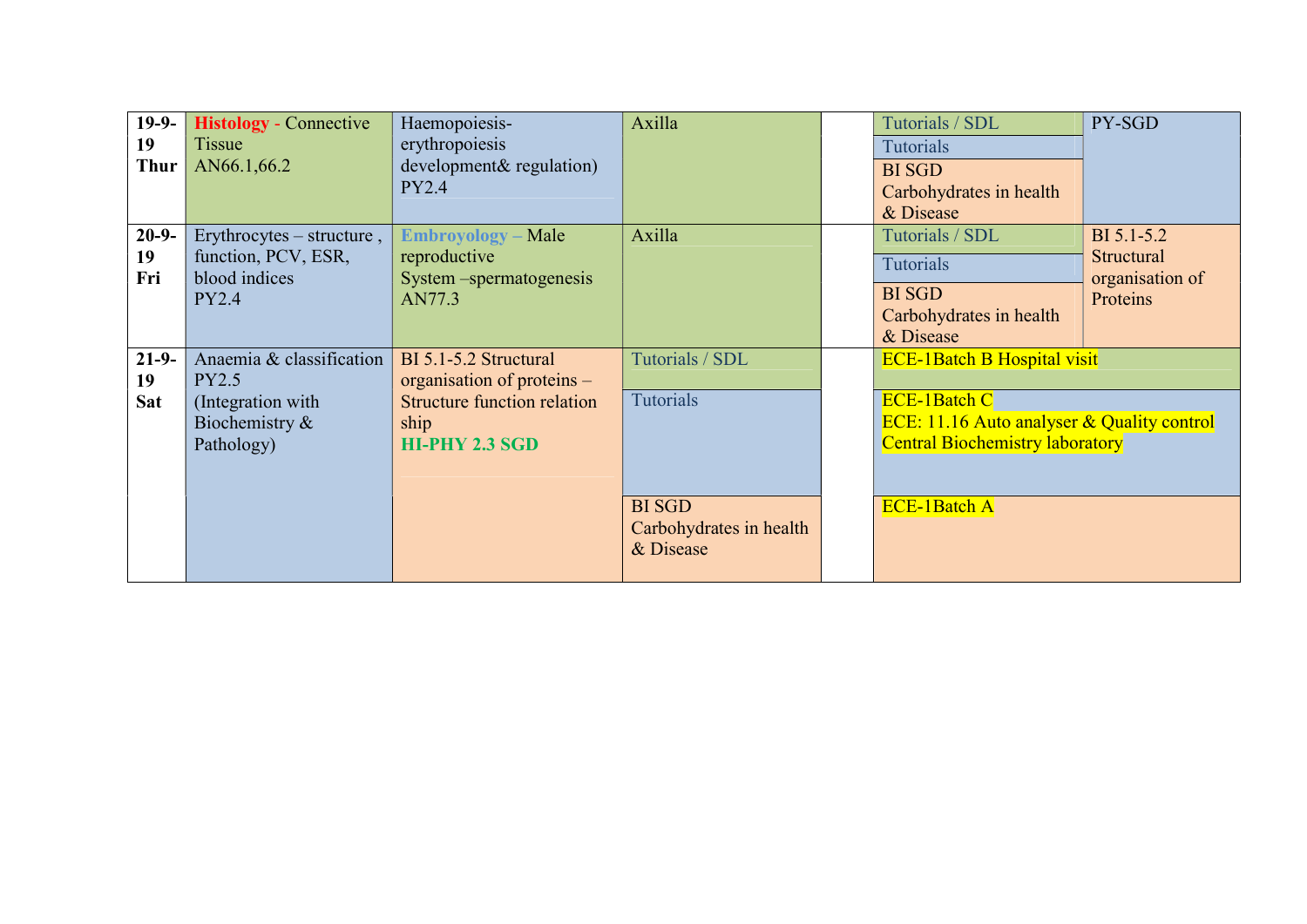| | | | | | | |
|---|---|---|---|---|---|---|
| **19-9-19 Thur** | **Histology -** Connective Tissue AN66.1,66.2 | Haemopoiesis-erythropoiesis development& regulation) PY2.4 | Axilla | | Tutorials / SDL<br>Tutorials<br>BI SGD Carbohydrates in health & Disease | PY-SGD |
| **20-9-19 Fri** | Erythrocytes – structure , function, PCV, ESR, blood indices PY2.4 | **Embroyology –** Male reproductive System –spermatogenesis AN77.3 | Axilla | | Tutorials / SDL<br>Tutorials<br>BI SGD Carbohydrates in health & Disease | BI 5.1-5.2 Structural organisation of Proteins |
| **21-9-19 Sat** | Anaemia & classification PY2.5 (Integration with Biochemistry & Pathology) | BI 5.1-5.2 Structural organisation of proteins – Structure function relation ship **HI-PHY 2.3 SGD** | Tutorials / SDL<br>Tutorials<br>BI SGD Carbohydrates in health & Disease | | ECE-1Batch B Hospital visit<br>ECE-1Batch C ECE: 11.16 Auto analyser & Quality control Central Biochemistry laboratory<br>ECE-1Batch A | |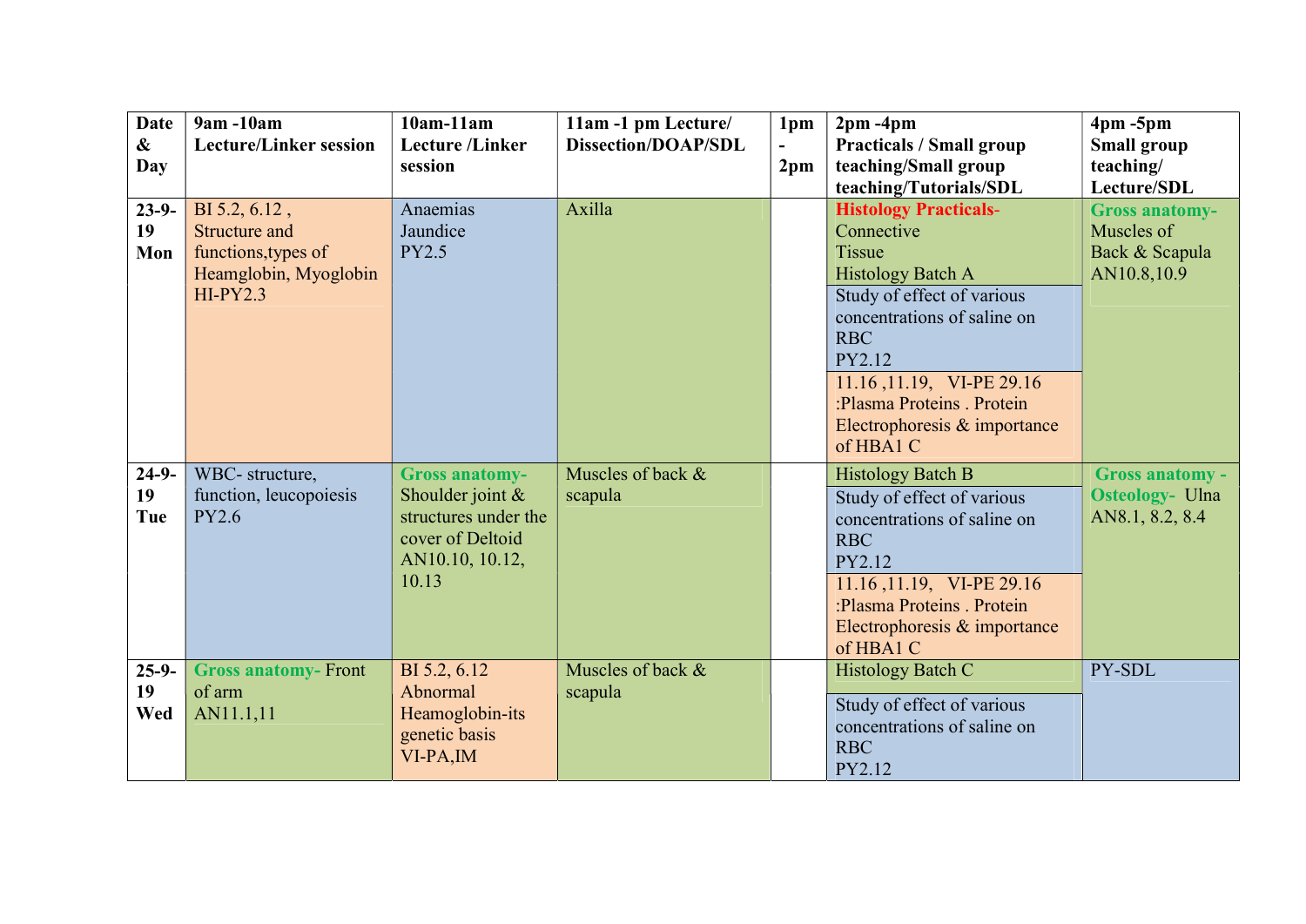| Date & Day | 9am -10am Lecture/Linker session | 10am-11am Lecture /Linker session | 11am -1 pm Lecture/ Dissection/DOAP/SDL | 1pm - 2pm | 2pm -4pm Practicals / Small group teaching/Small group teaching/Tutorials/SDL | 4pm -5pm Small group teaching/ Lecture/SDL |
|---|---|---|---|---|---|---|
| 23-9-19 Mon | BI 5.2, 6.12 , Structure and functions,types of Heamglobin, Myoglobin HI-PY2.3 | Anaemias Jaundice PY2.5 | Axilla | | **Histology Practicals-** Connective Tissue Histology Batch A<br>Study of effect of various concentrations of saline on RBC PY2.12<br>11.16 ,11.19, VI-PE 29.16 :Plasma Proteins . Protein Electrophoresis & importance of HBA1 C | **Gross anatomy-** Muscles of Back & Scapula AN10.8,10.9 |
| 24-9-19 Tue | WBC- structure, function, leucopoiesis PY2.6 | **Gross anatomy-** Shoulder joint & structures under the cover of Deltoid AN10.10, 10.12, 10.13 | Muscles of back & scapula | | Histology Batch B<br>Study of effect of various concentrations of saline on RBC PY2.12<br>11.16 ,11.19, VI-PE 29.16 :Plasma Proteins . Protein Electrophoresis & importance of HBA1 C | **Gross anatomy - Osteology-** Ulna AN8.1, 8.2, 8.4 |
| 25-9-19 Wed | **Gross anatomy-** Front of arm AN11.1,11 | BI 5.2, 6.12 Abnormal Heamoglobin-its genetic basis VI-PA,IM | Muscles of back & scapula | | Histology Batch C<br>Study of effect of various concentrations of saline on RBC PY2.12 | PY-SDL |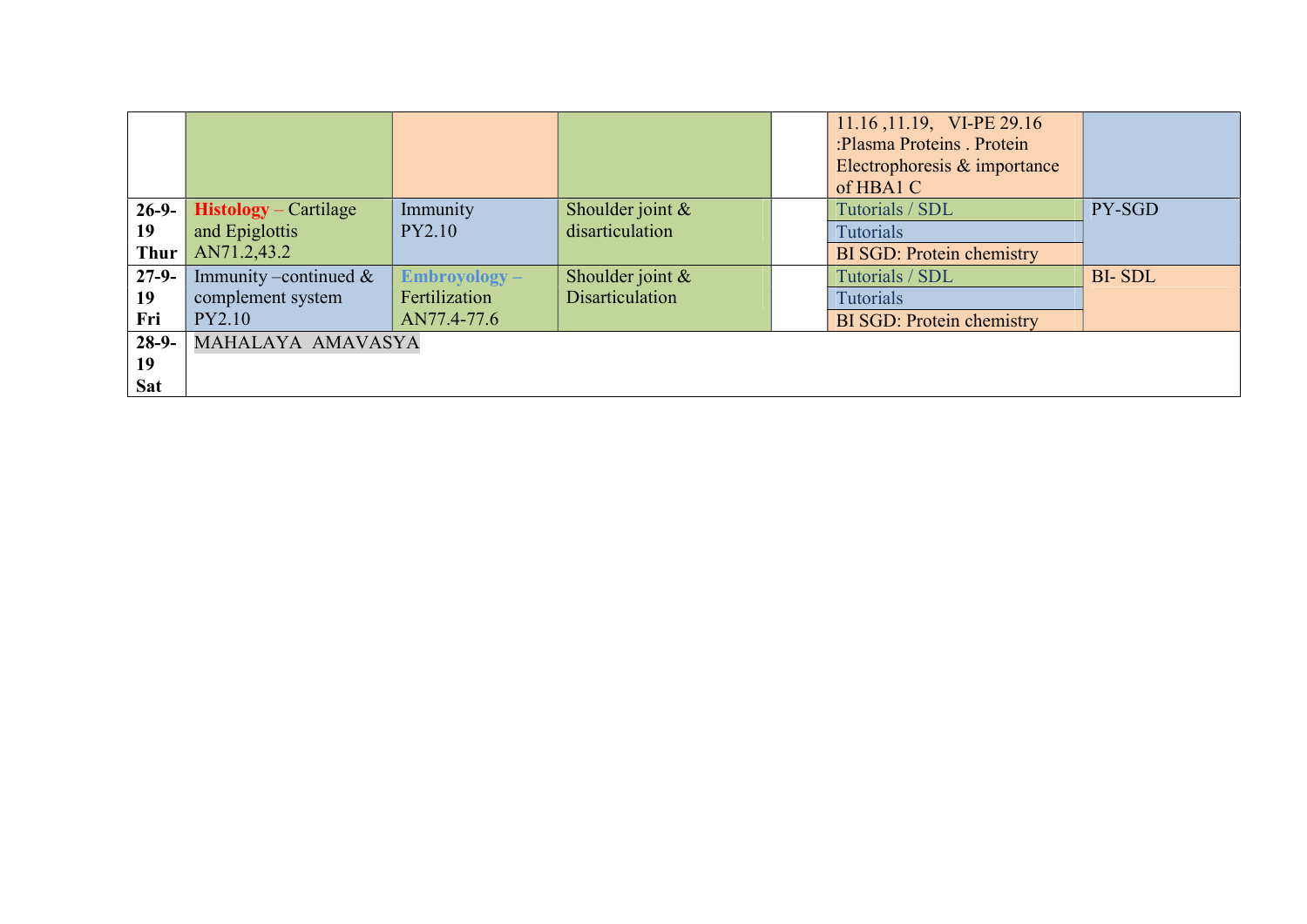| | | | | | | |
|---|---|---|---|---|---|---|
| | | | | | 11.16 ,11.19, VI-PE 29.16 :Plasma Proteins . Protein Electrophoresis & importance of HBA1 C | |
| **26-9-19 Thur** | **Histology** – Cartilage and Epiglottis AN71.2,43.2 | Immunity PY2.10 | Shoulder joint & disarticulation | | Tutorials / SDL<br>Tutorials<br>BI SGD: Protein chemistry | PY-SGD |
| **27-9-19 Fri** | Immunity –continued & complement system PY2.10 | **Embroyology –** Fertilization AN77.4-77.6 | Shoulder joint & Disarticulation | | Tutorials / SDL<br>Tutorials<br>BI SGD: Protein chemistry | BI- SDL |
| **28-9-19 Sat** | MAHALAYA AMAVASYA | | | | | |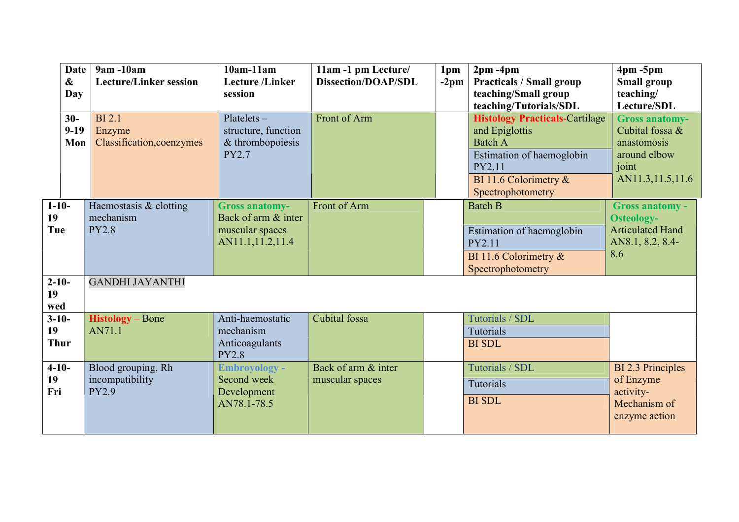| Date & Day | 9am -10am Lecture/Linker session | 10am-11am Lecture /Linker session | 11am -1 pm Lecture/ Dissection/DOAP/SDL | 1pm -2pm | 2pm -4pm Practicals / Small group teaching/Small group teaching/Tutorials/SDL | 4pm -5pm Small group teaching/ Lecture/SDL |
|---|---|---|---|---|---|---|
| 30-9-19 Mon | BI 2.1 Enzyme Classification,coenzymes | Platelets – structure, function & thrombopoiesis PY2.7 | Front of Arm | | **Histology Practicals**-Cartilage and Epiglottis Batch A<br>Estimation of haemoglobin PY2.11<br>BI 11.6 Colorimetry & Spectrophotometry | **Gross anatomy-** Cubital fossa & anastomosis around elbow joint AN11.3,11.5,11.6 |
| 1-10-19 Tue | Haemostasis & clotting mechanism PY2.8 | **Gross anatomy-** Back of arm & inter muscular spaces AN11.1,11.2,11.4 | Front of Arm | | Batch B<br>Estimation of haemoglobin PY2.11<br>BI 11.6 Colorimetry & Spectrophotometry | **Gross anatomy - Osteology-** Articulated Hand AN8.1, 8.2, 8.4-8.6 |
| 2-10-19 wed | GANDHI JAYANTHI | | | | | |
| 3-10-19 Thur | **Histology** – Bone AN71.1 | Anti-haemostatic mechanism Anticoagulants PY2.8 | Cubital fossa | | Tutorials / SDL<br>Tutorials<br>BI SDL | |
| 4-10-19 Fri | Blood grouping, Rh incompatibility PY2.9 | **Embryoology -** Second week Development AN78.1-78.5 | Back of arm & inter muscular spaces | | Tutorials / SDL<br>Tutorials<br>BI SDL | BI 2.3 Principles of Enzyme activity-Mechanism of enzyme action |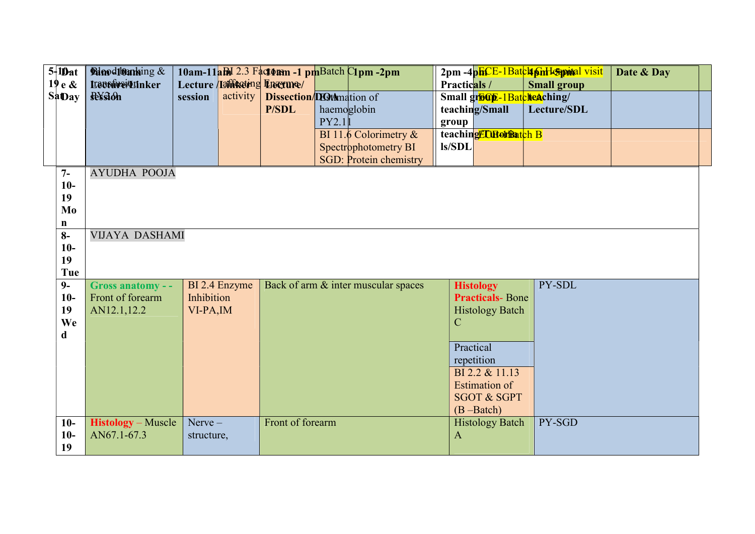| Date & Day | 9am -10am Lecture/Linker session | 10am-11am Lecture /Linker session | 11am -1 pm Lecture/ Dissection/DOAP/SDL | 1pm -2pm | 2pm -4pm Practicals / Small group teaching/Small group teaching/Tutorials/SDL | 4pm -5pm Small group teaching/ Lecture/SDL | Date & Day |
|---|---|---|---|---|---|---|---|
| 5-10-19 Sat | Blood banking & transfusion PY2.0 | BI 2.3 Factors affecting Enzyme activity | Batch C Estimation of haemoglobin PY2.11<br>BI 11.6 Colorimetry & Spectrophotometry BI SGD: Protein chemistry | | ECE-1Batch C Hospital visit<br>ECE-1Batch A<br>ECE-1Batch B | | |
| 7-10-19 Mon | AYUDHA POOJA | | | | | | |
| 8-10-19 Tue | VIJAYA DASHAMI | | | | | | |
| 9-10-19 Wed | **Gross anatomy - -** Front of forearm AN12.1,12.2 | BI 2.4 Enzyme Inhibition VI-PA,IM | Back of arm & inter muscular spaces | | **Histology Practicals-** Bone Histology Batch C<br>Practical repetition<br>BI 2.2 & 11.13 Estimation of SGOT & SGPT (B –Batch) | PY-SDL | |
| 10-10-19 | **Histology** – Muscle AN67.1-67.3 | Nerve – structure, | Front of forearm | | Histology Batch A | PY-SGD | |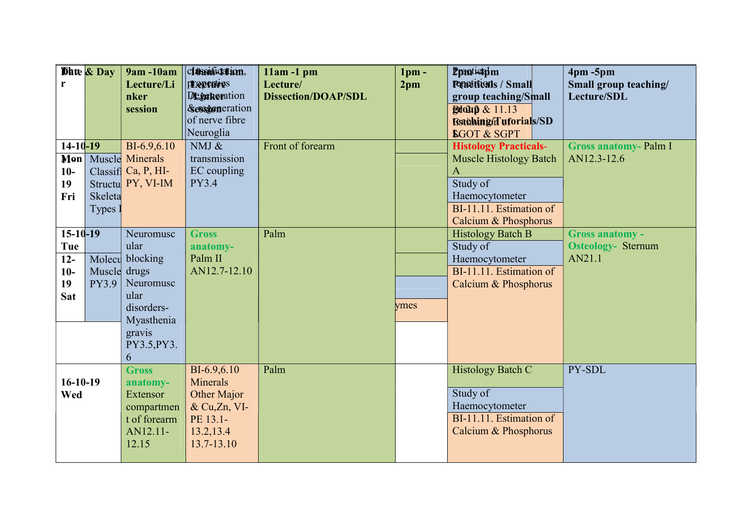| Date & Day | 9am -10am Lecture/Linker session | 10am-11am Lecture /Linker session | 11am -1 pm Lecture/ Dissection/DOAP/SDL | 1pm - 2pm | 2pm -4pm Practicals / Small group teaching/Small group teaching/Tutorials/SDL | 4pm -5pm Small group teaching/ Lecture/SDL |
|---|---|---|---|---|---|---|
| 14-10-19 Mon | BI-6.9,6.10 Minerals Ca, P, HI-PY, VI-IM | NMJ & transmission EC coupling PY3.4 | Front of forearm | | **Histology Practicals-** Muscle Histology Batch A<br>Study of Haemocytometer<br>BI-11.11. Estimation of Calcium & Phosphorus | **Gross anatomy-** Palm I AN12.3-12.6 |
| 15-10-19 Tue | Neuromuscular blocking drugs Neuromuscular disorders- Myasthenia gravis PY3.5,PY3.6 | **Gross anatomy-** Palm II AN12.7-12.10 | Palm | | Histology Batch B<br>Study of Haemocytometer<br>BI-11.11. Estimation of Calcium & Phosphorus | **Gross anatomy - Osteology-** Sternum AN21.1 |
| 16-10-19 Wed | **Gross anatomy-** Extensor compartment of forearm AN12.11-12.15 | BI-6.9,6.10 Minerals Other Major & Cu,Zn, VI-PE 13.1-13.2,13.4 13.7-13.10 | Palm | | Histology Batch C<br>Study of Haemocytometer<br>BI-11.11. Estimation of Calcium & Phosphorus | PY-SDL |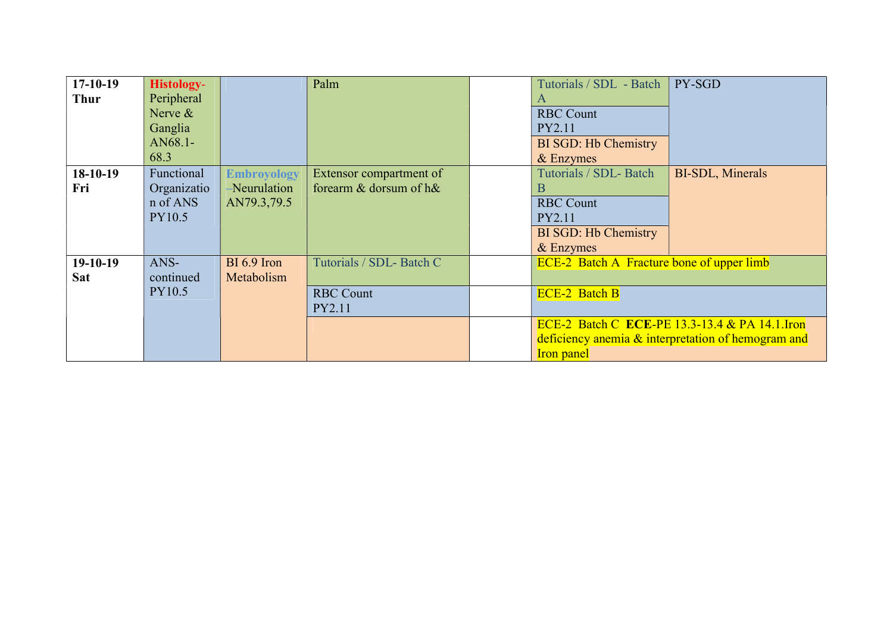| | | | | | | |
|---|---|---|---|---|---|---|
| **17-10-19 Thur** | **Histology-** Peripheral Nerve & Ganglia AN68.1-68.3 | | Palm | | Tutorials / SDL - Batch A<br>RBC Count PY2.11<br>BI SGD: Hb Chemistry & Enzymes | PY-SGD |
| **18-10-19 Fri** | Functional Organization of ANS PY10.5 | **Embroyology** –Neurulation AN79.3,79.5 | Extensor compartment of forearm & dorsum of h& | | Tutorials / SDL- Batch B<br>RBC Count PY2.11<br>BI SGD: Hb Chemistry & Enzymes | BI-SDL, Minerals |
| **19-10-19 Sat** | ANS-continued PY10.5 | BI 6.9 Iron Metabolism | Tutorials / SDL- Batch C | | ECE-2 Batch A Fracture bone of upper limb | |
| | | | RBC Count PY2.11 | | ECE-2 Batch B | |
| | | | | | ECE-2 Batch C **ECE**-PE 13.3-13.4 & PA 14.1.Iron deficiency anemia & interpretation of hemogram and Iron panel | |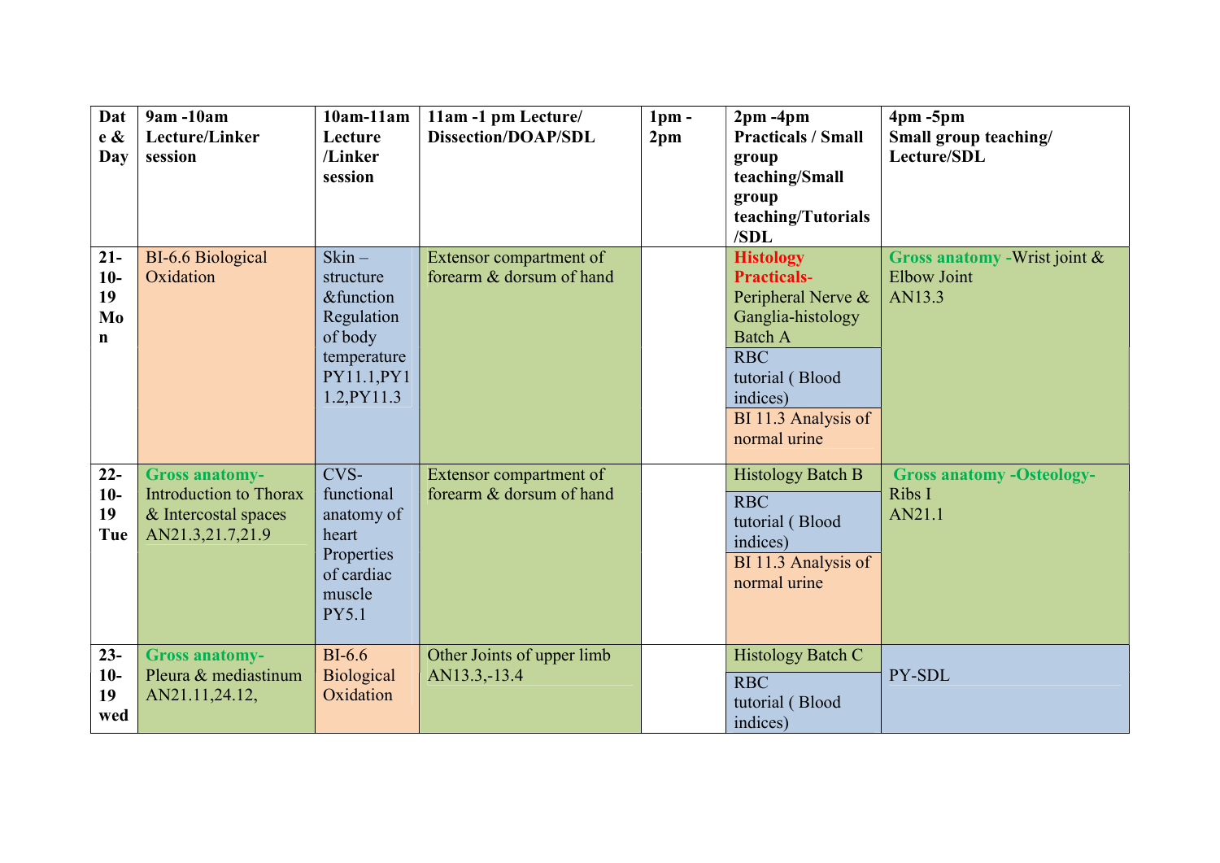| Date & Day | 9am -10am Lecture/Linker session | 10am-11am Lecture /Linker session | 11am -1 pm Lecture/ Dissection/DOAP/SDL | 1pm - 2pm | 2pm -4pm Practicals / Small group teaching/Small group teaching/Tutorials /SDL | 4pm -5pm Small group teaching/ Lecture/SDL |
|---|---|---|---|---|---|---|
| 21-10-19 Mon | BI-6.6 Biological Oxidation | Skin – structure &function Regulation of body temperature PY11.1,PY11.2,PY11.3 | Extensor compartment of forearm & dorsum of hand | | **Histology Practicals-** Peripheral Nerve & Ganglia-histology Batch A<br>RBC tutorial ( Blood indices)<br>BI 11.3 Analysis of normal urine | **Gross anatomy -**Wrist joint & Elbow Joint AN13.3 |
| 22-10-19 Tue | **Gross anatomy-** Introduction to Thorax & Intercostal spaces AN21.3,21.7,21.9 | CVS- functional anatomy of heart Properties of cardiac muscle PY5.1 | Extensor compartment of forearm & dorsum of hand | | Histology Batch B<br>RBC tutorial ( Blood indices)<br>BI 11.3 Analysis of normal urine | **Gross anatomy -Osteology-** Ribs I AN21.1 |
| 23-10-19 wed | **Gross anatomy-** Pleura & mediastinum AN21.11,24.12, | BI-6.6 Biological Oxidation | Other Joints of upper limb AN13.3,-13.4 | | Histology Batch C<br>RBC tutorial ( Blood indices) | PY-SDL |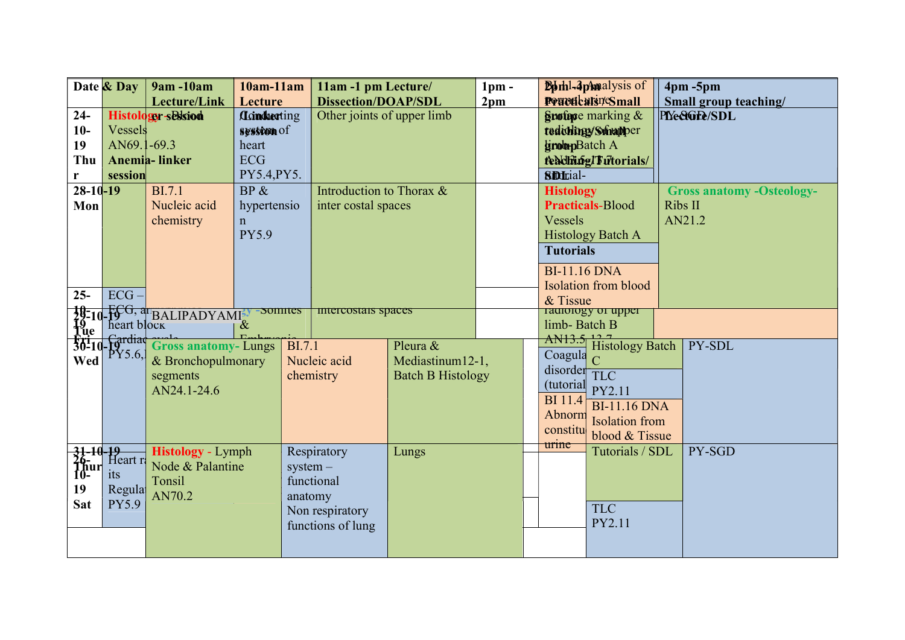| Date & Day | 9am -10am Lecture/Link | 10am-11am Lecture | 11am -1 pm Lecture/ Dissection/DOAP/SDL | 1pm - 2pm | 2pm -4pm Practicals / Small group teaching/Small group teaching/Tutorials/ SDL | 4pm -5pm Small group teaching/ Lecture/SDL |
|---|---|---|---|---|---|---|
| 24-10-19 Thur | Histology - Blood Vessels AN69.1-69.3 Anemia- linker session | /Linker session Conducting system of heart ECG PY5.4,PY5. | Other joints of upper limb | | BI 11.3 Analysis of normal urine / Surface marking & radiology of upper limb- Batch A AN13.5,13.7 Special- | PY-SGD |
| 28-10-19 Mon | BI.7.1 Nucleic acid chemistry | BP & hypertension PY5.9 | Introduction to Thorax & inter costal spaces | | Histology Practicals-Blood Vessels Histology Batch A Tutorials BI-11.16 DNA Isolation from blood & Tissue | Gross anatomy -Osteology- Ribs II AN21.2 |
| 25-10-19 Fri / 29-10-19 Tue | ECG – ECG, and heart block Cardiac cycle PY5.6,1 / BALIPADYAMI | y -Somites & Embryonic | intercostals spaces | | radiology of upper limb- Batch B AN13.5,13.7 | |
| 30-10-19 Wed | Gross anatomy- Lungs & Bronchopulmonary segments AN24.1-24.6 | BI.7.1 Nucleic acid chemistry | Pleura & Mediastinum12-1, Batch B Histology | | Coagula disorder (tutorial / BI 11.4 Abnorm constitu urine / Histology Batch C / TLC PY2.11 / BI-11.16 DNA Isolation from blood & Tissue | PY-SDL |
| 31-10-19 Thur / 26-10-19 Sat | Heart rate its Regulat PY5.9 / Histology - Lymph Node & Palantine Tonsil AN70.2 | Respiratory system – functional anatomy Non respiratory functions of lung | Lungs | | Tutorials / SDL / TLC PY2.11 | PY-SGD |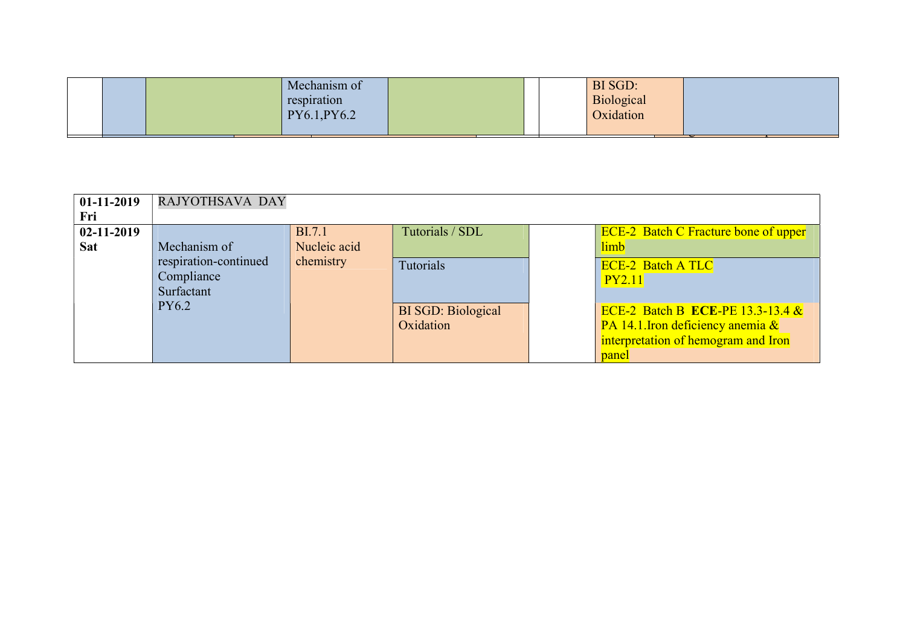| | | | | | | | | |
|---|---|---|---|---|---|---|---|---|
| | | | Mechanism of respiration PY6.1,PY6.2 | | | | BI SGD: Biological Oxidation | |

| | | | | | |
|---|---|---|---|---|---|
| **01-11-2019 Fri** | RAJYOTHSAVA DAY | | | | |
| **02-11-2019 Sat** | Mechanism of respiration-continued Compliance Surfactant PY6.2 | BI.7.1 Nucleic acid chemistry | Tutorials / SDL | | ECE-2 Batch C Fracture bone of upper limb |
| | | | Tutorials | | ECE-2 Batch A TLC PY2.11 |
| | | | BI SGD: Biological Oxidation | | ECE-2 Batch B **ECE**-PE 13.3-13.4 & PA 14.1.Iron deficiency anemia & interpretation of hemogram and Iron panel |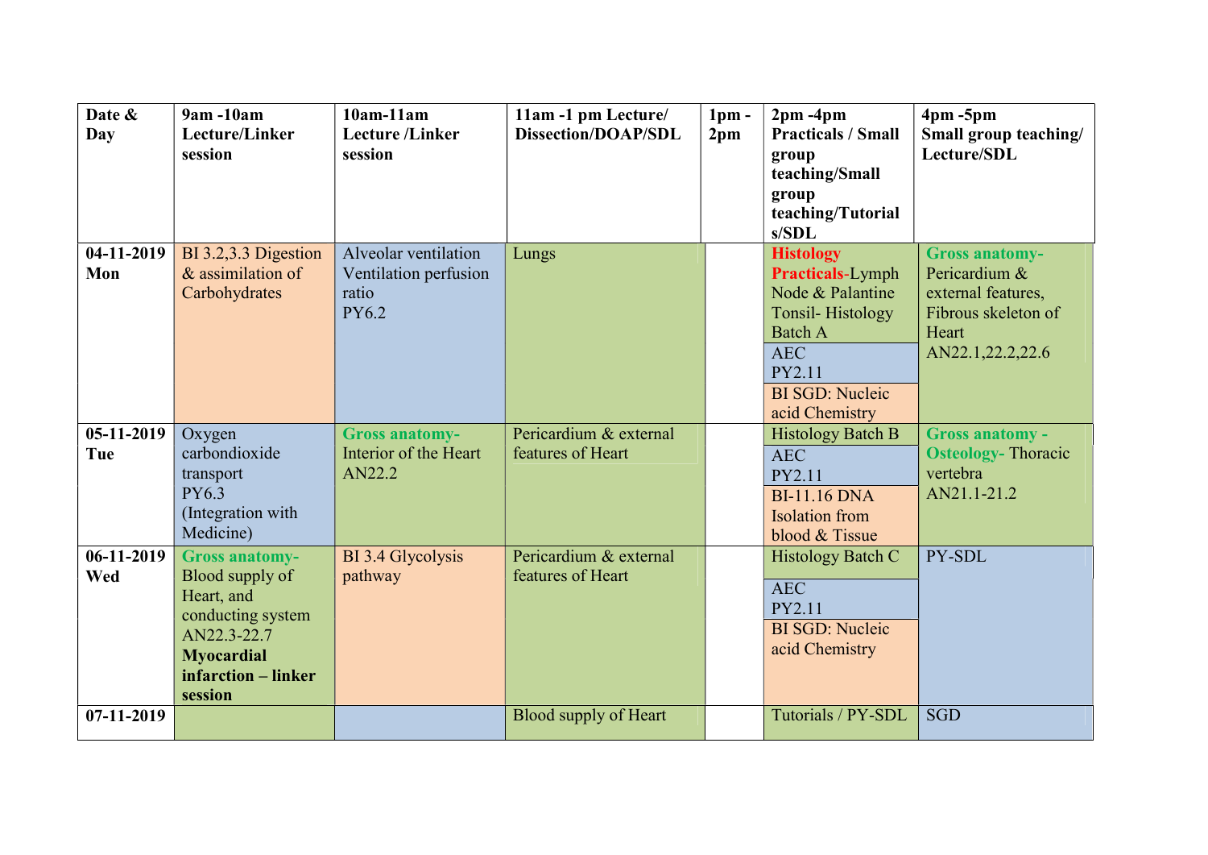| Date & Day | 9am -10am Lecture/Linker session | 10am-11am Lecture /Linker session | 11am -1 pm Lecture/ Dissection/DOAP/SDL | 1pm - 2pm | 2pm -4pm Practicals / Small group teaching/Small group teaching/Tutorials/SDL | 4pm -5pm Small group teaching/ Lecture/SDL |
|---|---|---|---|---|---|---|
| 04-11-2019 Mon | BI 3.2,3.3 Digestion & assimilation of Carbohydrates | Alveolar ventilation Ventilation perfusion ratio PY6.2 | Lungs | | **Histology Practicals**-Lymph Node & Palantine Tonsil- Histology Batch A<br>AEC PY2.11<br>BI SGD: Nucleic acid Chemistry | **Gross anatomy-** Pericardium & external features, Fibrous skeleton of Heart AN22.1,22.2,22.6 |
| 05-11-2019 Tue | Oxygen carbondioxide transport PY6.3 (Integration with Medicine) | **Gross anatomy-** Interior of the Heart AN22.2 | Pericardium & external features of Heart | | Histology Batch B<br>AEC PY2.11<br>BI-11.16 DNA Isolation from blood & Tissue | **Gross anatomy - Osteology-** Thoracic vertebra AN21.1-21.2 |
| 06-11-2019 Wed | **Gross anatomy-** Blood supply of Heart, and conducting system AN22.3-22.7 **Myocardial infarction – linker session** | BI 3.4 Glycolysis pathway | Pericardium & external features of Heart | | Histology Batch C<br>AEC PY2.11<br>BI SGD: Nucleic acid Chemistry | PY-SDL |
| 07-11-2019 | | | Blood supply of Heart | | Tutorials / PY-SDL | SGD |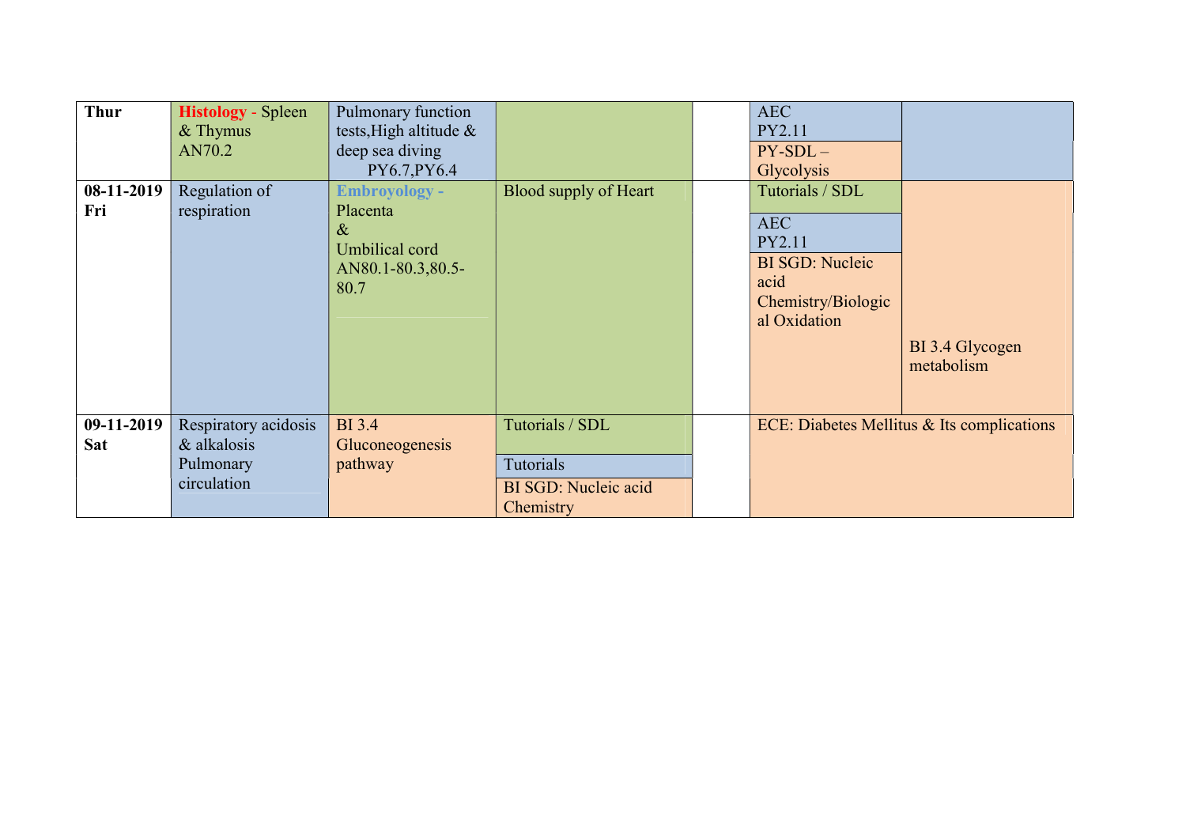| Thur | Histology - Spleen & Thymus AN70.2 | Pulmonary function tests,High altitude & deep sea diving PY6.7,PY6.4 | | | AEC PY2.11 / PY-SDL – Glycolysis | |
|---|---|---|---|---|---|---|
| **08-11-2019 Fri** | Regulation of respiration | Embroyology - Placenta & Umbilical cord AN80.1-80.3,80.5-80.7 | Blood supply of Heart | | Tutorials / SDL / AEC PY2.11 / BI SGD: Nucleic acid Chemistry/Biological Oxidation | BI 3.4 Glycogen metabolism |
| **09-11-2019 Sat** | Respiratory acidosis & alkalosis Pulmonary circulation | BI 3.4 Gluconeogenesis pathway | Tutorials / SDL / Tutorials / BI SGD: Nucleic acid Chemistry | | ECE: Diabetes Mellitus & Its complications | |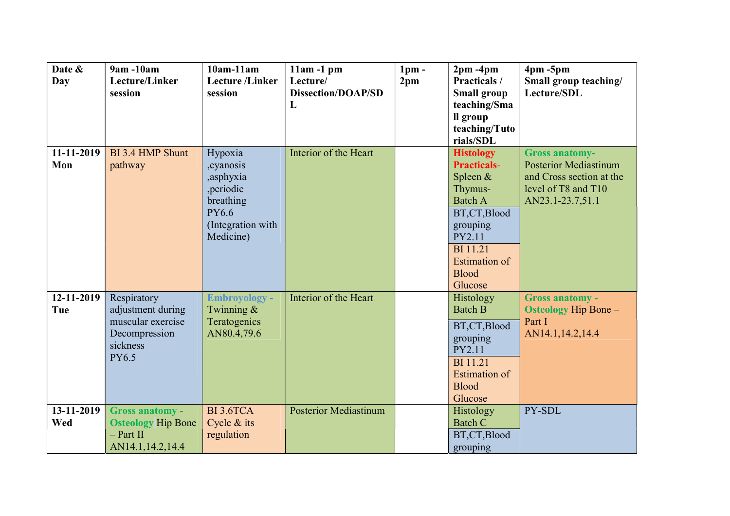| Date & Day | 9am -10am Lecture/Linker session | 10am-11am Lecture /Linker session | 11am -1 pm Lecture/ Dissection/DOAP/SDL | 1pm - 2pm | 2pm -4pm Practicals / Small group teaching/Small group teaching/Tutorials/SDL | 4pm -5pm Small group teaching/ Lecture/SDL |
|---|---|---|---|---|---|---|
| 11-11-2019 Mon | BI 3.4 HMP Shunt pathway | Hypoxia ,cyanosis ,asphyxia ,periodic breathing PY6.6 (Integration with Medicine) | Interior of the Heart | | **Histology Practicals-** Spleen & Thymus- Batch A<br>BT,CT,Blood grouping PY2.11<br>BI 11.21 Estimation of Blood Glucose | **Gross anatomy-** Posterior Mediastinum and Cross section at the level of T8 and T10 AN23.1-23.7,51.1 |
| 12-11-2019 Tue | Respiratory adjustment during muscular exercise Decompression sickness PY6.5 | **Embroyology -** Twinning & Teratogenics AN80.4,79.6 | Interior of the Heart | | Histology Batch B<br>BT,CT,Blood grouping PY2.11<br>BI 11.21 Estimation of Blood Glucose | **Gross anatomy - Osteology** Hip Bone – Part I AN14.1,14.2,14.4 |
| 13-11-2019 Wed | **Gross anatomy - Osteology** Hip Bone – Part II AN14.1,14.2,14.4 | BI 3.6TCA Cycle & its regulation | Posterior Mediastinum | | Histology Batch C<br>BT,CT,Blood grouping | PY-SDL |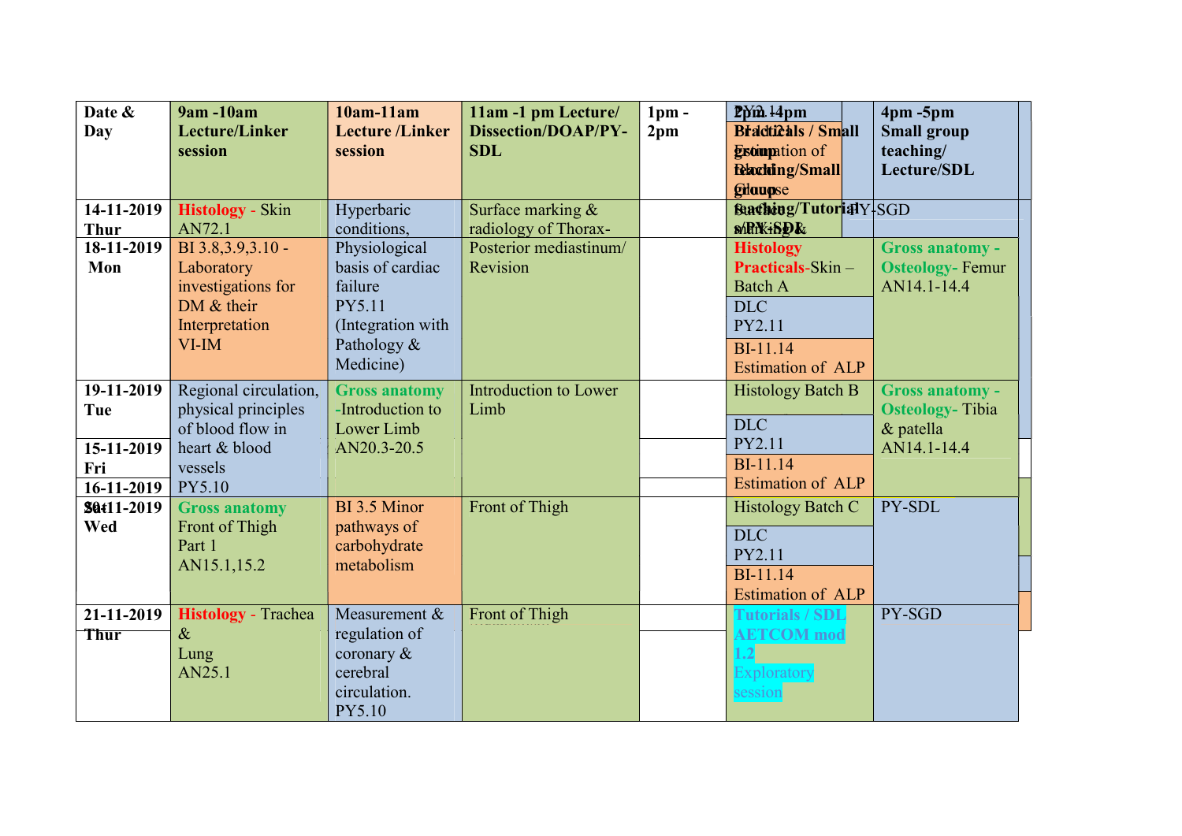| Date & Day | 9am -10am Lecture/Linker session | 10am-11am Lecture /Linker session | 11am -1 pm Lecture/ Dissection/DOAP/PY-SDL | 1pm - 2pm | 2pm -4pm Practicals / Small group teaching/Small group teaching/Tutorials/PY-SDL | 4pm -5pm Small group teaching/ Lecture/SDL |
|---|---|---|---|---|---|---|
| 14-11-2019 Thur | Histology - Skin AN72.1 | Hyperbaric conditions, | Surface marking & radiology of Thorax- | | PY2.11 BI-11.21 Estimation of Blood Glucose Surface marking & | PY-SGD |
| 18-11-2019 Mon | BI 3.8,3.9,3.10 - Laboratory investigations for DM & their Interpretation VI-IM | Physiological basis of cardiac failure PY5.11 (Integration with Pathology & Medicine) | Posterior mediastinum/ Revision | | Histology Practicals-Skin – Batch A<br>DLC PY2.11<br>BI-11.14 Estimation of ALP | Gross anatomy - Osteology- Femur AN14.1-14.4 |
| 19-11-2019 Tue | Regional circulation, physical principles of blood flow in heart & blood vessels PY5.10 | Gross anatomy -Introduction to Lower Limb AN20.3-20.5 | Introduction to Lower Limb | | Histology Batch B<br>DLC PY2.11<br>BI-11.14 Estimation of ALP | Gross anatomy - Osteology- Tibia & patella AN14.1-14.4 |
| 15-11-2019 Fri | | | | | | |
| 16-11-2019 Sat | | | | | | |
| 20-11-2019 Wed | Gross anatomy Front of Thigh Part 1 AN15.1,15.2 | BI 3.5 Minor pathways of carbohydrate metabolism | Front of Thigh | | Histology Batch C<br>DLC PY2.11<br>BI-11.14 Estimation of ALP | PY-SDL |
| 21-11-2019 Thur | Histology - Trachea & Lung AN25.1 | Measurement & regulation of coronary & cerebral circulation. PY5.10 | Front of Thigh | | Tutorials / SDL AETCOM mod 1.2 Exploratory session | PY-SGD |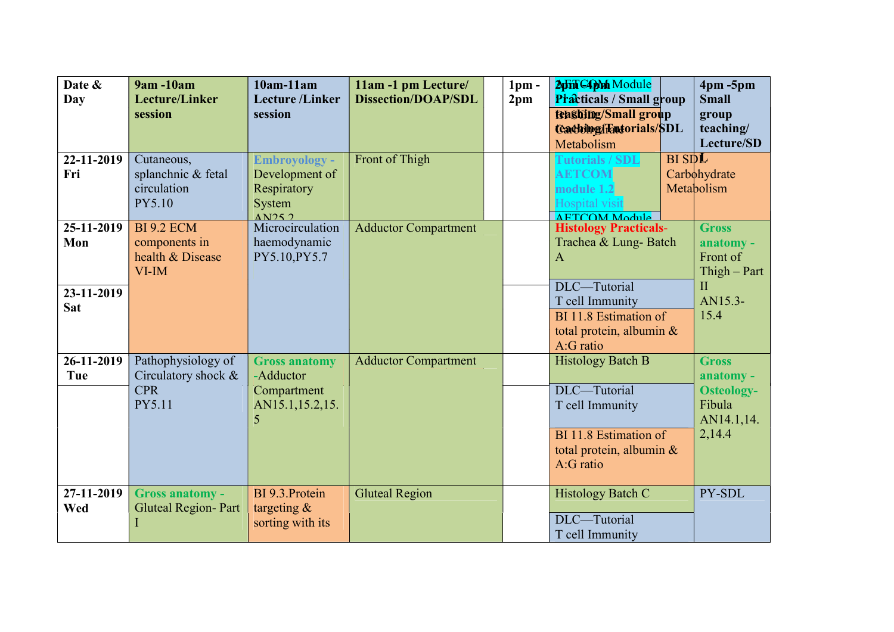| Date & Day | 9am -10am Lecture/Linker session | 10am-11am Lecture /Linker session | 11am -1 pm Lecture/ Dissection/DOAP/SDL | 1pm - 2pm | 2pm -4pm Practicals / Small group teaching/Small group teaching/Tutorials/SDL | 4pm -5pm Small group teaching/ Lecture/SDL |
|---|---|---|---|---|---|---|
| 22-11-2019 Fri | Cutaneous, splanchnic & fetal circulation PY5.10 | Embroyology - Development of Respiratory System AN25.2 | Front of Thigh | | AETCOM Module 1.2 / BI SDL Carbohydrate Metabolism / Tutorials / SDL AETCOM module 1.2 Hospital visit / AETCOM Module | BI SDL Carbohydrate Metabolism |
| 25-11-2019 Mon | BI 9.2 ECM components in health & Disease VI-IM | Microcirculation haemodynamic PY5.10,PY5.7 | Adductor Compartment | | Histology Practicals- Trachea & Lung- Batch A | Gross anatomy - Front of Thigh – Part II AN15.3-15.4 |
| 23-11-2019 Sat | | | | | DLC—Tutorial T cell Immunity / BI 11.8 Estimation of total protein, albumin & A:G ratio | |
| 26-11-2019 Tue | Pathophysiology of Circulatory shock & CPR PY5.11 | Gross anatomy -Adductor Compartment AN15.1,15.2,15.5 | Adductor Compartment | | Histology Batch B / DLC—Tutorial T cell Immunity / BI 11.8 Estimation of total protein, albumin & A:G ratio | Gross anatomy - Osteology- Fibula AN14.1,14.2,14.4 |
| 27-11-2019 Wed | Gross anatomy - Gluteal Region- Part I | BI 9.3.Protein targeting & sorting with its | Gluteal Region | | Histology Batch C / DLC—Tutorial T cell Immunity | PY-SDL |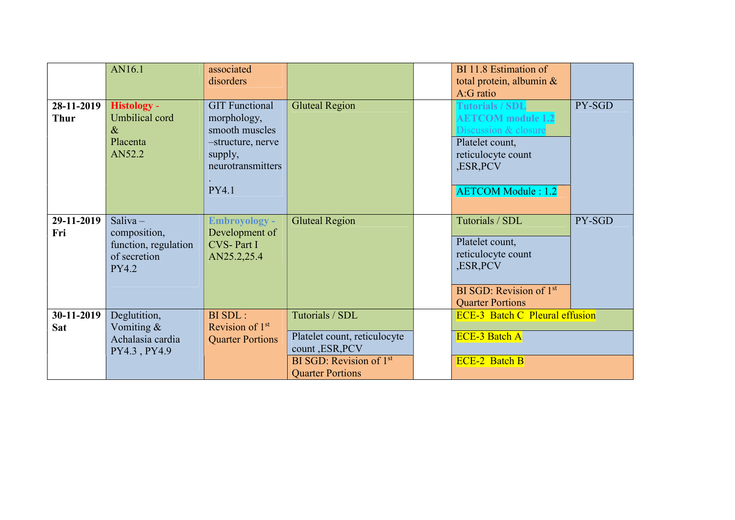| | | | | | | |
|---|---|---|---|---|---|---|
| | AN16.1 | associated disorders | | | BI 11.8 Estimation of total protein, albumin & A:G ratio | |
| **28-11-2019 Thur** | **Histology -** Umbilical cord & Placenta AN52.2 | GIT Functional morphology, smooth muscles –structure, nerve supply, neurotransmitters . PY4.1 | Gluteal Region | | **Tutorials / SDL AETCOM module 1.2** Discussion & closure<br>Platelet count, reticulocyte count ,ESR,PCV<br>AETCOM Module : 1.2 | PY-SGD |
| **29-11-2019 Fri** | Saliva – composition, function, regulation of secretion PY4.2 | **Embroyology -** Development of CVS- Part I AN25.2,25.4 | Gluteal Region | | Tutorials / SDL<br>Platelet count, reticulocyte count ,ESR,PCV<br>BI SGD: Revision of 1st Quarter Portions | PY-SGD |
| **30-11-2019 Sat** | Deglutition, Vomiting & Achalasia cardia PY4.3 , PY4.9 | BI SDL : Revision of 1st Quarter Portions | Tutorials / SDL<br>Platelet count, reticulocyte count ,ESR,PCV<br>BI SGD: Revision of 1st Quarter Portions | | ECE-3 Batch C Pleural effusion<br>ECE-3 Batch A<br>ECE-2 Batch B | |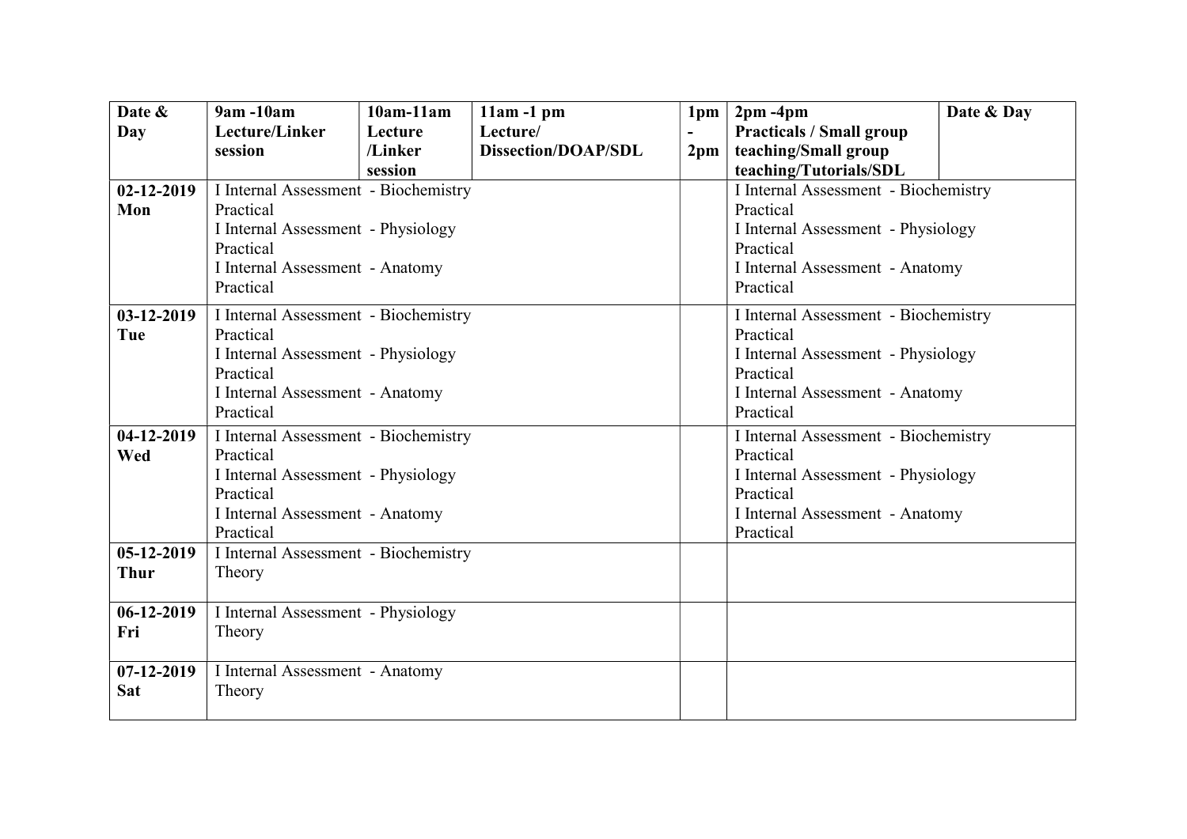| Date & Day | 9am -10am Lecture/Linker session | 10am-11am Lecture /Linker session | 11am -1 pm Lecture/ Dissection/DOAP/SDL | 1pm - 2pm | 2pm -4pm Practicals / Small group teaching/Small group teaching/Tutorials/SDL | Date & Day |
|---|---|---|---|---|---|---|
| **02-12-2019 Mon** | I Internal Assessment - Biochemistry Practical<br>I Internal Assessment - Physiology Practical<br>I Internal Assessment - Anatomy Practical | | | | I Internal Assessment - Biochemistry Practical<br>I Internal Assessment - Physiology Practical<br>I Internal Assessment - Anatomy Practical | |
| **03-12-2019 Tue** | I Internal Assessment - Biochemistry Practical<br>I Internal Assessment - Physiology Practical<br>I Internal Assessment - Anatomy Practical | | | | I Internal Assessment - Biochemistry Practical<br>I Internal Assessment - Physiology Practical<br>I Internal Assessment - Anatomy Practical | |
| **04-12-2019 Wed** | I Internal Assessment - Biochemistry Practical<br>I Internal Assessment - Physiology Practical<br>I Internal Assessment - Anatomy Practical | | | | I Internal Assessment - Biochemistry Practical<br>I Internal Assessment - Physiology Practical<br>I Internal Assessment - Anatomy Practical | |
| **05-12-2019 Thur** | I Internal Assessment - Biochemistry Theory | | | | | |
| **06-12-2019 Fri** | I Internal Assessment - Physiology Theory | | | | | |
| **07-12-2019 Sat** | I Internal Assessment - Anatomy Theory | | | | | |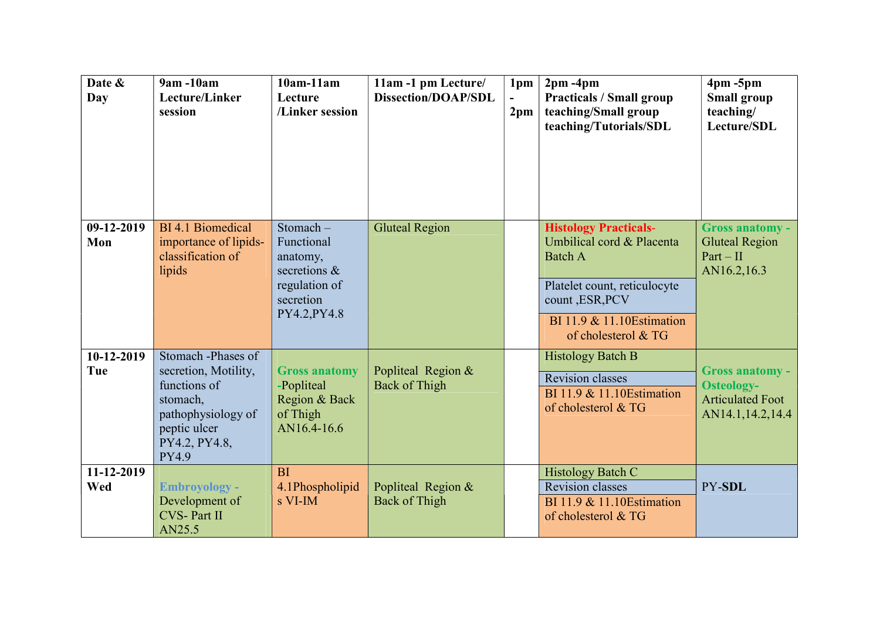| Date & Day | 9am -10am Lecture/Linker session | 10am-11am Lecture /Linker session | 11am -1 pm Lecture/ Dissection/DOAP/SDL | 1pm - 2pm | 2pm -4pm Practicals / Small group teaching/Small group teaching/Tutorials/SDL | 4pm -5pm Small group teaching/ Lecture/SDL |
|---|---|---|---|---|---|---|
| 09-12-2019 Mon | BI 4.1 Biomedical importance of lipids-classification of lipids | Stomach – Functional anatomy, secretions & regulation of secretion PY4.2,PY4.8 | Gluteal Region | | **Histology Practicals-** Umbilical cord & Placenta Batch A<br>Platelet count, reticulocyte count ,ESR,PCV<br>BI 11.9 & 11.10Estimation of cholesterol & TG | **Gross anatomy -** Gluteal Region Part – II AN16.2,16.3 |
| 10-12-2019 Tue | Stomach -Phases of secretion, Motility, functions of stomach, pathophysiology of peptic ulcer PY4.2, PY4.8, PY4.9 | **Gross anatomy** -Popliteal Region & Back of Thigh AN16.4-16.6 | Popliteal Region & Back of Thigh | | Histology Batch B<br>Revision classes<br>BI 11.9 & 11.10Estimation of cholesterol & TG | **Gross anatomy - Osteology-** Articulated Foot AN14.1,14.2,14.4 |
| 11-12-2019 Wed | **Embroyology -** Development of CVS- Part II AN25.5 | BI 4.1Phospholipids VI-IM | Popliteal Region & Back of Thigh | | Histology Batch C<br>Revision classes<br>BI 11.9 & 11.10Estimation of cholesterol & TG | PY-**SDL** |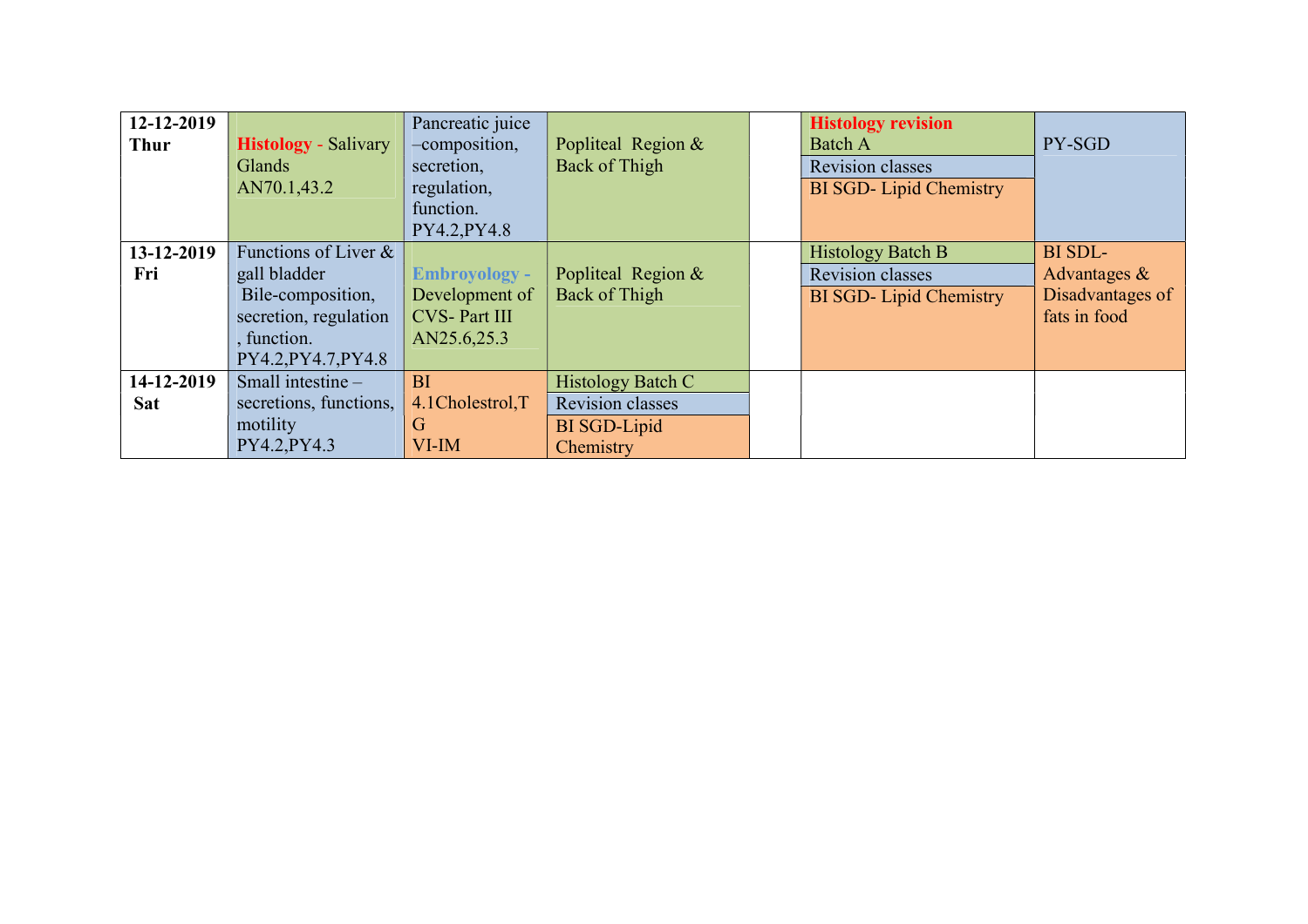| | | | | | | |
|---|---|---|---|---|---|---|
| **12-12-2019 Thur** | **Histology** - Salivary Glands AN70.1,43.2 | Pancreatic juice –composition, secretion, regulation, function. PY4.2,PY4.8 | Popliteal Region & Back of Thigh | | **Histology revision** Batch A<br>Revision classes<br>BI SGD- Lipid Chemistry | PY-SGD |
| **13-12-2019 Fri** | Functions of Liver & gall bladder Bile-composition, secretion, regulation , function. PY4.2,PY4.7,PY4.8 | **Embroyology -** Development of CVS- Part III AN25.6,25.3 | Popliteal Region & Back of Thigh | | Histology Batch B<br>Revision classes<br>BI SGD- Lipid Chemistry | BI SDL- Advantages & Disadvantages of fats in food |
| **14-12-2019 Sat** | Small intestine – secretions, functions, motility PY4.2,PY4.3 | BI 4.1Cholestrol,TG VI-IM | Histology Batch C<br>Revision classes<br>BI SGD-Lipid Chemistry | | | |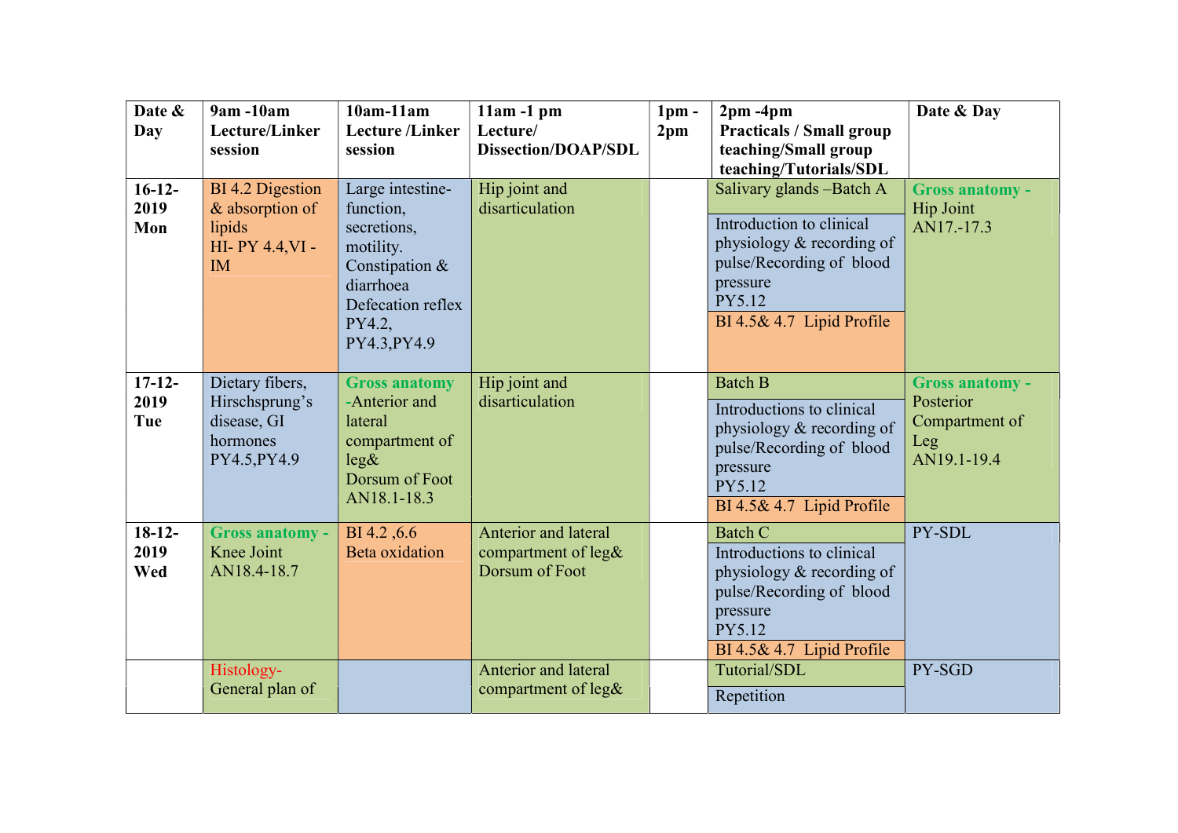| Date & Day | 9am -10am Lecture/Linker session | 10am-11am Lecture /Linker session | 11am -1 pm Lecture/ Dissection/DOAP/SDL | 1pm - 2pm | 2pm -4pm Practicals / Small group teaching/Small group teaching/Tutorials/SDL | Date & Day |
|---|---|---|---|---|---|---|
| 16-12-2019 Mon | BI 4.2 Digestion & absorption of lipids HI- PY 4.4,VI - IM | Large intestine- function, secretions, motility. Constipation & diarrhoea Defecation reflex PY4.2, PY4.3,PY4.9 | Hip joint and disarticulation | | Salivary glands –Batch A<br>Introduction to clinical physiology & recording of pulse/Recording of blood pressure PY5.12<br>BI 4.5& 4.7 Lipid Profile | Gross anatomy - Hip Joint AN17.-17.3 |
| 17-12-2019 Tue | Dietary fibers, Hirschsprung's disease, GI hormones PY4.5,PY4.9 | Gross anatomy -Anterior and lateral compartment of leg& Dorsum of Foot AN18.1-18.3 | Hip joint and disarticulation | | Batch B<br>Introductions to clinical physiology & recording of pulse/Recording of blood pressure PY5.12<br>BI 4.5& 4.7 Lipid Profile | Gross anatomy - Posterior Compartment of Leg AN19.1-19.4 |
| 18-12-2019 Wed | Gross anatomy - Knee Joint AN18.4-18.7 | BI 4.2 ,6.6 Beta oxidation | Anterior and lateral compartment of leg& Dorsum of Foot | | Batch C<br>Introductions to clinical physiology & recording of pulse/Recording of blood pressure PY5.12<br>BI 4.5& 4.7 Lipid Profile | PY-SDL |
| | Histology- General plan of | | Anterior and lateral compartment of leg& | | Tutorial/SDL<br>Repetition | PY-SGD |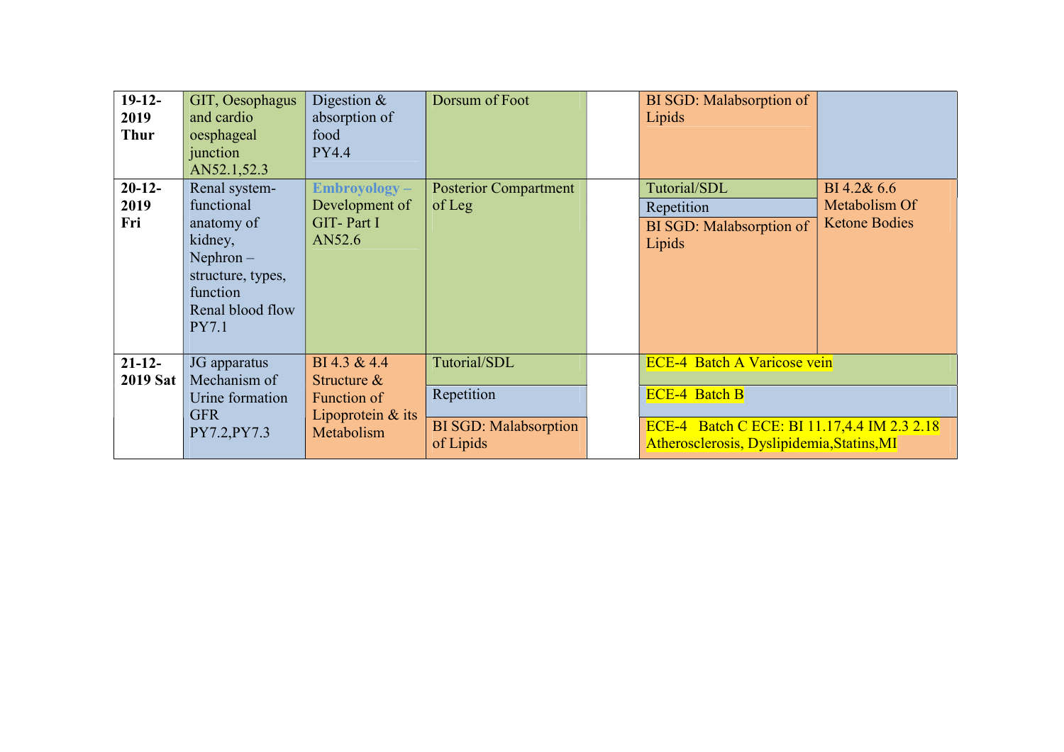| | | | | | | |
|---|---|---|---|---|---|---|
| **19-12-2019 Thur** | GIT, Oesophagus and cardio oesphageal junction AN52.1,52.3 | Digestion & absorption of food PY4.4 | Dorsum of Foot | | BI SGD: Malabsorption of Lipids | |
| **20-12-2019 Fri** | Renal system-functional anatomy of kidney, Nephron – structure, types, function Renal blood flow PY7.1 | **Embroyology –** Development of GIT- Part I AN52.6 | Posterior Compartment of Leg | | Tutorial/SDL<br>Repetition<br>BI SGD: Malabsorption of Lipids | BI 4.2& 6.6 Metabolism Of Ketone Bodies |
| **21-12-2019 Sat** | JG apparatus Mechanism of Urine formation GFR PY7.2,PY7.3 | BI 4.3 & 4.4 Structure & Function of Lipoprotein & its Metabolism | Tutorial/SDL<br>Repetition<br>BI SGD: Malabsorption of Lipids | | ECE-4 Batch A Varicose vein<br>ECE-4 Batch B<br>ECE-4 Batch C ECE: BI 11.17,4.4 IM 2.3 2.18 Atherosclerosis, Dyslipidemia,Statins,MI | |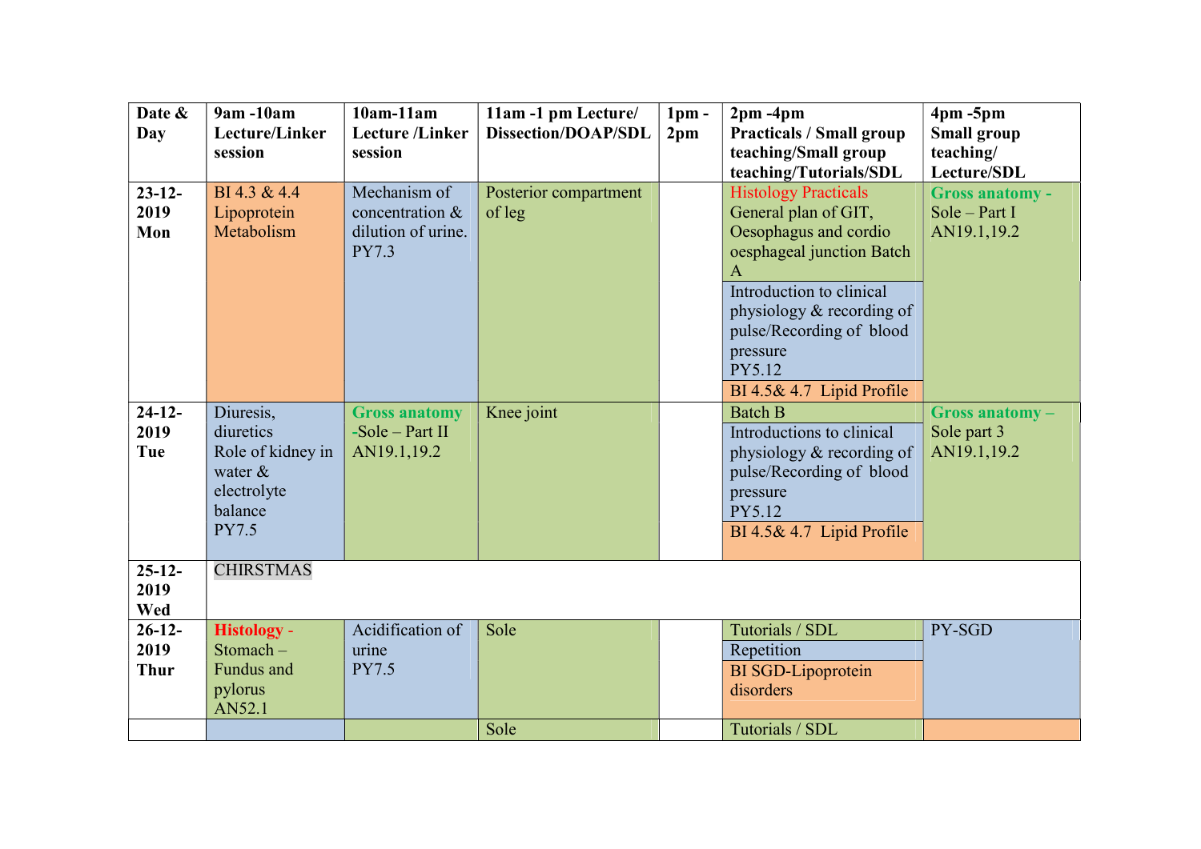| Date & Day | 9am -10am Lecture/Linker session | 10am-11am Lecture /Linker session | 11am -1 pm Lecture/ Dissection/DOAP/SDL | 1pm - 2pm | 2pm -4pm Practicals / Small group teaching/Small group teaching/Tutorials/SDL | 4pm -5pm Small group teaching/ Lecture/SDL |
|---|---|---|---|---|---|---|
| 23-12-2019 Mon | BI 4.3 & 4.4 Lipoprotein Metabolism | Mechanism of concentration & dilution of urine. PY7.3 | Posterior compartment of leg | | Histology Practicals General plan of GIT, Oesophagus and cordio oesphageal junction Batch A | Gross anatomy - Sole – Part I AN19.1,19.2 |
| | | | | | Introduction to clinical physiology & recording of pulse/Recording of blood pressure PY5.12 | |
| | | | | | BI 4.5& 4.7 Lipid Profile | |
| 24-12-2019 Tue | Diuresis, diuretics Role of kidney in water & electrolyte balance PY7.5 | Gross anatomy -Sole – Part II AN19.1,19.2 | Knee joint | | Batch B | Gross anatomy – Sole part 3 AN19.1,19.2 |
| | | | | | Introductions to clinical physiology & recording of pulse/Recording of blood pressure PY5.12 | |
| | | | | | BI 4.5& 4.7 Lipid Profile | |
| 25-12-2019 Wed | CHIRSTMAS | | | | | |
| 26-12-2019 Thur | Histology - Stomach – Fundus and pylorus AN52.1 | Acidification of urine PY7.5 | Sole | | Tutorials / SDL | PY-SGD |
| | | | | | Repetition | |
| | | | | | BI SGD-Lipoprotein disorders | |
| | | | Sole | | Tutorials / SDL | |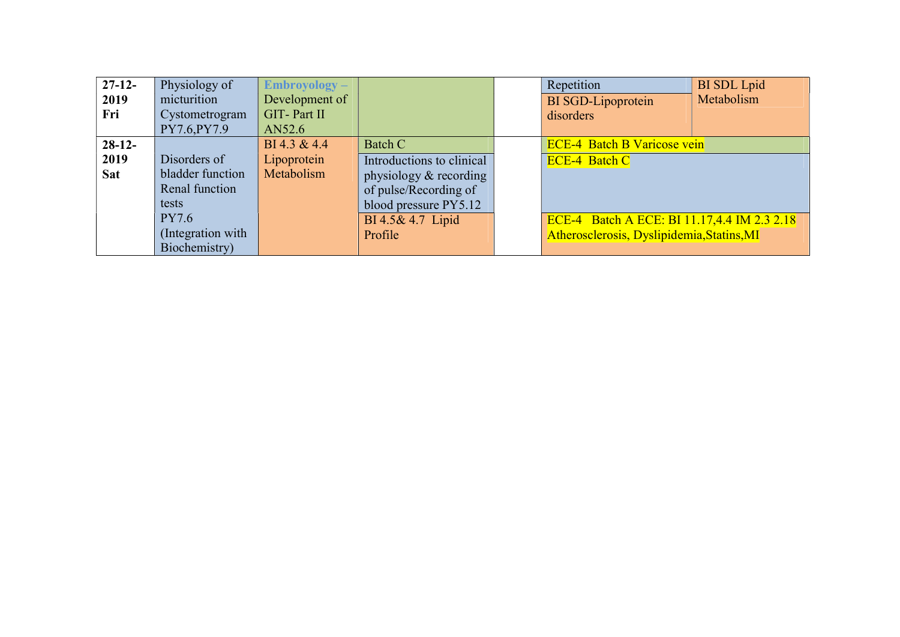| | | | | | | |
|---|---|---|---|---|---|---|
| **27-12-2019 Fri** | Physiology of micturition Cystometrogram PY7.6,PY7.9 | **Embroyology –** Development of GIT- Part II AN52.6 | | | Repetition<br>BI SGD-Lipoprotein disorders | BI SDL Lpid Metabolism |
| **28-12-2019 Sat** | Disorders of bladder function Renal function tests PY7.6 (Integration with Biochemistry) | BI 4.3 & 4.4 Lipoprotein Metabolism | Batch C<br>Introductions to clinical physiology & recording of pulse/Recording of blood pressure PY5.12<br>BI 4.5& 4.7 Lipid Profile | | ECE-4 Batch B Varicose vein<br>ECE-4 Batch C<br>ECE-4 Batch A ECE: BI 11.17,4.4 IM 2.3 2.18 Atherosclerosis, Dyslipidemia,Statins,MI | |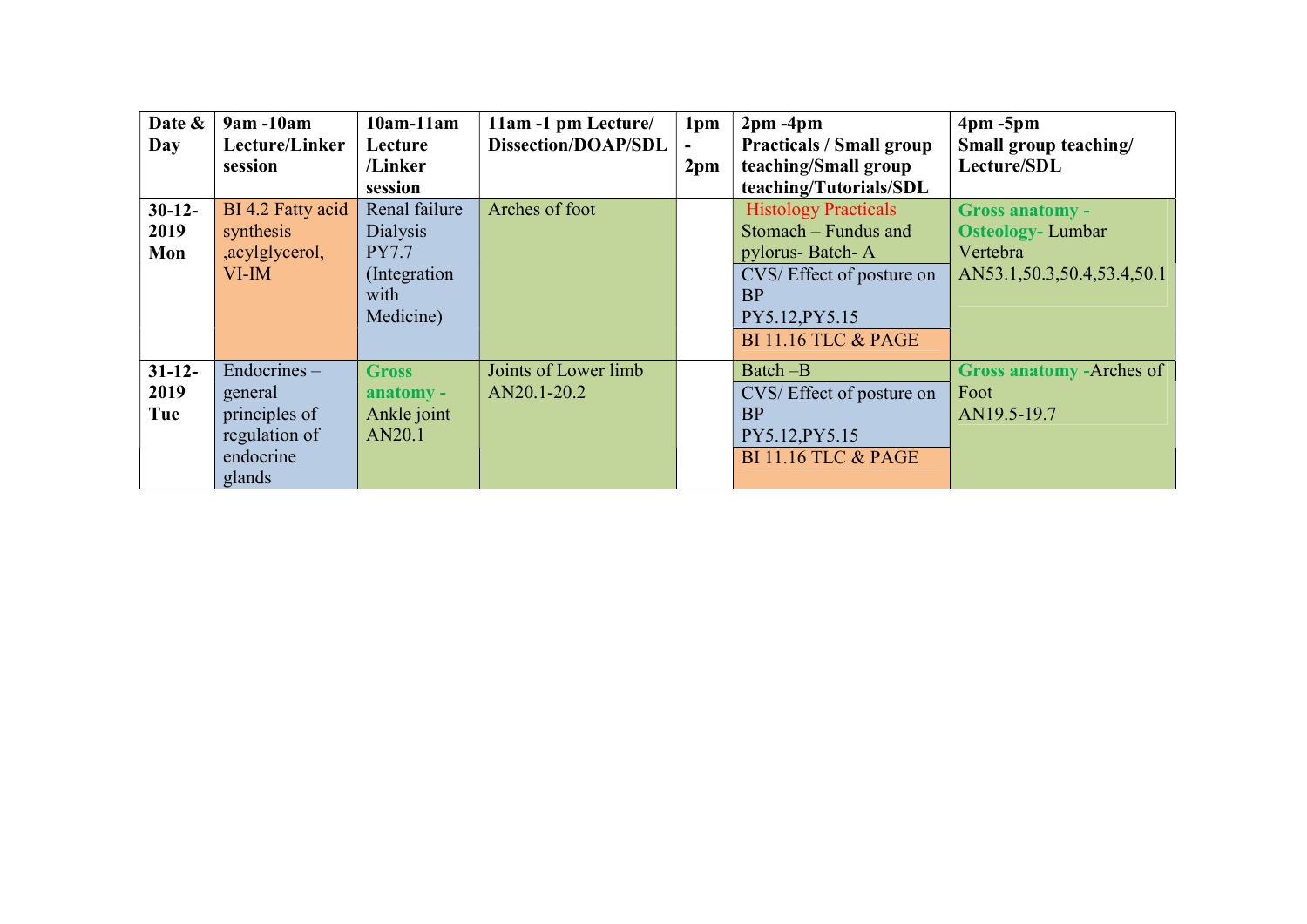| Date & Day | 9am -10am Lecture/Linker session | 10am-11am Lecture /Linker session | 11am -1 pm Lecture/ Dissection/DOAP/SDL | 1pm - 2pm | 2pm -4pm Practicals / Small group teaching/Small group teaching/Tutorials/SDL | 4pm -5pm Small group teaching/ Lecture/SDL |
|---|---|---|---|---|---|---|
| 30-12-2019 Mon | BI 4.2 Fatty acid synthesis ,acylglycerol, VI-IM | Renal failure Dialysis PY7.7 (Integration with Medicine) | Arches of foot | | Histology Practicals Stomach – Fundus and pylorus- Batch- A<br>CVS/ Effect of posture on BP PY5.12,PY5.15<br>BI 11.16 TLC & PAGE | **Gross anatomy - Osteology-** Lumbar Vertebra AN53.1,50.3,50.4,53.4,50.1 |
| 31-12-2019 Tue | Endocrines – general principles of regulation of endocrine glands | **Gross anatomy -** Ankle joint AN20.1 | Joints of Lower limb AN20.1-20.2 | | Batch –B<br>CVS/ Effect of posture on BP PY5.12,PY5.15<br>BI 11.16 TLC & PAGE | **Gross anatomy -**Arches of Foot AN19.5-19.7 |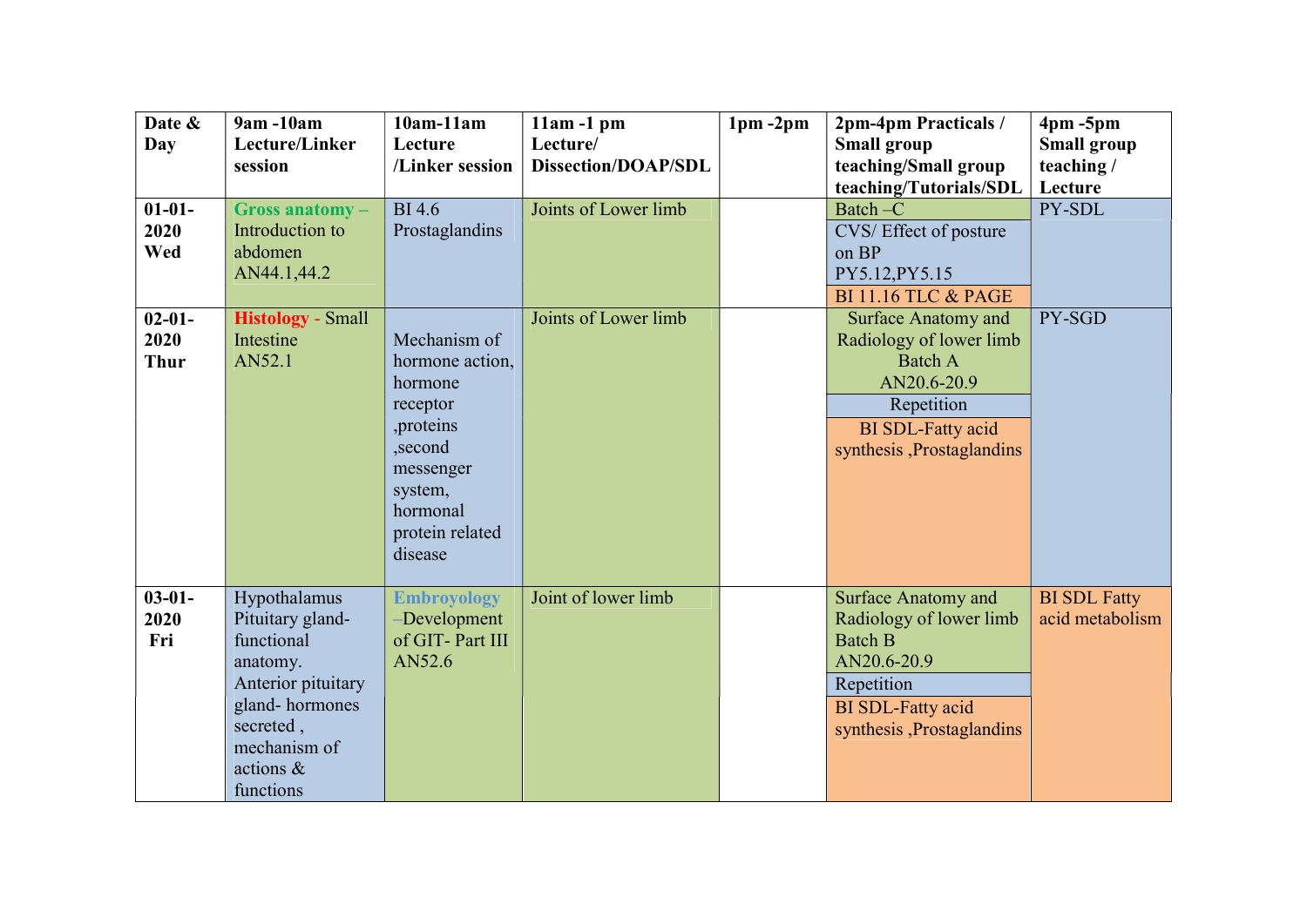| Date & Day | 9am -10am Lecture/Linker session | 10am-11am Lecture /Linker session | 11am -1 pm Lecture/ Dissection/DOAP/SDL | 1pm -2pm | 2pm-4pm Practicals / Small group teaching/Small group teaching/Tutorials/SDL | 4pm -5pm Small group teaching / Lecture |
|---|---|---|---|---|---|---|
| 01-01-2020 Wed | Gross anatomy – Introduction to abdomen AN44.1,44.2 | BI 4.6 Prostaglandins | Joints of Lower limb | | Batch –C<br>CVS/ Effect of posture on BP PY5.12,PY5.15<br>BI 11.16 TLC & PAGE | PY-SDL |
| 02-01-2020 Thur | Histology - Small Intestine AN52.1 | Mechanism of hormone action, hormone receptor ,proteins ,second messenger system, hormonal protein related disease | Joints of Lower limb | | Surface Anatomy and Radiology of lower limb Batch A AN20.6-20.9<br>Repetition<br>BI SDL-Fatty acid synthesis ,Prostaglandins | PY-SGD |
| 03-01-2020 Fri | Hypothalamus Pituitary gland-functional anatomy. Anterior pituitary gland- hormones secreted , mechanism of actions & functions | Embroyology –Development of GIT- Part III AN52.6 | Joint of lower limb | | Surface Anatomy and Radiology of lower limb Batch B AN20.6-20.9<br>Repetition<br>BI SDL-Fatty acid synthesis ,Prostaglandins | BI SDL Fatty acid metabolism |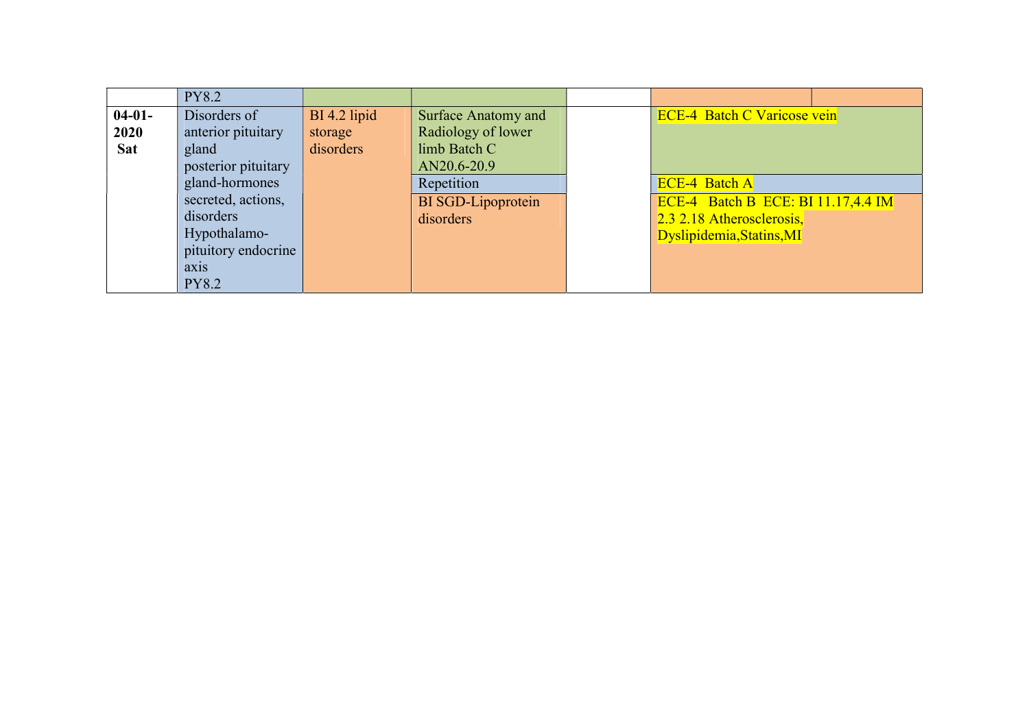| | PY8.2 | | | | | |
|---|---|---|---|---|---|---|
| **04-01-2020 Sat** | Disorders of anterior pituitary gland posterior pituitary gland-hormones secreted, actions, disorders Hypothalamo-pituitory endocrine axis PY8.2 | BI 4.2 lipid storage disorders | Surface Anatomy and Radiology of lower limb Batch C AN20.6-20.9 | | ECE-4 Batch C Varicose vein | |
| | | | Repetition | | ECE-4 Batch A | |
| | | | BI SGD-Lipoprotein disorders | | ECE-4 Batch B ECE: BI 11.17,4.4 IM 2.3 2.18 Atherosclerosis, Dyslipidemia,Statins,MI | |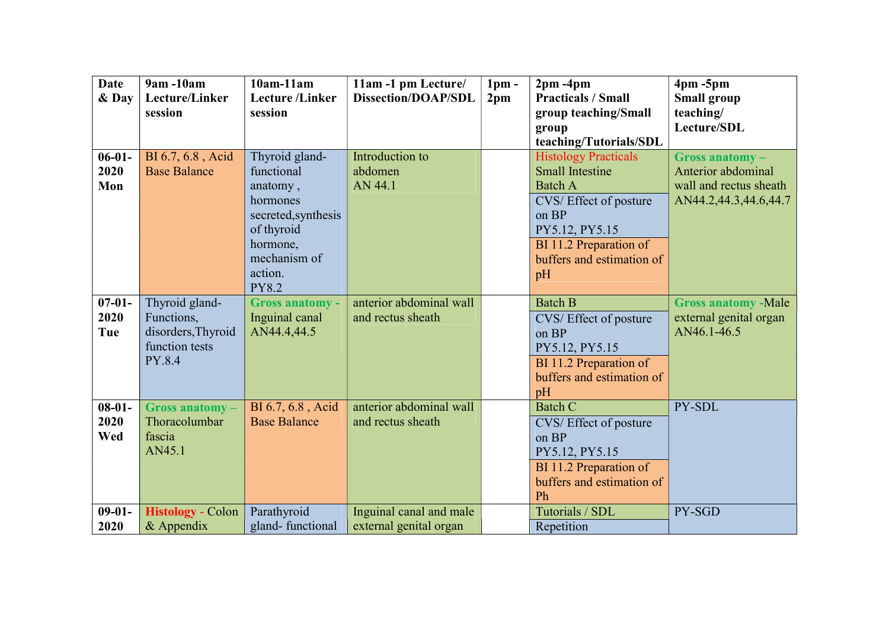| Date & Day | 9am -10am Lecture/Linker session | 10am-11am Lecture /Linker session | 11am -1 pm Lecture/ Dissection/DOAP/SDL | 1pm - 2pm | 2pm -4pm Practicals / Small group teaching/Small group teaching/Tutorials/SDL | 4pm -5pm Small group teaching/ Lecture/SDL |
|---|---|---|---|---|---|---|
| 06-01-2020 Mon | BI 6.7, 6.8 , Acid Base Balance | Thyroid gland-functional anatomy , hormones secreted,synthesis of thyroid hormone, mechanism of action. PY8.2 | Introduction to abdomen AN 44.1 | | Histology Practicals Small Intestine Batch A<br>CVS/ Effect of posture on BP PY5.12, PY5.15<br>BI 11.2 Preparation of buffers and estimation of pH | **Gross anatomy –** Anterior abdominal wall and rectus sheath AN44.2,44.3,44.6,44.7 |
| 07-01-2020 Tue | Thyroid gland-Functions, disorders,Thyroid function tests PY.8.4 | **Gross anatomy -** Inguinal canal AN44.4,44.5 | anterior abdominal wall and rectus sheath | | Batch B<br>CVS/ Effect of posture on BP PY5.12, PY5.15<br>BI 11.2 Preparation of buffers and estimation of pH | **Gross anatomy** -Male external genital organ AN46.1-46.5 |
| 08-01-2020 Wed | **Gross anatomy –** Thoracolumbar fascia AN45.1 | BI 6.7, 6.8 , Acid Base Balance | anterior abdominal wall and rectus sheath | | Batch C<br>CVS/ Effect of posture on BP PY5.12, PY5.15<br>BI 11.2 Preparation of buffers and estimation of Ph | PY-SDL |
| 09-01-2020 | **Histology -** Colon & Appendix | Parathyroid gland- functional | Inguinal canal and male external genital organ | | Tutorials / SDL<br>Repetition | PY-SGD |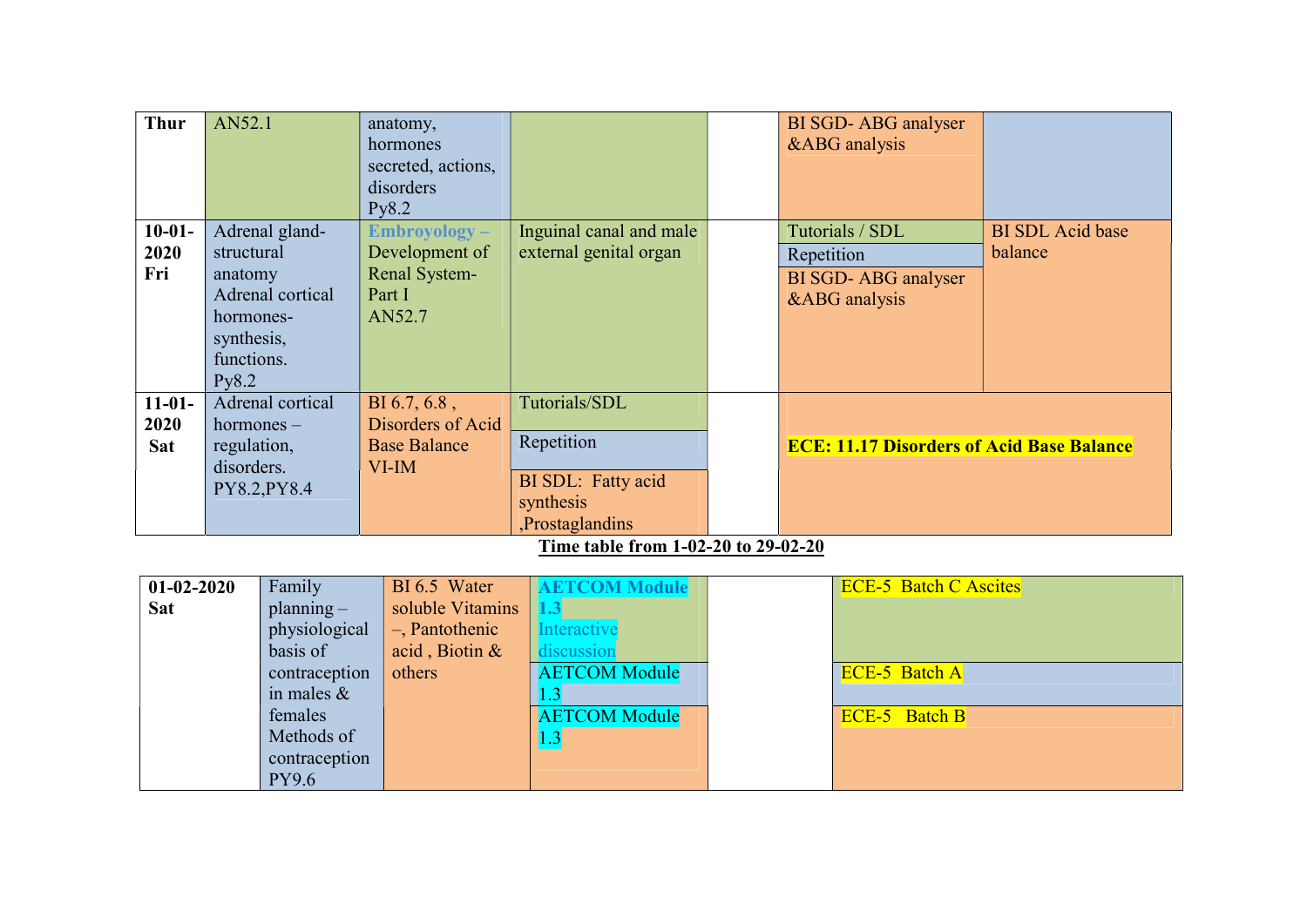| | | | | | | |
|---|---|---|---|---|---|---|
| **Thur** | AN52.1 | anatomy, hormones secreted, actions, disorders Py8.2 | | | BI SGD- ABG analyser &ABG analysis | |
| **10-01-2020 Fri** | Adrenal gland- structural anatomy Adrenal cortical hormones- synthesis, functions. Py8.2 | **Embroyology –** Development of Renal System- Part I AN52.7 | Inguinal canal and male external genital organ | | Tutorials / SDL<br>Repetition<br>BI SGD- ABG analyser &ABG analysis | BI SDL Acid base balance |
| **11-01-2020 Sat** | Adrenal cortical hormones – regulation, disorders. PY8.2,PY8.4 | BI 6.7, 6.8 , Disorders of Acid Base Balance VI-IM | Tutorials/SDL<br>Repetition<br>BI SDL: Fatty acid synthesis ,Prostaglandins | | **ECE: 11.17 Disorders of Acid Base Balance** | |

**Time table from 1-02-20 to 29-02-20**

| | | | | | |
|---|---|---|---|---|---|
| **01-02-2020 Sat** | Family planning – physiological basis of contraception in males & females Methods of contraception PY9.6 | BI 6.5 Water soluble Vitamins –, Pantothenic acid , Biotin & others | **AETCOM Module 1.3** Interactive discussion<br>AETCOM Module 1.3<br>AETCOM Module 1.3 | | ECE-5 Batch C Ascites<br>ECE-5 Batch A<br>ECE-5 Batch B |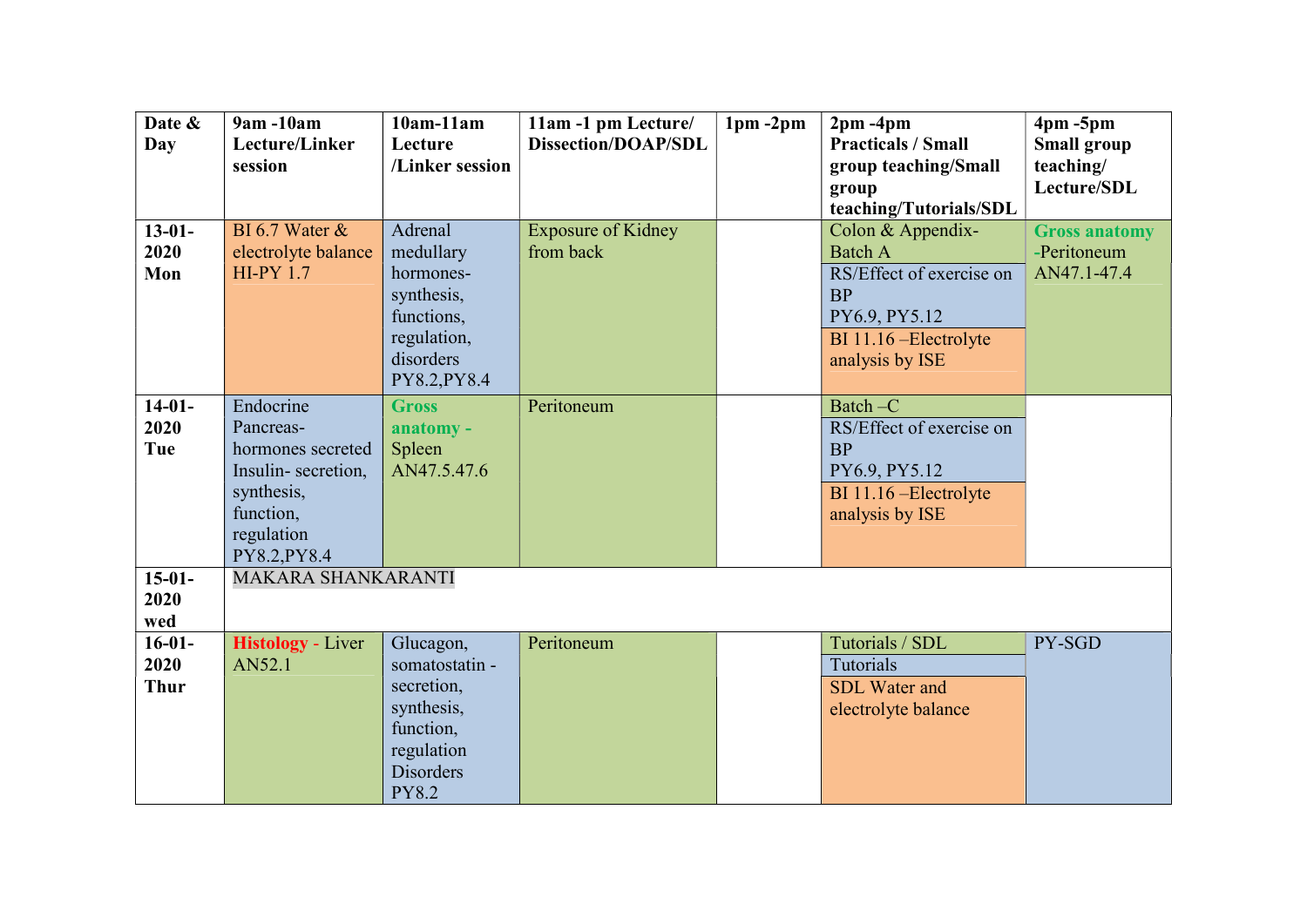| Date & Day | 9am -10am Lecture/Linker session | 10am-11am Lecture /Linker session | 11am -1 pm Lecture/ Dissection/DOAP/SDL | 1pm -2pm | 2pm -4pm Practicals / Small group teaching/Small group teaching/Tutorials/SDL | 4pm -5pm Small group teaching/ Lecture/SDL |
|---|---|---|---|---|---|---|
| 13-01-2020 Mon | BI 6.7 Water & electrolyte balance HI-PY 1.7 | Adrenal medullary hormones- synthesis, functions, regulation, disorders PY8.2,PY8.4 | Exposure of Kidney from back | | Colon & Appendix-Batch A<br>RS/Effect of exercise on BP PY6.9, PY5.12<br>BI 11.16 –Electrolyte analysis by ISE | **Gross anatomy** -Peritoneum AN47.1-47.4 |
| 14-01-2020 Tue | Endocrine Pancreas-hormones secreted Insulin- secretion, synthesis, function, regulation PY8.2,PY8.4 | **Gross anatomy** - Spleen AN47.5.47.6 | Peritoneum | | Batch –C<br>RS/Effect of exercise on BP PY6.9, PY5.12<br>BI 11.16 –Electrolyte analysis by ISE | |
| 15-01-2020 wed | MAKARA SHANKARANTI | | | | | |
| 16-01-2020 Thur | **Histology** - Liver AN52.1 | Glucagon, somatostatin - secretion, synthesis, function, regulation Disorders PY8.2 | Peritoneum | | Tutorials / SDL<br>Tutorials<br>SDL Water and electrolyte balance | PY-SGD |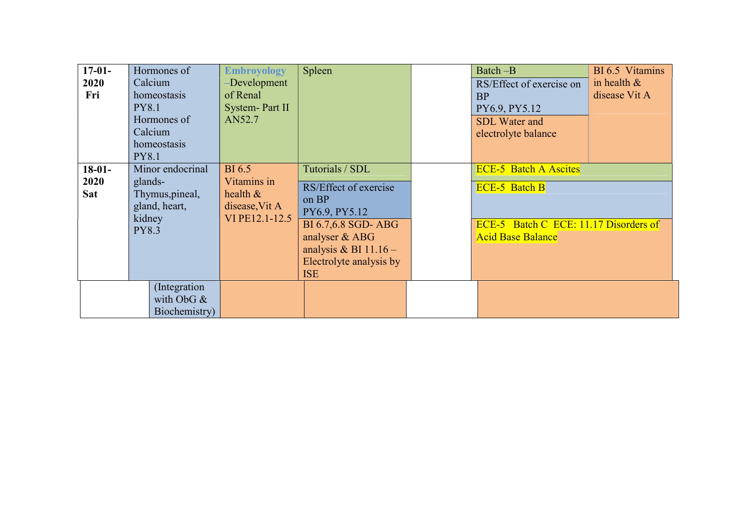| | | | | | | |
|---|---|---|---|---|---|---|
| **17-01-2020 Fri** | Hormones of Calcium homeostasis PY8.1 Hormones of Calcium homeostasis PY8.1 | **Embroyology** –Development of Renal System- Part II AN52.7 | Spleen | | Batch –B<br>RS/Effect of exercise on BP PY6.9, PY5.12<br>SDL Water and electrolyte balance | BI 6.5 Vitamins in health & disease Vit A |
| **18-01-2020 Sat** | Minor endocrinal glands- Thymus,pineal, gland, heart, kidney PY8.3 | BI 6.5 Vitamins in health & disease,Vit A VI PE12.1-12.5 | Tutorials / SDL<br>RS/Effect of exercise on BP PY6.9, PY5.12<br>BI 6.7,6.8 SGD- ABG analyser & ABG analysis & BI 11.16 – Electrolyte analysis by ISE | | ECE-5 Batch A Ascites<br>ECE-5 Batch B<br>ECE-5 Batch C ECE: 11.17 Disorders of Acid Base Balance | |
| | (Integration with ObG & Biochemistry) | | | | | |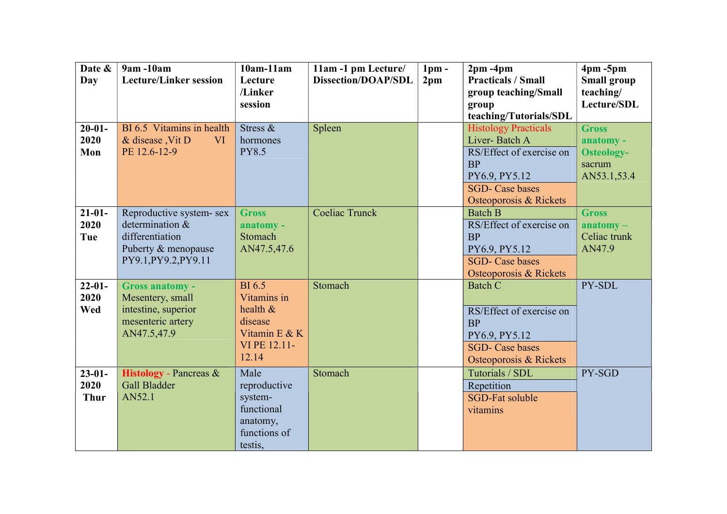| Date & Day | 9am -10am Lecture/Linker session | 10am-11am Lecture /Linker session | 11am -1 pm Lecture/ Dissection/DOAP/SDL | 1pm - 2pm | 2pm -4pm Practicals / Small group teaching/Small group teaching/Tutorials/SDL | 4pm -5pm Small group teaching/ Lecture/SDL |
|---|---|---|---|---|---|---|
| 20-01-2020 Mon | BI 6.5 Vitamins in health & disease ,Vit D VI PE 12.6-12-9 | Stress & hormones PY8.5 | Spleen | | Histology Practicals Liver- Batch A<br>RS/Effect of exercise on BP PY6.9, PY5.12<br>SGD- Case bases Osteoporosis & Rickets | Gross anatomy - Osteology- sacrum AN53.1,53.4 |
| 21-01-2020 Tue | Reproductive system- sex determination & differentiation Puberty & menopause PY9.1,PY9.2,PY9.11 | Gross anatomy - Stomach AN47.5,47.6 | Coeliac Trunck | | Batch B<br>RS/Effect of exercise on BP PY6.9, PY5.12<br>SGD- Case bases Osteoporosis & Rickets | Gross anatomy – Celiac trunk AN47.9 |
| 22-01-2020 Wed | Gross anatomy - Mesentery, small intestine, superior mesenteric artery AN47.5,47.9 | BI 6.5 Vitamins in health & disease Vitamin E & K VI PE 12.11-12.14 | Stomach | | Batch C<br>RS/Effect of exercise on BP PY6.9, PY5.12<br>SGD- Case bases Osteoporosis & Rickets | PY-SDL |
| 23-01-2020 Thur | Histology - Pancreas & Gall Bladder AN52.1 | Male reproductive system- functional anatomy, functions of testis, | Stomach | | Tutorials / SDL<br>Repetition<br>SGD-Fat soluble vitamins | PY-SGD |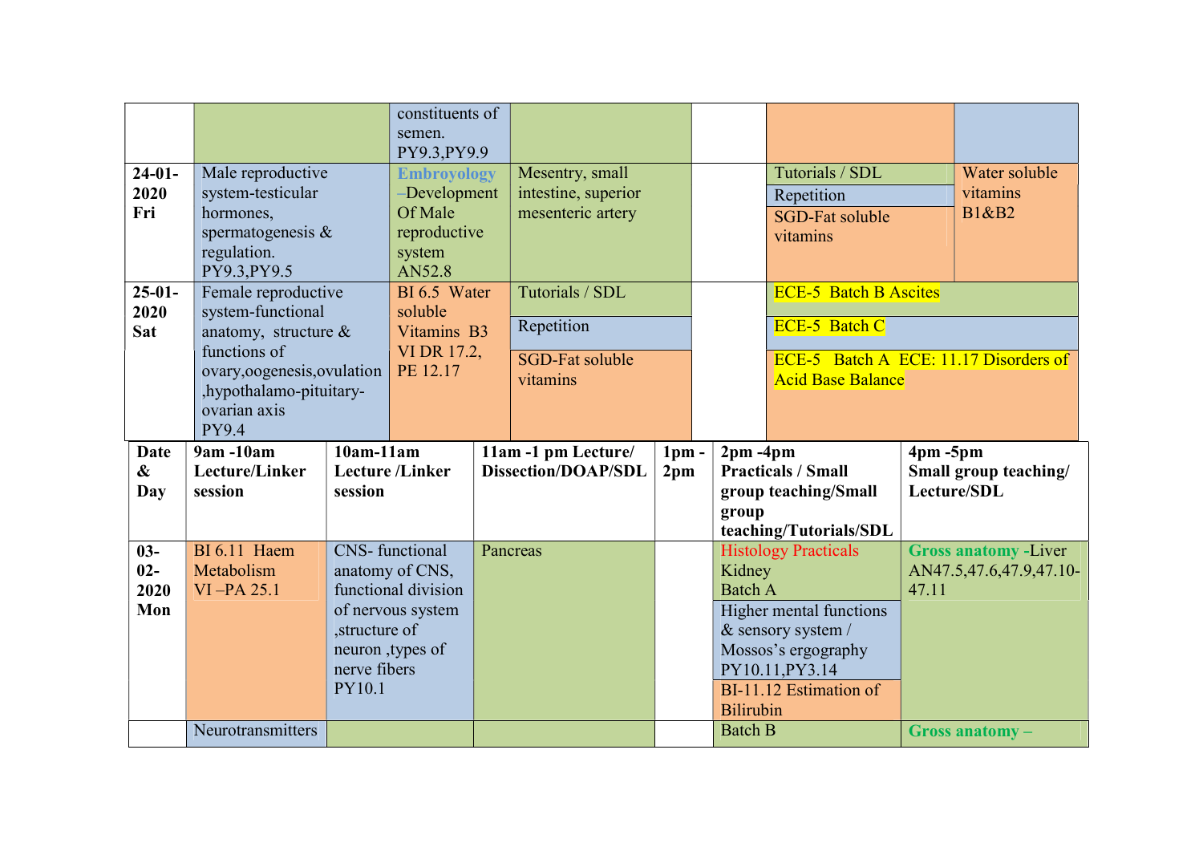| | | | | | | |
|---|---|---|---|---|---|---|
| | | constituents of semen. PY9.3,PY9.9 | | | | |
| 24-01-2020 Fri | Male reproductive system-testicular hormones, spermatogenesis & regulation. PY9.3,PY9.5 | **Embroyology** –Development Of Male reproductive system AN52.8 | Mesentry, small intestine, superior mesenteric artery | | Tutorials / SDL<br>Repetition<br>SGD-Fat soluble vitamins | Water soluble vitamins B1&B2 |
| 25-01-2020 Sat | Female reproductive system-functional anatomy, structure & functions of ovary,oogenesis,ovulation ,hypothalamo-pituitary-ovarian axis PY9.4 | BI 6.5 Water soluble Vitamins B3 VI DR 17.2, PE 12.17 | Tutorials / SDL<br>Repetition<br>SGD-Fat soluble vitamins | | ECE-5 Batch B Ascites<br>ECE-5 Batch C<br>ECE-5 Batch A ECE: 11.17 Disorders of Acid Base Balance | |

| Date & Day | 9am -10am Lecture/Linker session | 10am-11am Lecture /Linker session | 11am -1 pm Lecture/ Dissection/DOAP/SDL | 1pm - 2pm | 2pm -4pm Practicals / Small group teaching/Small group teaching/Tutorials/SDL | 4pm -5pm Small group teaching/ Lecture/SDL |
|---|---|---|---|---|---|---|
| 03-02-2020 Mon | BI 6.11 Haem Metabolism VI –PA 25.1 | CNS- functional anatomy of CNS, functional division of nervous system ,structure of neuron ,types of nerve fibers PY10.1 | Pancreas | | Histology Practicals Kidney Batch A<br>Higher mental functions & sensory system / Mossos's ergography PY10.11,PY3.14<br>BI-11.12 Estimation of Bilirubin | **Gross anatomy** -Liver AN47.5,47.6,47.9,47.10-47.11 |
| | Neurotransmitters | | | | Batch B | **Gross anatomy –** |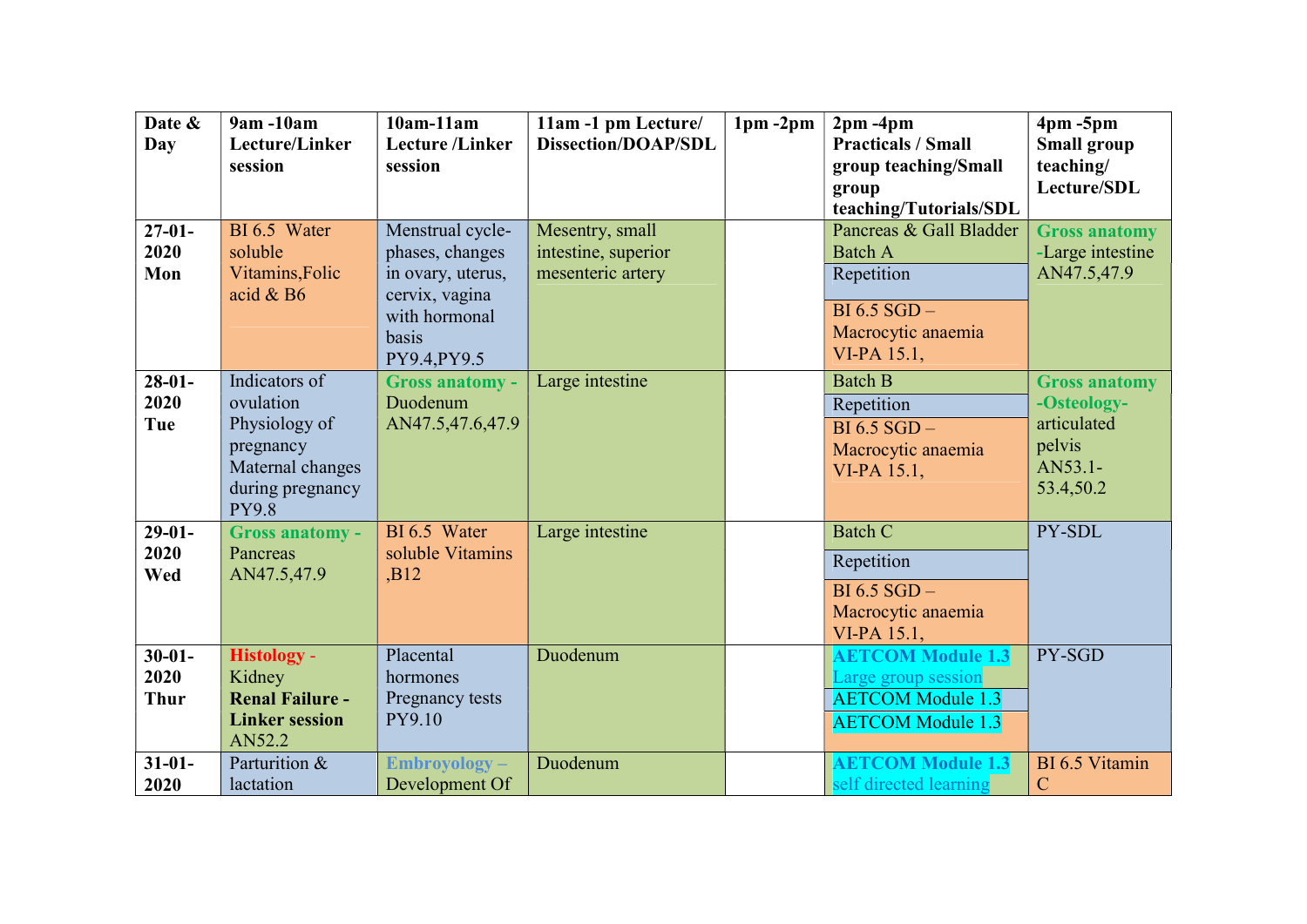| Date & Day | 9am -10am Lecture/Linker session | 10am-11am Lecture /Linker session | 11am -1 pm Lecture/ Dissection/DOAP/SDL | 1pm -2pm | 2pm -4pm Practicals / Small group teaching/Small group teaching/Tutorials/SDL | 4pm -5pm Small group teaching/ Lecture/SDL |
|---|---|---|---|---|---|---|
| 27-01-2020 Mon | BI 6.5 Water soluble Vitamins,Folic acid & B6 | Menstrual cycle-phases, changes in ovary, uterus, cervix, vagina with hormonal basis PY9.4,PY9.5 | Mesentry, small intestine, superior mesenteric artery | | Pancreas & Gall Bladder Batch A<br>Repetition<br>BI 6.5 SGD – Macrocytic anaemia VI-PA 15.1, | **Gross anatomy** -Large intestine AN47.5,47.9 |
| 28-01-2020 Tue | Indicators of ovulation Physiology of pregnancy Maternal changes during pregnancy PY9.8 | **Gross anatomy -** Duodenum AN47.5,47.6,47.9 | Large intestine | | Batch B<br>Repetition<br>BI 6.5 SGD – Macrocytic anaemia VI-PA 15.1, | **Gross anatomy -Osteology-** articulated pelvis AN53.1-53.4,50.2 |
| 29-01-2020 Wed | **Gross anatomy -** Pancreas AN47.5,47.9 | BI 6.5 Water soluble Vitamins ,B12 | Large intestine | | Batch C<br>Repetition<br>BI 6.5 SGD – Macrocytic anaemia VI-PA 15.1, | PY-SDL |
| 30-01-2020 Thur | **Histology -** Kidney **Renal Failure - Linker session** AN52.2 | Placental hormones Pregnancy tests PY9.10 | Duodenum | | **AETCOM Module 1.3** Large group session<br>AETCOM Module 1.3<br>AETCOM Module 1.3 | PY-SGD |
| 31-01-2020 | Parturition & lactation | **Embryology –** Development Of | Duodenum | | **AETCOM Module 1.3** self directed learning | BI 6.5 Vitamin C |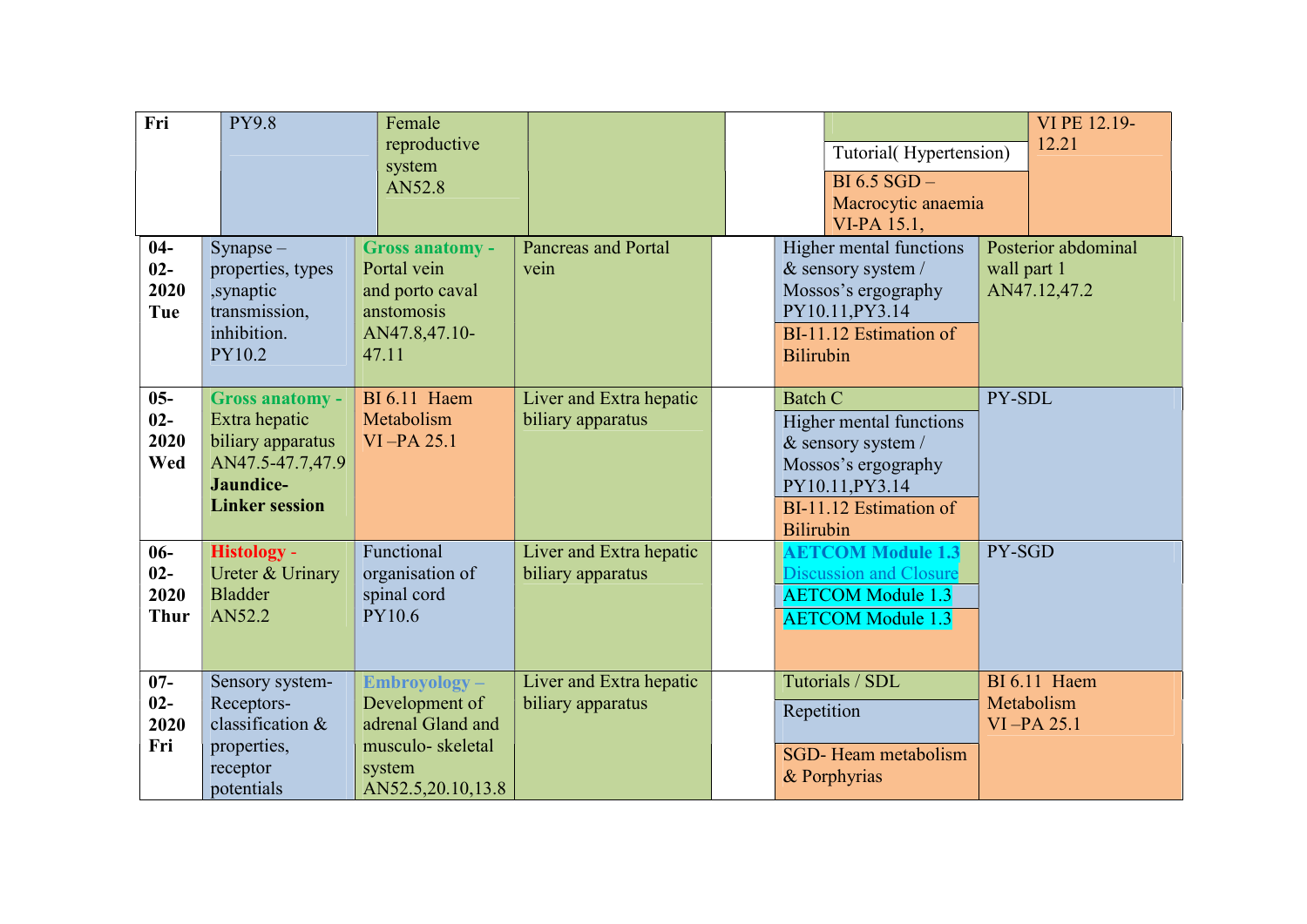| | | | | | | |
|---|---|---|---|---|---|---|
| **Fri** | PY9.8 | Female reproductive system AN52.8 | | | Tutorial( Hypertension) BI 6.5 SGD – Macrocytic anaemia VI-PA 15.1, | VI PE 12.19-12.21 |
| **04-02-2020 Tue** | Synapse – properties, types ,synaptic transmission, inhibition. PY10.2 | **Gross anatomy -** Portal vein and porto caval anstomosis AN47.8,47.10-47.11 | Pancreas and Portal vein | | Higher mental functions & sensory system / Mossos's ergography PY10.11,PY3.14 BI-11.12 Estimation of Bilirubin | Posterior abdominal wall part 1 AN47.12,47.2 |
| **05-02-2020 Wed** | **Gross anatomy -** Extra hepatic biliary apparatus AN47.5-47.7,47.9 **Jaundice- Linker session** | BI 6.11 Haem Metabolism VI –PA 25.1 | Liver and Extra hepatic biliary apparatus | | Batch C Higher mental functions & sensory system / Mossos's ergography PY10.11,PY3.14 BI-11.12 Estimation of Bilirubin | PY-SDL |
| **06-02-2020 Thur** | **Histology -** Ureter & Urinary Bladder AN52.2 | Functional organisation of spinal cord PY10.6 | Liver and Extra hepatic biliary apparatus | | **AETCOM Module 1.3** Discussion and Closure AETCOM Module 1.3 AETCOM Module 1.3 | PY-SGD |
| **07-02-2020 Fri** | Sensory system- Receptors-classification & properties, receptor potentials | **Embroyology –** Development of adrenal Gland and musculo- skeletal system AN52.5,20.10,13.8 | Liver and Extra hepatic biliary apparatus | | Tutorials / SDL Repetition SGD- Heam metabolism & Porphyrias | BI 6.11 Haem Metabolism VI –PA 25.1 |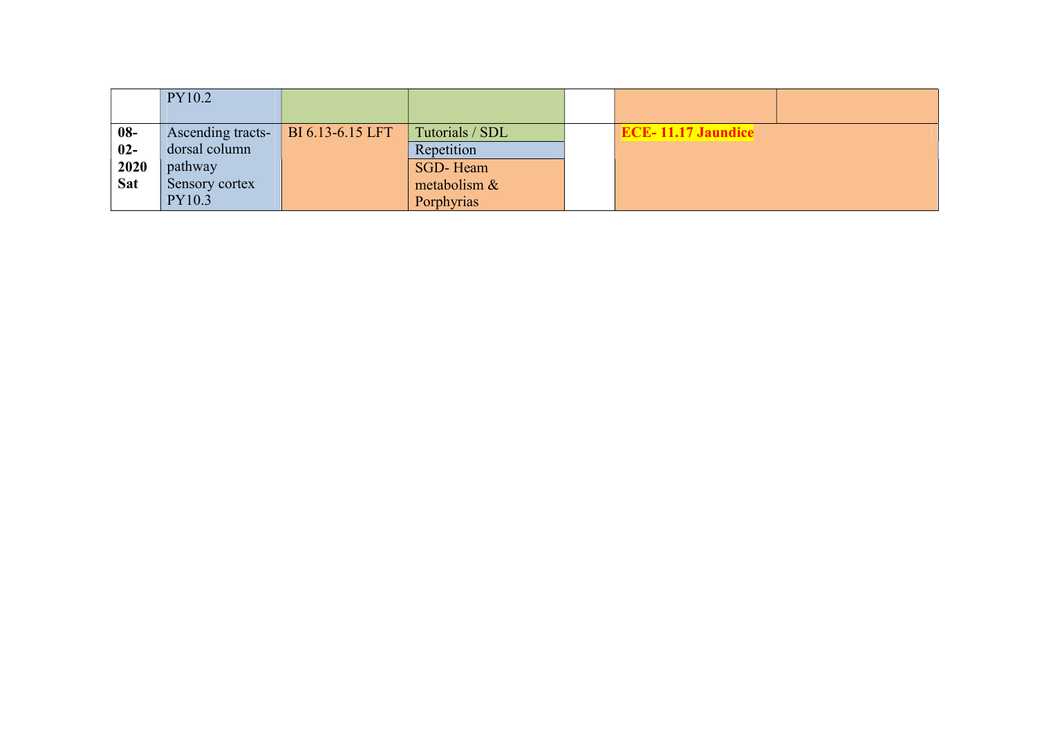| | | | | | | |
|---|---|---|---|---|---|---|
| | PY10.2 | | | | | |
| **08-02-2020 Sat** | Ascending tracts-dorsal column pathway Sensory cortex PY10.3 | BI 6.13-6.15 LFT | Tutorials / SDL<br>Repetition<br>SGD- Heam metabolism & Porphyrias | | **ECE- 11.17 Jaundice** | |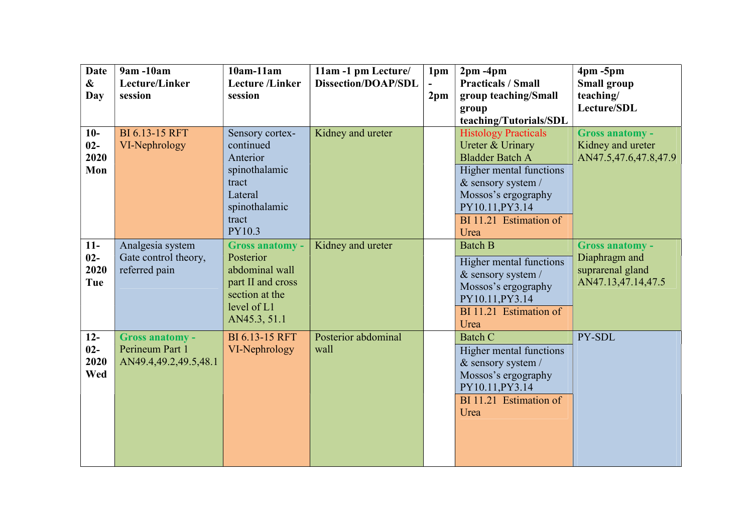| Date & Day | 9am -10am Lecture/Linker session | 10am-11am Lecture /Linker session | 11am -1 pm Lecture/ Dissection/DOAP/SDL | 1pm - 2pm | 2pm -4pm Practicals / Small group teaching/Small group teaching/Tutorials/SDL | 4pm -5pm Small group teaching/ Lecture/SDL |
|---|---|---|---|---|---|---|
| 10-02-2020 Mon | BI 6.13-15 RFT VI-Nephrology | Sensory cortex-continued Anterior spinothalamic tract Lateral spinothalamic tract PY10.3 | Kidney and ureter | | Histology Practicals Ureter & Urinary Bladder Batch A<br>Higher mental functions & sensory system / Mossos's ergography PY10.11,PY3.14<br>BI 11.21 Estimation of Urea | Gross anatomy - Kidney and ureter AN47.5,47.6,47.8,47.9 |
| 11-02-2020 Tue | Analgesia system Gate control theory, referred pain | Gross anatomy - Posterior abdominal wall part II and cross section at the level of L1 AN45.3, 51.1 | Kidney and ureter | | Batch B<br>Higher mental functions & sensory system / Mossos's ergography PY10.11,PY3.14<br>BI 11.21 Estimation of Urea | Gross anatomy - Diaphragm and suprarenal gland AN47.13,47.14,47.5 |
| 12-02-2020 Wed | Gross anatomy - Perineum Part 1 AN49.4,49.2,49.5,48.1 | BI 6.13-15 RFT VI-Nephrology | Posterior abdominal wall | | Batch C<br>Higher mental functions & sensory system / Mossos's ergography PY10.11,PY3.14<br>BI 11.21 Estimation of Urea | PY-SDL |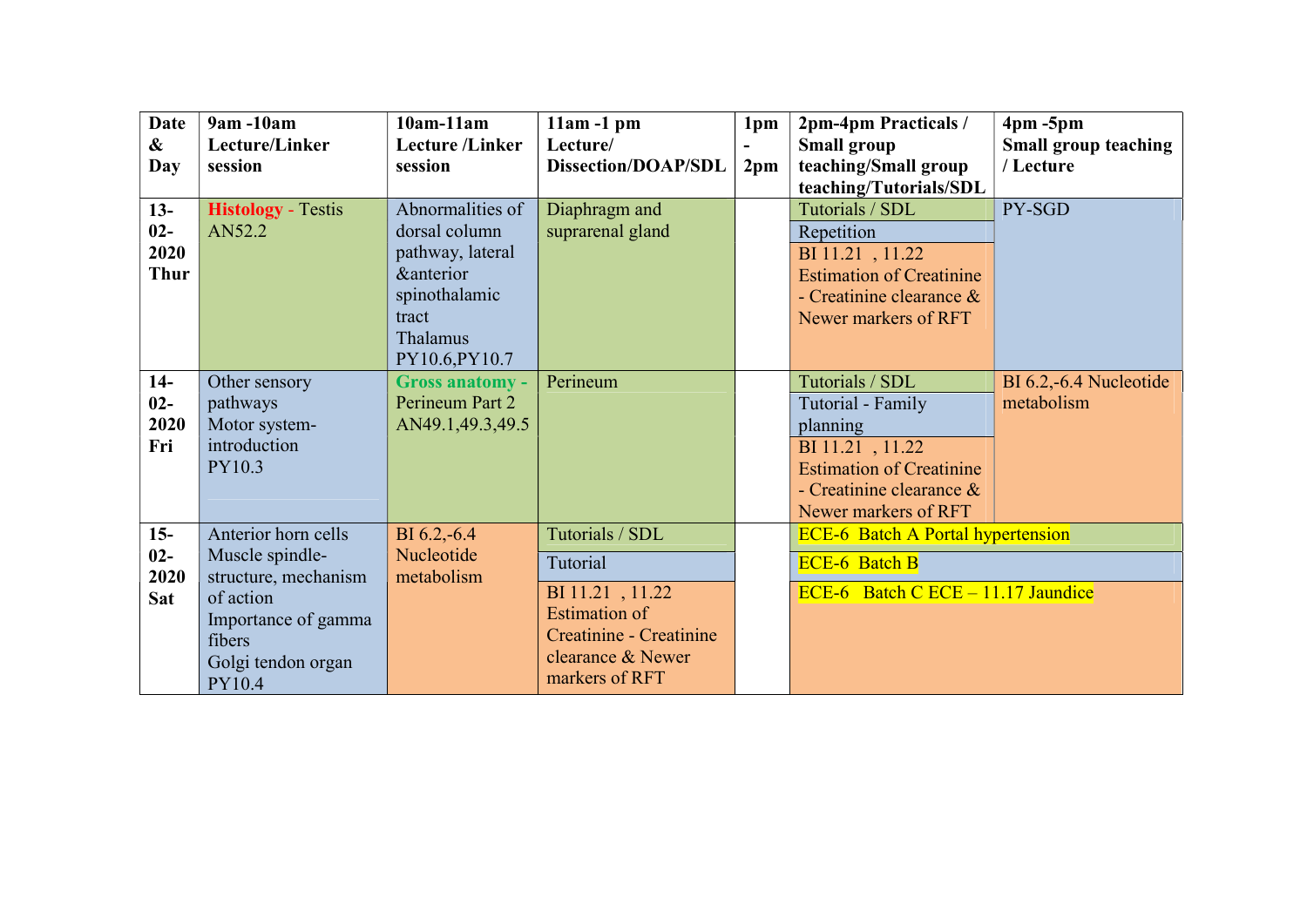| Date & Day | 9am -10am Lecture/Linker session | 10am-11am Lecture /Linker session | 11am -1 pm Lecture/ Dissection/DOAP/SDL | 1pm - 2pm | 2pm-4pm Practicals / Small group teaching/Small group teaching/Tutorials/SDL | 4pm -5pm Small group teaching / Lecture |
|---|---|---|---|---|---|---|
| 13-02-2020 Thur | **Histology -** Testis AN52.2 | Abnormalities of dorsal column pathway, lateral &anterior spinothalamic tract Thalamus PY10.6,PY10.7 | Diaphragm and suprarenal gland | | Tutorials / SDL<br>Repetition<br>BI 11.21 , 11.22 Estimation of Creatinine - Creatinine clearance & Newer markers of RFT | PY-SGD |
| 14-02-2020 Fri | Other sensory pathways Motor system- introduction PY10.3 | **Gross anatomy -** Perineum Part 2 AN49.1,49.3,49.5 | Perineum | | Tutorials / SDL<br>Tutorial - Family planning<br>BI 11.21 , 11.22 Estimation of Creatinine - Creatinine clearance & Newer markers of RFT | BI 6.2,-6.4 Nucleotide metabolism |
| 15-02-2020 Sat | Anterior horn cells Muscle spindle- structure, mechanism of action Importance of gamma fibers Golgi tendon organ PY10.4 | BI 6.2,-6.4 Nucleotide metabolism | Tutorials / SDL<br>Tutorial<br>BI 11.21 , 11.22 Estimation of Creatinine - Creatinine clearance & Newer markers of RFT | | ECE-6 Batch A Portal hypertension<br>ECE-6 Batch B<br>ECE-6 Batch C ECE – 11.17 Jaundice | |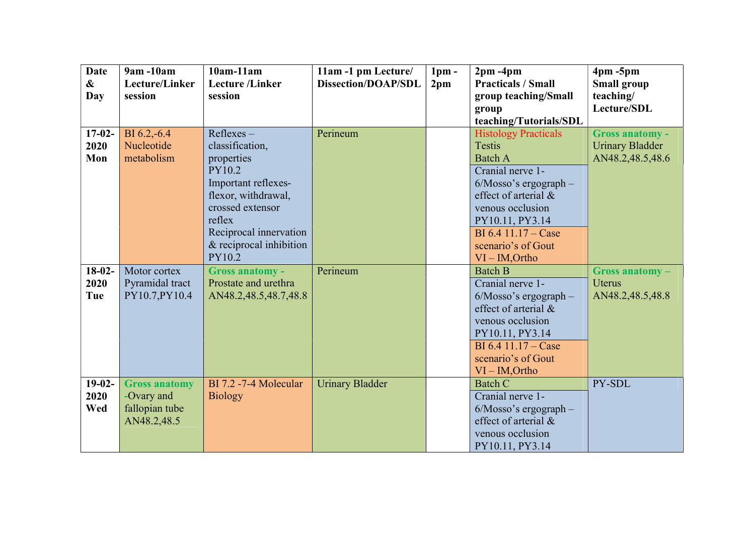| Date & Day | 9am -10am Lecture/Linker session | 10am-11am Lecture /Linker session | 11am -1 pm Lecture/ Dissection/DOAP/SDL | 1pm - 2pm | 2pm -4pm Practicals / Small group teaching/Small group teaching/Tutorials/SDL | 4pm -5pm Small group teaching/ Lecture/SDL |
|---|---|---|---|---|---|---|
| 17-02-2020 Mon | BI 6.2,-6.4 Nucleotide metabolism | Reflexes – classification, properties PY10.2 Important reflexes-flexor, withdrawal, crossed extensor reflex Reciprocal innervation & reciprocal inhibition PY10.2 | Perineum | | Histology Practicals Testis Batch A<br>Cranial nerve 1-6/Mosso's ergograph – effect of arterial & venous occlusion PY10.11, PY3.14<br>BI 6.4 11.17 – Case scenario's of Gout VI – IM,Ortho | Gross anatomy - Urinary Bladder AN48.2,48.5,48.6 |
| 18-02-2020 Tue | Motor cortex Pyramidal tract PY10.7,PY10.4 | Gross anatomy - Prostate and urethra AN48.2,48.5,48.7,48.8 | Perineum | | Batch B<br>Cranial nerve 1-6/Mosso's ergograph – effect of arterial & venous occlusion PY10.11, PY3.14<br>BI 6.4 11.17 – Case scenario's of Gout VI – IM,Ortho | Gross anatomy – Uterus AN48.2,48.5,48.8 |
| 19-02-2020 Wed | Gross anatomy -Ovary and fallopian tube AN48.2,48.5 | BI 7.2 -7-4 Molecular Biology | Urinary Bladder | | Batch C<br>Cranial nerve 1-6/Mosso's ergograph – effect of arterial & venous occlusion PY10.11, PY3.14 | PY-SDL |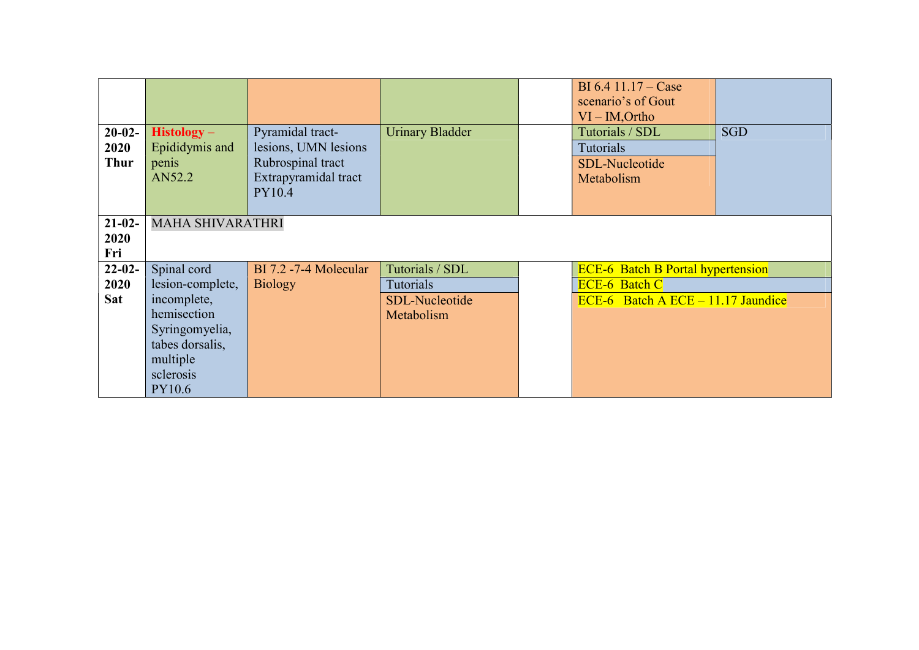| | | | | | | |
|---|---|---|---|---|---|---|
| | | | | | BI 6.4 11.17 – Case scenario's of Gout VI – IM,Ortho | |
| **20-02-2020 Thur** | **Histology** – Epididymis and penis AN52.2 | Pyramidal tract- lesions, UMN lesions Rubrospinal tract Extrapyramidal tract PY10.4 | Urinary Bladder | | Tutorials / SDL<br>Tutorials<br>SDL-Nucleotide Metabolism | SGD |
| **21-02-2020 Fri** | MAHA SHIVARATHRI | | | | | |
| **22-02-2020 Sat** | Spinal cord lesion-complete, incomplete, hemisection Syringomyelia, tabes dorsalis, multiple sclerosis PY10.6 | BI 7.2 -7-4 Molecular Biology | Tutorials / SDL<br>Tutorials<br>SDL-Nucleotide Metabolism | | ECE-6 Batch B Portal hypertension<br>ECE-6 Batch C<br>ECE-6 Batch A ECE – 11.17 Jaundice | |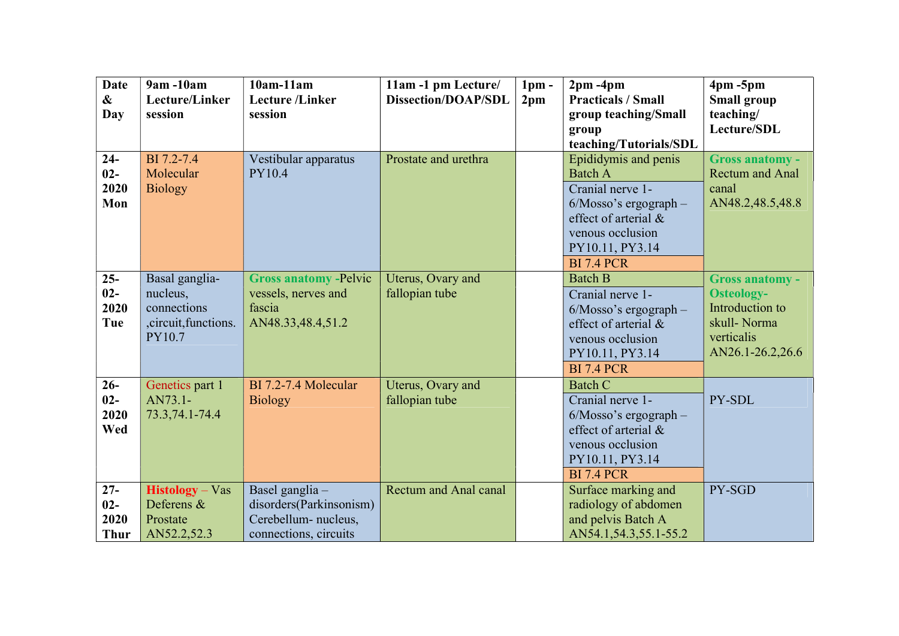| Date & Day | 9am -10am Lecture/Linker session | 10am-11am Lecture /Linker session | 11am -1 pm Lecture/ Dissection/DOAP/SDL | 1pm - 2pm | 2pm -4pm Practicals / Small group teaching/Small group teaching/Tutorials/SDL | 4pm -5pm Small group teaching/ Lecture/SDL |
|---|---|---|---|---|---|---|
| 24-02-2020 Mon | BI 7.2-7.4 Molecular Biology | Vestibular apparatus PY10.4 | Prostate and urethra | | Epididymis and penis Batch A<br>Cranial nerve 1-6/Mosso's ergograph – effect of arterial & venous occlusion PY10.11, PY3.14<br>BI 7.4 PCR | **Gross anatomy** - Rectum and Anal canal AN48.2,48.5,48.8 |
| 25-02-2020 Tue | Basal ganglia- nucleus, connections ,circuit,functions. PY10.7 | **Gross anatomy** -Pelvic vessels, nerves and fascia AN48.33,48.4,51.2 | Uterus, Ovary and fallopian tube | | Batch B<br>Cranial nerve 1-6/Mosso's ergograph – effect of arterial & venous occlusion PY10.11, PY3.14<br>BI 7.4 PCR | **Gross anatomy - Osteology-** Introduction to skull- Norma verticalis AN26.1-26.2,26.6 |
| 26-02-2020 Wed | Genetics part 1 AN73.1-73.3,74.1-74.4 | BI 7.2-7.4 Molecular Biology | Uterus, Ovary and fallopian tube | | Batch C<br>Cranial nerve 1-6/Mosso's ergograph – effect of arterial & venous occlusion PY10.11, PY3.14<br>BI 7.4 PCR | PY-SDL |
| 27-02-2020 Thur | **Histology** – Vas Deferens & Prostate AN52.2,52.3 | Basel ganglia – disorders(Parkinsonism) Cerebellum- nucleus, connections, circuits | Rectum and Anal canal | | Surface marking and radiology of abdomen and pelvis Batch A AN54.1,54.3,55.1-55.2 | PY-SGD |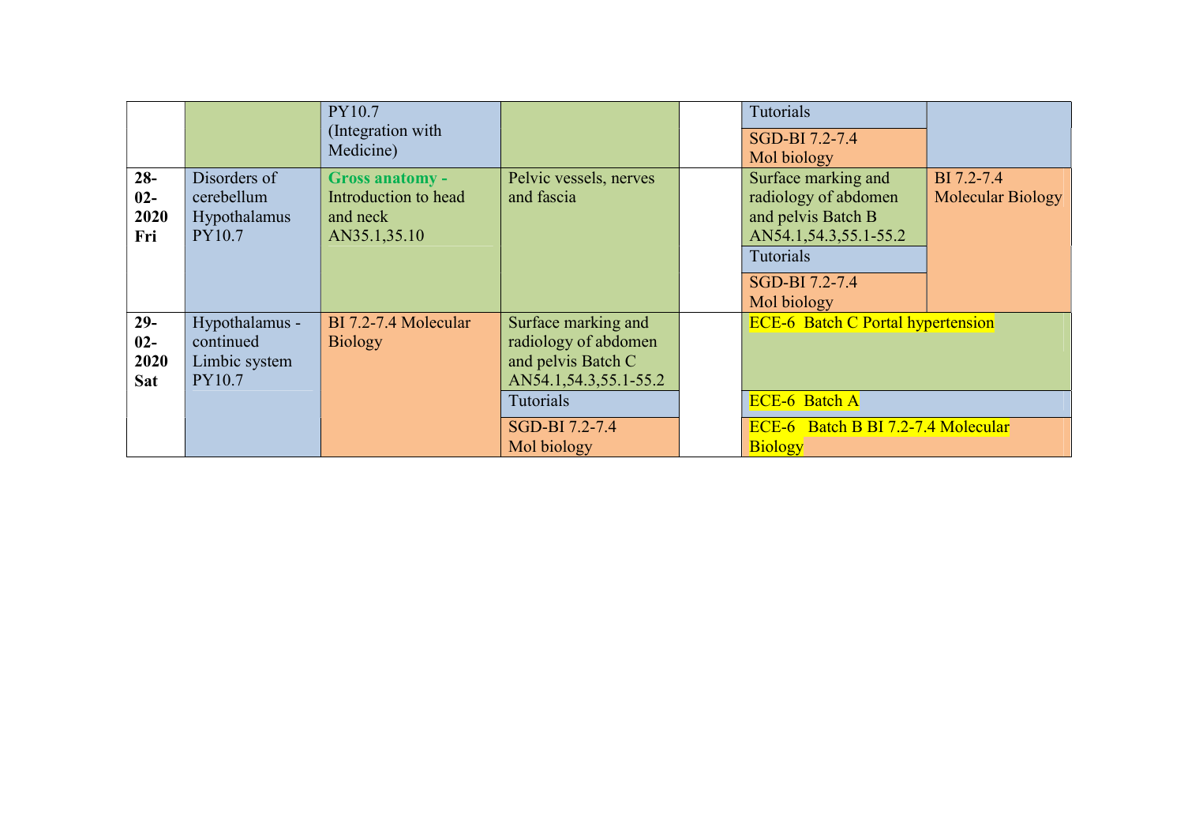| | | | | | | |
|---|---|---|---|---|---|---|
| | | PY10.7 (Integration with Medicine) | | | Tutorials<br>SGD-BI 7.2-7.4 Mol biology | |
| **28-02-2020 Fri** | Disorders of cerebellum Hypothalamus PY10.7 | **Gross anatomy -** Introduction to head and neck AN35.1,35.10 | Pelvic vessels, nerves and fascia | | Surface marking and radiology of abdomen and pelvis Batch B AN54.1,54.3,55.1-55.2<br>Tutorials<br>SGD-BI 7.2-7.4 Mol biology | BI 7.2-7.4 Molecular Biology |
| **29-02-2020 Sat** | Hypothalamus - continued Limbic system PY10.7 | BI 7.2-7.4 Molecular Biology | Surface marking and radiology of abdomen and pelvis Batch C AN54.1,54.3,55.1-55.2<br>Tutorials<br>SGD-BI 7.2-7.4 Mol biology | | ECE-6 Batch C Portal hypertension<br>ECE-6 Batch A<br>ECE-6 Batch B BI 7.2-7.4 Molecular Biology | |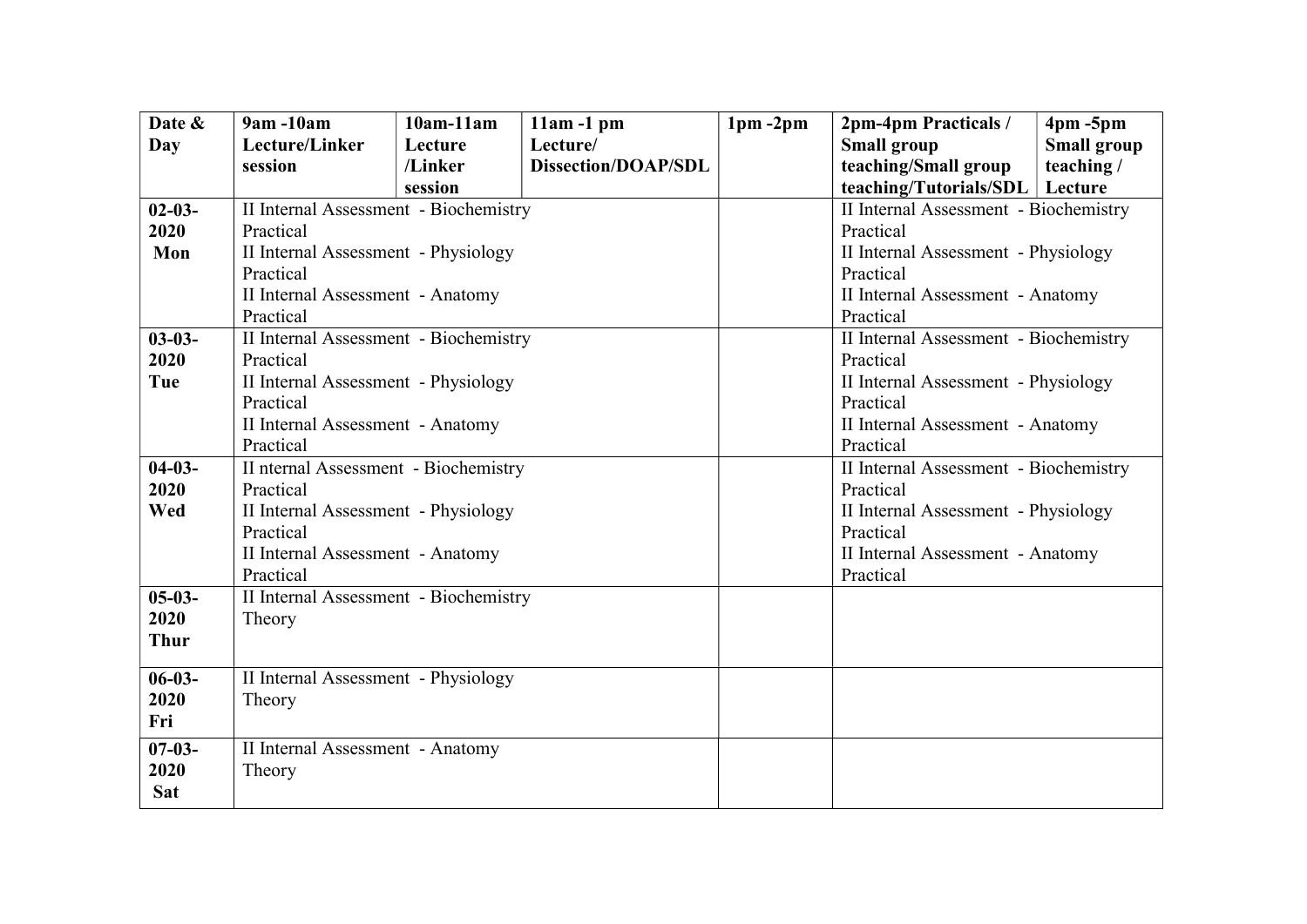| Date & Day | 9am -10am Lecture/Linker session | 10am-11am Lecture /Linker session | 11am -1 pm Lecture/ Dissection/DOAP/SDL | 1pm -2pm | 2pm-4pm Practicals / Small group teaching/Small group teaching/Tutorials/SDL | 4pm -5pm Small group teaching / Lecture |
|---|---|---|---|---|---|---|
| 02-03-2020 Mon | II Internal Assessment - Biochemistry Practical<br>II Internal Assessment - Physiology Practical<br>II Internal Assessment - Anatomy Practical | | | | II Internal Assessment - Biochemistry Practical<br>II Internal Assessment - Physiology Practical<br>II Internal Assessment - Anatomy Practical | |
| 03-03-2020 Tue | II Internal Assessment - Biochemistry Practical<br>II Internal Assessment - Physiology Practical<br>II Internal Assessment - Anatomy Practical | | | | II Internal Assessment - Biochemistry Practical<br>II Internal Assessment - Physiology Practical<br>II Internal Assessment - Anatomy Practical | |
| 04-03-2020 Wed | II nternal Assessment - Biochemistry Practical<br>II Internal Assessment - Physiology Practical<br>II Internal Assessment - Anatomy Practical | | | | II Internal Assessment - Biochemistry Practical<br>II Internal Assessment - Physiology Practical<br>II Internal Assessment - Anatomy Practical | |
| 05-03-2020 Thur | II Internal Assessment - Biochemistry Theory | | | | | |
| 06-03-2020 Fri | II Internal Assessment - Physiology Theory | | | | | |
| 07-03-2020 Sat | II Internal Assessment - Anatomy Theory | | | | | |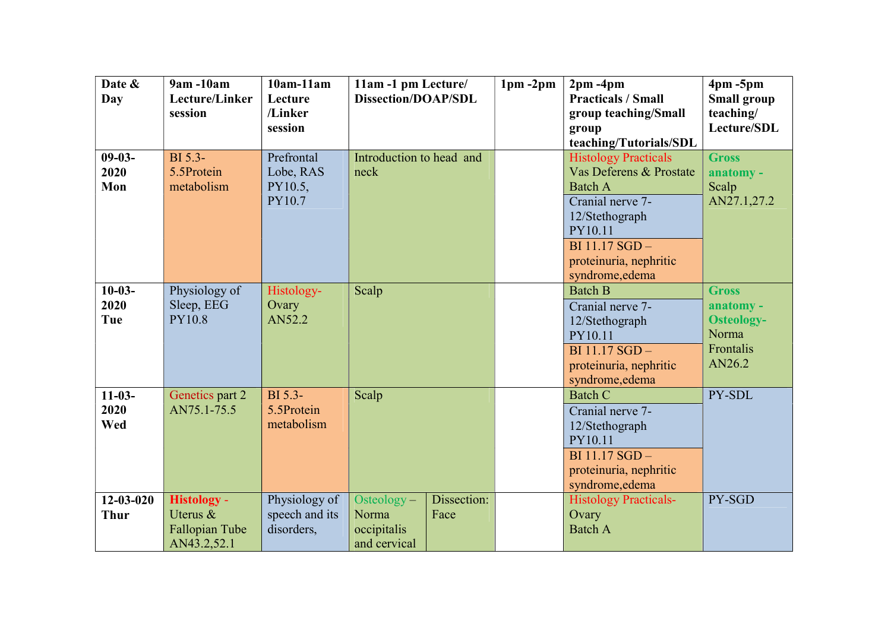| Date & Day | 9am -10am Lecture/Linker session | 10am-11am Lecture /Linker session | 11am -1 pm Lecture/ Dissection/DOAP/SDL | 1pm -2pm | 2pm -4pm Practicals / Small group teaching/Small group teaching/Tutorials/SDL | 4pm -5pm Small group teaching/ Lecture/SDL |
|---|---|---|---|---|---|---|
| 09-03-2020 Mon | BI 5.3-5.5Protein metabolism | Prefrontal Lobe, RAS PY10.5, PY10.7 | Introduction to head and neck | | Histology Practicals Vas Deferens & Prostate Batch A<br>Cranial nerve 7-12/Stethograph PY10.11<br>BI 11.17 SGD – proteinuria, nephritic syndrome,edema | **Gross anatomy -** Scalp AN27.1,27.2 |
| 10-03-2020 Tue | Physiology of Sleep, EEG PY10.8 | Histology- Ovary AN52.2 | Scalp | | Batch B<br>Cranial nerve 7-12/Stethograph PY10.11<br>BI 11.17 SGD – proteinuria, nephritic syndrome,edema | **Gross anatomy - Osteology-** Norma Frontalis AN26.2 |
| 11-03-2020 Wed | Genetics part 2 AN75.1-75.5 | BI 5.3-5.5Protein metabolism | Scalp | | Batch C<br>Cranial nerve 7-12/Stethograph PY10.11<br>BI 11.17 SGD – proteinuria, nephritic syndrome,edema | PY-SDL |
| 12-03-020 Thur | **Histology -** Uterus & Fallopian Tube AN43.2,52.1 | Physiology of speech and its disorders, | Osteology – Norma occipitalis and cervical / Dissection: Face | | Histology Practicals- Ovary Batch A | PY-SGD |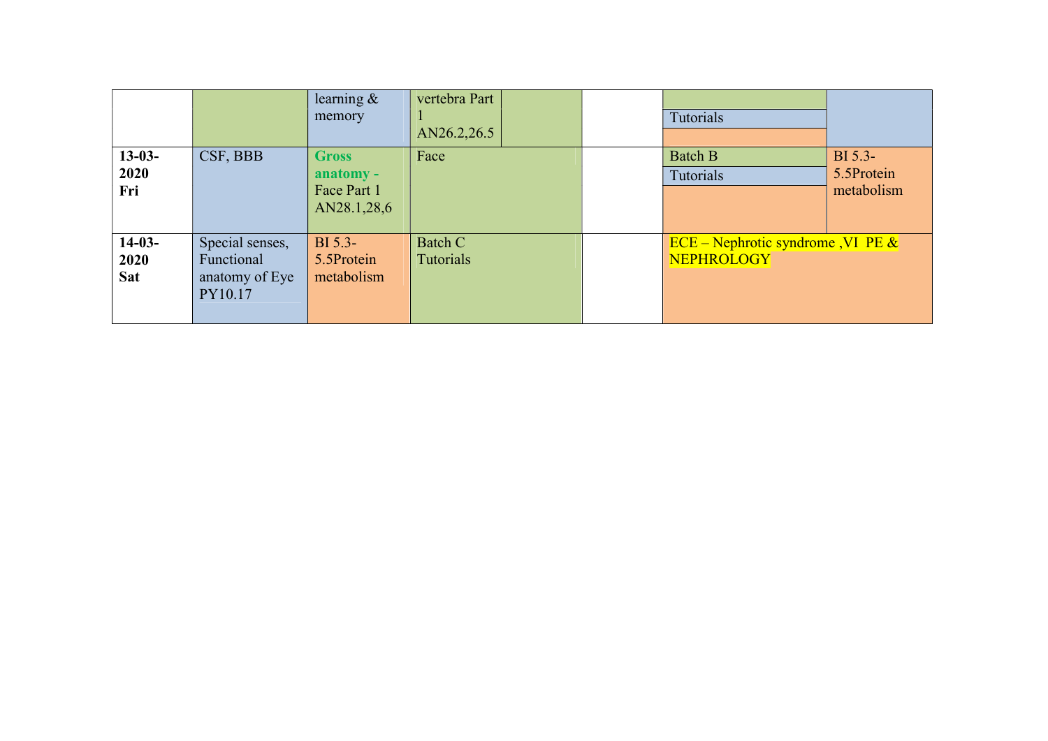| | | | | | | |
|---|---|---|---|---|---|---|
| | | learning & memory | vertebra Part 1 AN26.2,26.5 | | Tutorials | |
| **13-03-2020 Fri** | CSF, BBB | **Gross anatomy -** Face Part 1 AN28.1,28,6 | Face | | Batch B Tutorials | BI 5.3-5.5Protein metabolism |
| **14-03-2020 Sat** | Special senses, Functional anatomy of Eye PY10.17 | BI 5.3-5.5Protein metabolism | Batch C Tutorials | | ECE – Nephrotic syndrome ,VI PE & NEPHROLOGY | |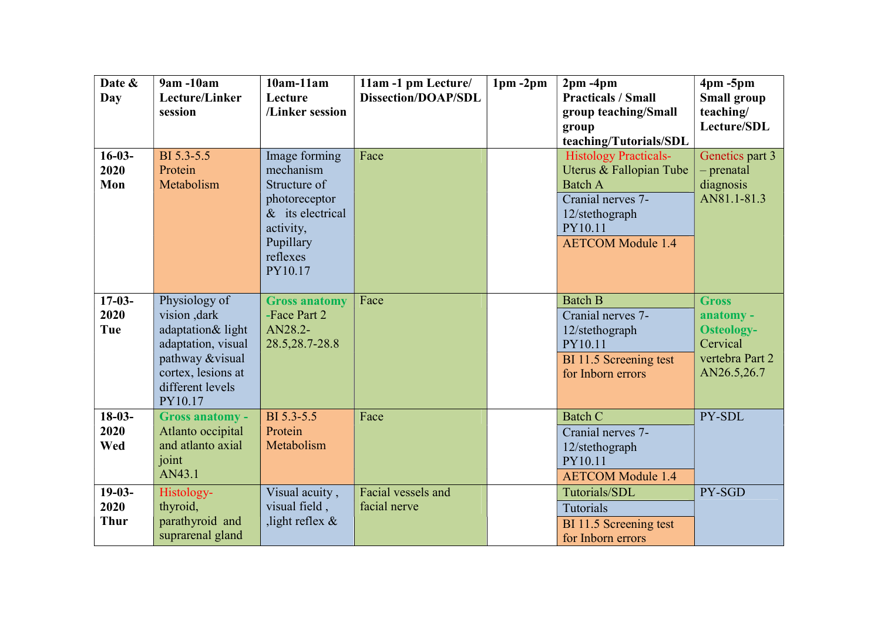| Date & Day | 9am -10am Lecture/Linker session | 10am-11am Lecture /Linker session | 11am -1 pm Lecture/ Dissection/DOAP/SDL | 1pm -2pm | 2pm -4pm Practicals / Small group teaching/Small group teaching/Tutorials/SDL | 4pm -5pm Small group teaching/ Lecture/SDL |
|---|---|---|---|---|---|---|
| 16-03-2020 Mon | BI 5.3-5.5 Protein Metabolism | Image forming mechanism Structure of photoreceptor & its electrical activity, Pupillary reflexes PY10.17 | Face | | Histology Practicals- Uterus & Fallopian Tube Batch A<br>Cranial nerves 7-12/stethograph PY10.11<br>AETCOM Module 1.4 | Genetics part 3 – prenatal diagnosis AN81.1-81.3 |
| 17-03-2020 Tue | Physiology of vision ,dark adaptation& light adaptation, visual pathway &visual cortex, lesions at different levels PY10.17 | **Gross anatomy** -Face Part 2 AN28.2-28.5,28.7-28.8 | Face | | Batch B<br>Cranial nerves 7-12/stethograph PY10.11<br>BI 11.5 Screening test for Inborn errors | **Gross anatomy - Osteology-** Cervical vertebra Part 2 AN26.5,26.7 |
| 18-03-2020 Wed | **Gross anatomy -** Atlanto occipital and atlanto axial joint AN43.1 | BI 5.3-5.5 Protein Metabolism | Face | | Batch C<br>Cranial nerves 7-12/stethograph PY10.11<br>AETCOM Module 1.4 | PY-SDL |
| 19-03-2020 Thur | Histology- thyroid, parathyroid and suprarenal gland | Visual acuity , visual field , ,light reflex & | Facial vessels and facial nerve | | Tutorials/SDL<br>Tutorials<br>BI 11.5 Screening test for Inborn errors | PY-SGD |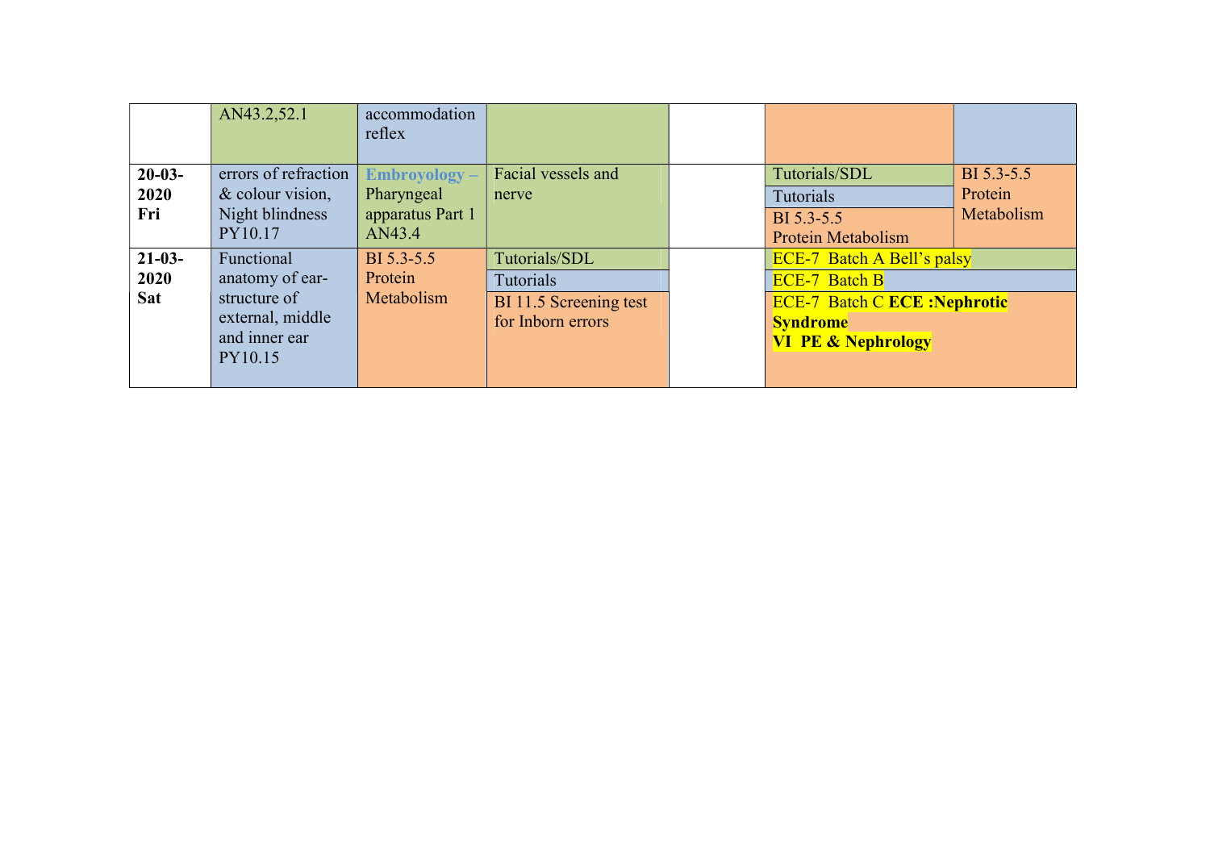|  | AN43.2,52.1 | accommodation reflex |  |  |  |  |
|---|---|---|---|---|---|---|
| **20-03-2020 Fri** | errors of refraction & colour vision, Night blindness PY10.17 | **Embroyology –** Pharyngeal apparatus Part 1 AN43.4 | Facial vessels and nerve |  | Tutorials/SDL<br>Tutorials<br>BI 5.3-5.5 Protein Metabolism | BI 5.3-5.5 Protein Metabolism |
| **21-03-2020 Sat** | Functional anatomy of ear- structure of external, middle and inner ear PY10.15 | BI 5.3-5.5 Protein Metabolism | Tutorials/SDL<br>Tutorials<br>BI 11.5 Screening test for Inborn errors |  | ECE-7 Batch A Bell's palsy<br>ECE-7 Batch B<br>ECE-7 Batch C **ECE :Nephrotic Syndrome**<br>**VI PE & Nephrology** |  |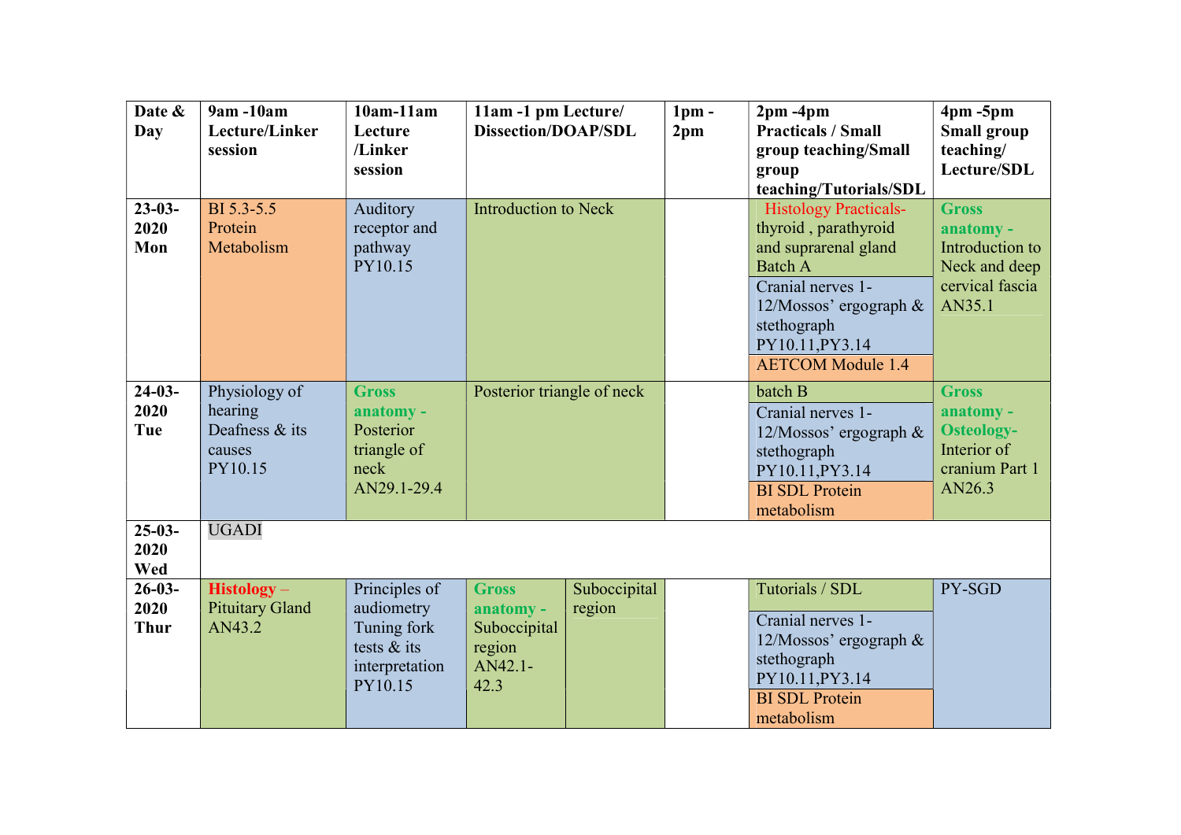| Date & Day | 9am -10am Lecture/Linker session | 10am-11am Lecture /Linker session | 11am -1 pm Lecture/ Dissection/DOAP/SDL | 1pm - 2pm | 2pm -4pm Practicals / Small group teaching/Small group teaching/Tutorials/SDL | 4pm -5pm Small group teaching/ Lecture/SDL |
|---|---|---|---|---|---|---|
| 23-03-2020 Mon | BI 5.3-5.5 Protein Metabolism | Auditory receptor and pathway PY10.15 | Introduction to Neck | | Histology Practicals- thyroid , parathyroid and suprarenal gland Batch A<br>Cranial nerves 1-12/Mossos' ergograph & stethograph PY10.11,PY3.14<br>AETCOM Module 1.4 | Gross anatomy - Introduction to Neck and deep cervical fascia AN35.1 |
| 24-03-2020 Tue | Physiology of hearing Deafness & its causes PY10.15 | Gross anatomy - Posterior triangle of neck AN29.1-29.4 | Posterior triangle of neck | | batch B<br>Cranial nerves 1-12/Mossos' ergograph & stethograph PY10.11,PY3.14<br>BI SDL Protein metabolism | Gross anatomy - Osteology- Interior of cranium Part 1 AN26.3 |
| 25-03-2020 Wed | UGADI | | | | | |
| 26-03-2020 Thur | Histology – Pituitary Gland AN43.2 | Principles of audiometry Tuning fork tests & its interpretation PY10.15 | Gross anatomy - Suboccipital region AN42.1-42.3 / Suboccipital region | | Tutorials / SDL<br>Cranial nerves 1-12/Mossos' ergograph & stethograph PY10.11,PY3.14<br>BI SDL Protein metabolism | PY-SGD |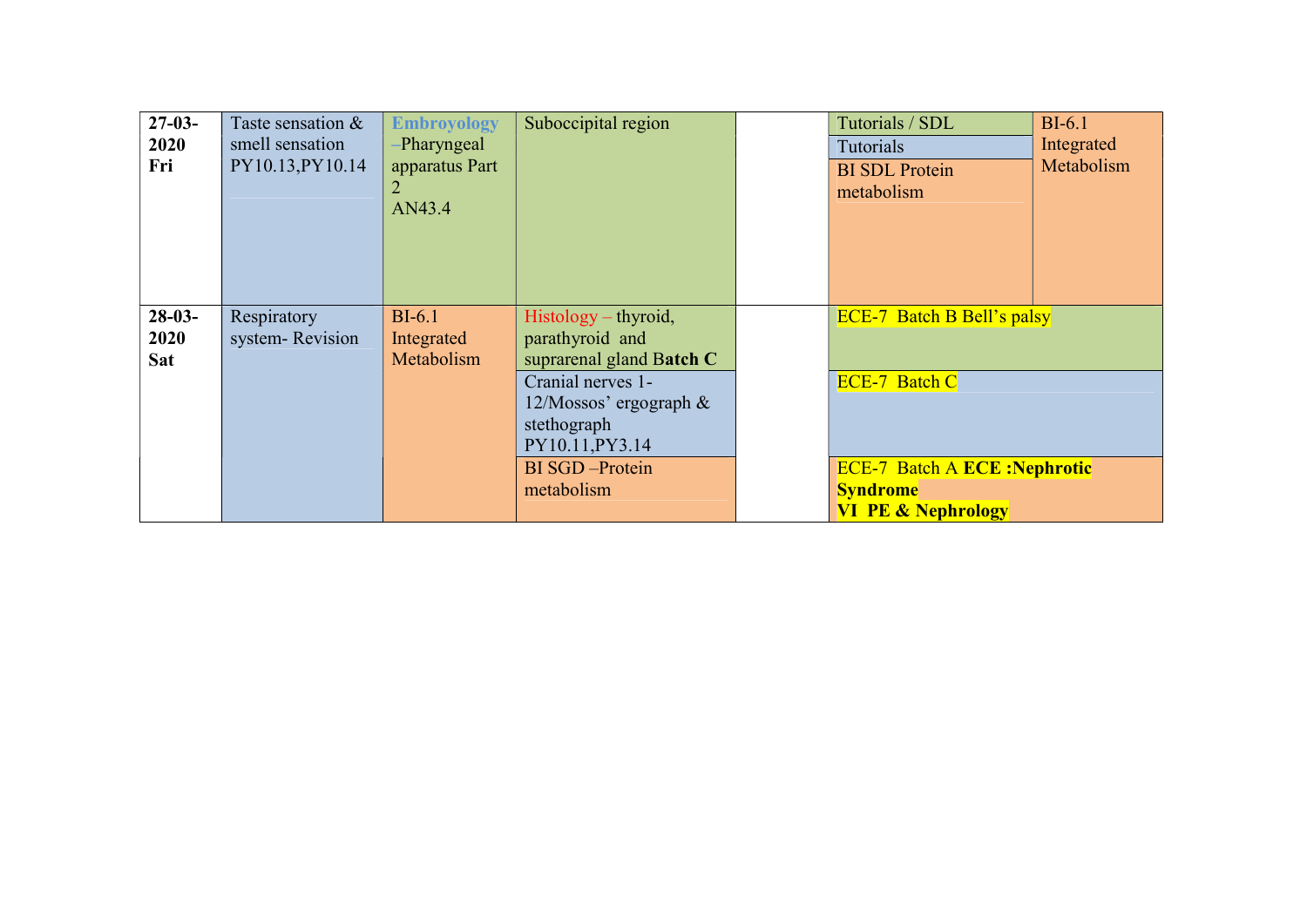| | | | | | | |
|---|---|---|---|---|---|---|
| **27-03-2020 Fri** | Taste sensation & smell sensation PY10.13,PY10.14 | **Embroyology** –Pharyngeal apparatus Part 2 AN43.4 | Suboccipital region | | Tutorials / SDL<br>Tutorials<br>BI SDL Protein metabolism | BI-6.1 Integrated Metabolism |
| **28-03-2020 Sat** | Respiratory system- Revision | BI-6.1 Integrated Metabolism | Histology – thyroid, parathyroid and suprarenal gland **Batch C** | | ECE-7 Batch B Bell's palsy | |
| | | | Cranial nerves 1-12/Mossos' ergograph & stethograph PY10.11,PY3.14 | | ECE-7 Batch C | |
| | | | BI SGD –Protein metabolism | | ECE-7 Batch A **ECE :Nephrotic Syndrome**<br>**VI PE & Nephrology** | |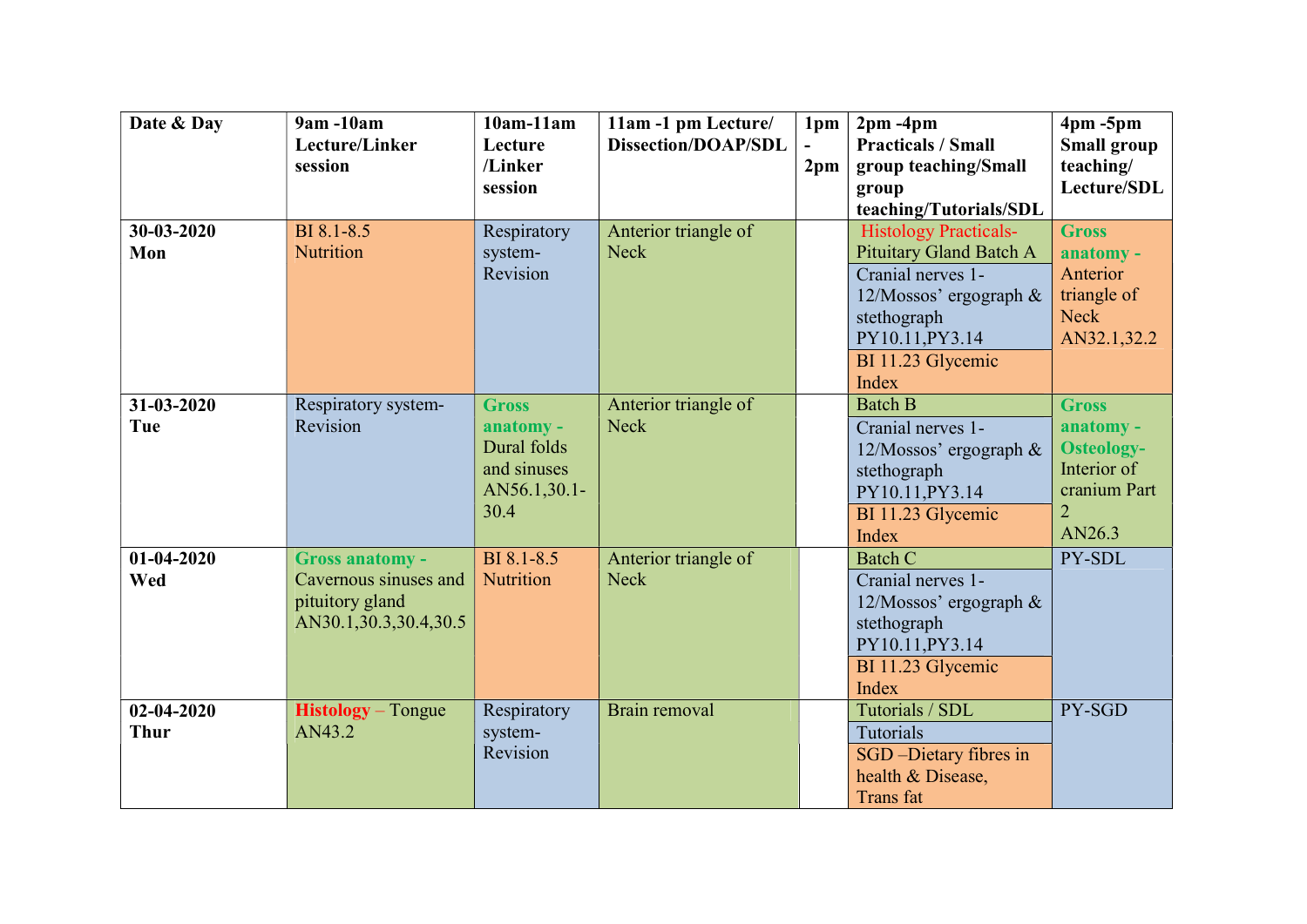| Date & Day | 9am -10am Lecture/Linker session | 10am-11am Lecture /Linker session | 11am -1 pm Lecture/ Dissection/DOAP/SDL | 1pm - 2pm | 2pm -4pm Practicals / Small group teaching/Small group teaching/Tutorials/SDL | 4pm -5pm Small group teaching/ Lecture/SDL |
|---|---|---|---|---|---|---|
| 30-03-2020 Mon | BI 8.1-8.5 Nutrition | Respiratory system- Revision | Anterior triangle of Neck | | Histology Practicals- Pituitary Gland Batch A<br>Cranial nerves 1-12/Mossos' ergograph & stethograph PY10.11,PY3.14<br>BI 11.23 Glycemic Index | **Gross anatomy -** Anterior triangle of Neck AN32.1,32.2 |
| 31-03-2020 Tue | Respiratory system- Revision | **Gross anatomy -** Dural folds and sinuses AN56.1,30.1-30.4 | Anterior triangle of Neck | | Batch B<br>Cranial nerves 1-12/Mossos' ergograph & stethograph PY10.11,PY3.14<br>BI 11.23 Glycemic Index | **Gross anatomy - Osteology-** Interior of cranium Part 2 AN26.3 |
| 01-04-2020 Wed | **Gross anatomy -** Cavernous sinuses and pituitory gland AN30.1,30.3,30.4,30.5 | BI 8.1-8.5 Nutrition | Anterior triangle of Neck | | Batch C<br>Cranial nerves 1-12/Mossos' ergograph & stethograph PY10.11,PY3.14<br>BI 11.23 Glycemic Index | PY-SDL |
| 02-04-2020 Thur | **Histology** – Tongue AN43.2 | Respiratory system- Revision | Brain removal | | Tutorials / SDL<br>Tutorials<br>SGD –Dietary fibres in health & Disease, Trans fat | PY-SGD |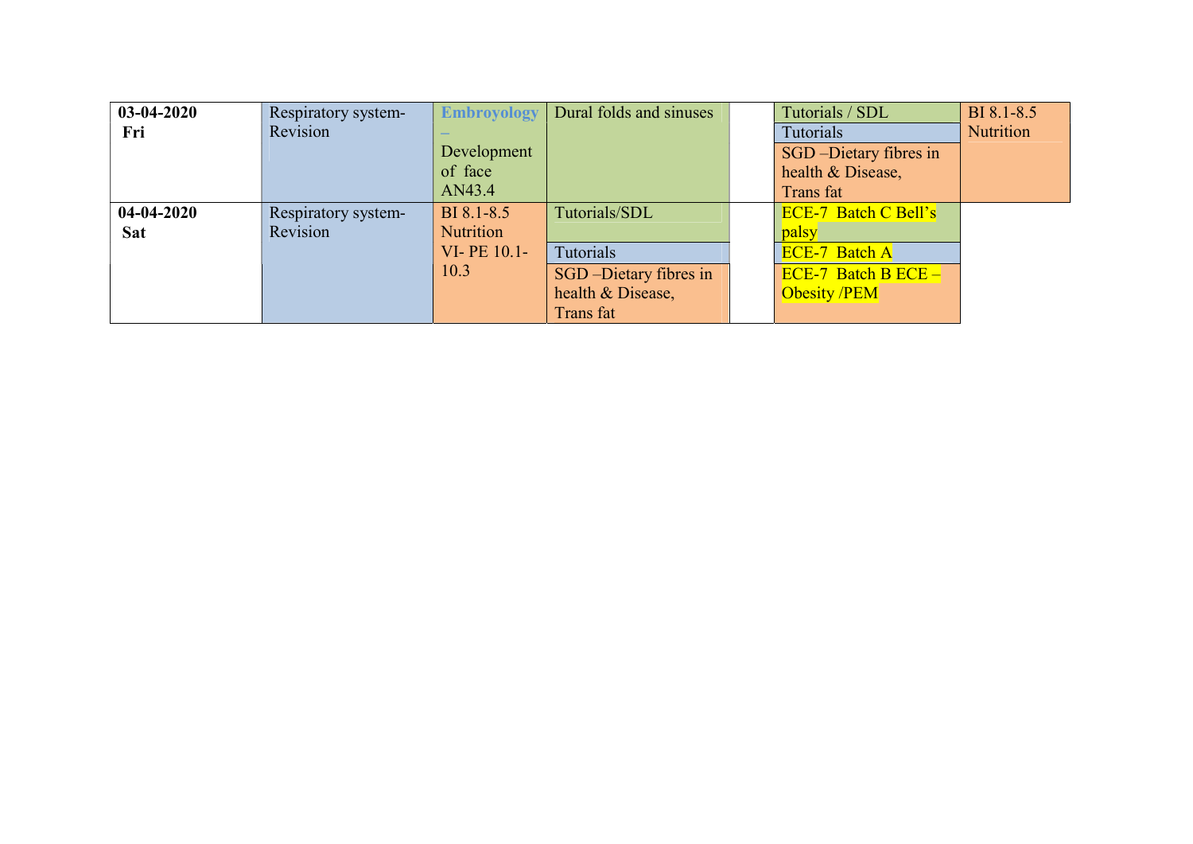| | | | | | | |
|---|---|---|---|---|---|---|
| **03-04-2020 Fri** | Respiratory system- Revision | **Embroyology** – Development of face AN43.4 | Dural folds and sinuses | | Tutorials / SDL<br>Tutorials<br>SGD –Dietary fibres in health & Disease, Trans fat | BI 8.1-8.5 Nutrition |
| **04-04-2020 Sat** | Respiratory system- Revision | BI 8.1-8.5 Nutrition<br>VI- PE 10.1-10.3 | Tutorials/SDL<br>Tutorials<br>SGD –Dietary fibres in health & Disease, Trans fat | | ECE-7 Batch C Bell's palsy<br>ECE-7 Batch A<br>ECE-7 Batch B ECE – Obesity /PEM | |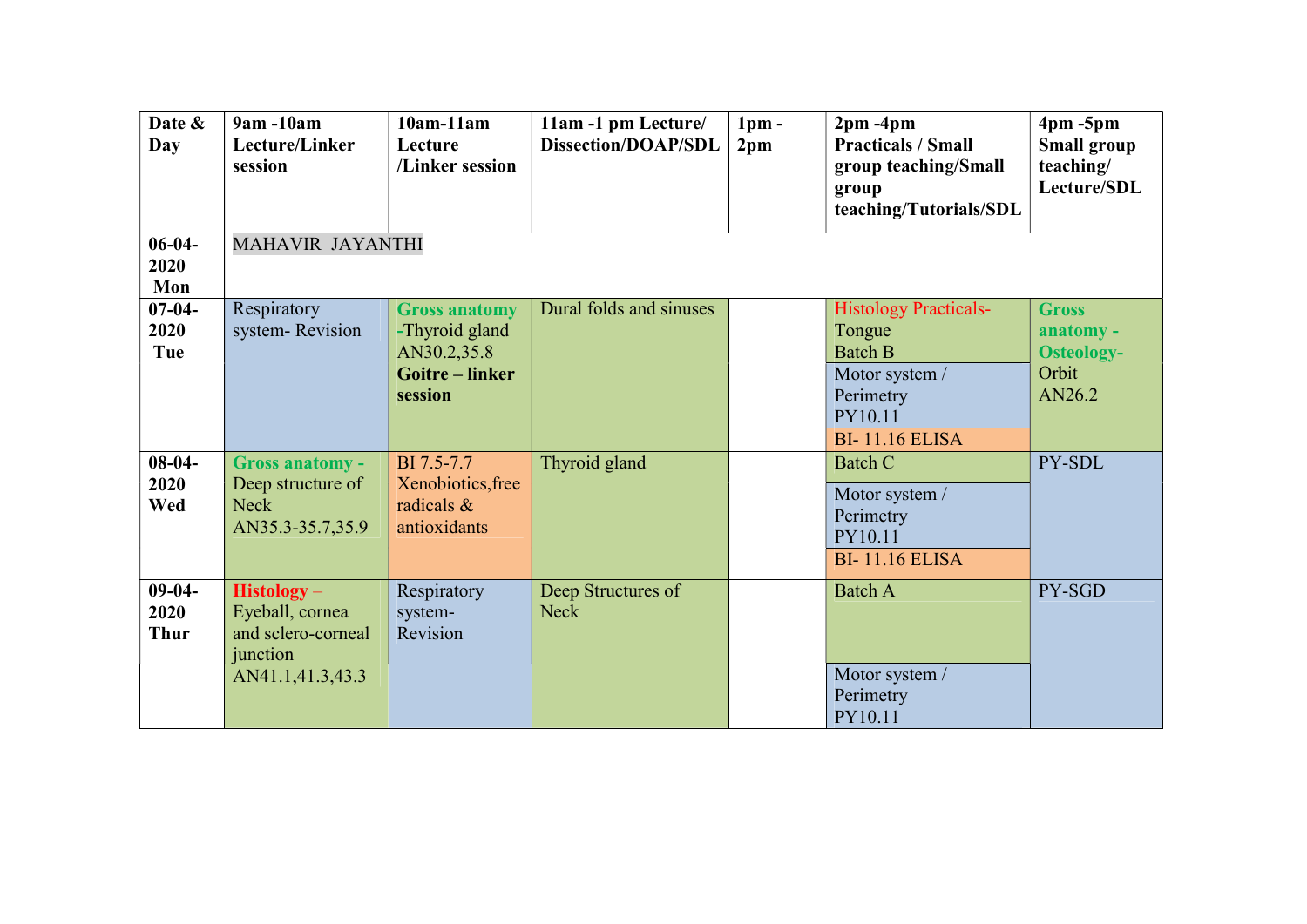| Date & Day | 9am -10am Lecture/Linker session | 10am-11am Lecture /Linker session | 11am -1 pm Lecture/ Dissection/DOAP/SDL | 1pm - 2pm | 2pm -4pm Practicals / Small group teaching/Small group teaching/Tutorials/SDL | 4pm -5pm Small group teaching/ Lecture/SDL |
|---|---|---|---|---|---|---|
| **06-04-2020 Mon** | MAHAVIR JAYANTHI | | | | | |
| **07-04-2020 Tue** | Respiratory system- Revision | **Gross anatomy** -Thyroid gland AN30.2,35.8 **Goitre – linker session** | Dural folds and sinuses | | Histology Practicals- Tongue Batch B<br>Motor system / Perimetry PY10.11<br>BI- 11.16 ELISA | **Gross anatomy - Osteology-** Orbit AN26.2 |
| **08-04-2020 Wed** | **Gross anatomy -** Deep structure of Neck AN35.3-35.7,35.9 | BI 7.5-7.7 Xenobiotics,free radicals & antioxidants | Thyroid gland | | Batch C<br>Motor system / Perimetry PY10.11<br>BI- 11.16 ELISA | PY-SDL |
| **09-04-2020 Thur** | **Histology** – Eyeball, cornea and sclero-corneal junction AN41.1,41.3,43.3 | Respiratory system- Revision | Deep Structures of Neck | | Batch A<br>Motor system / Perimetry PY10.11 | PY-SGD |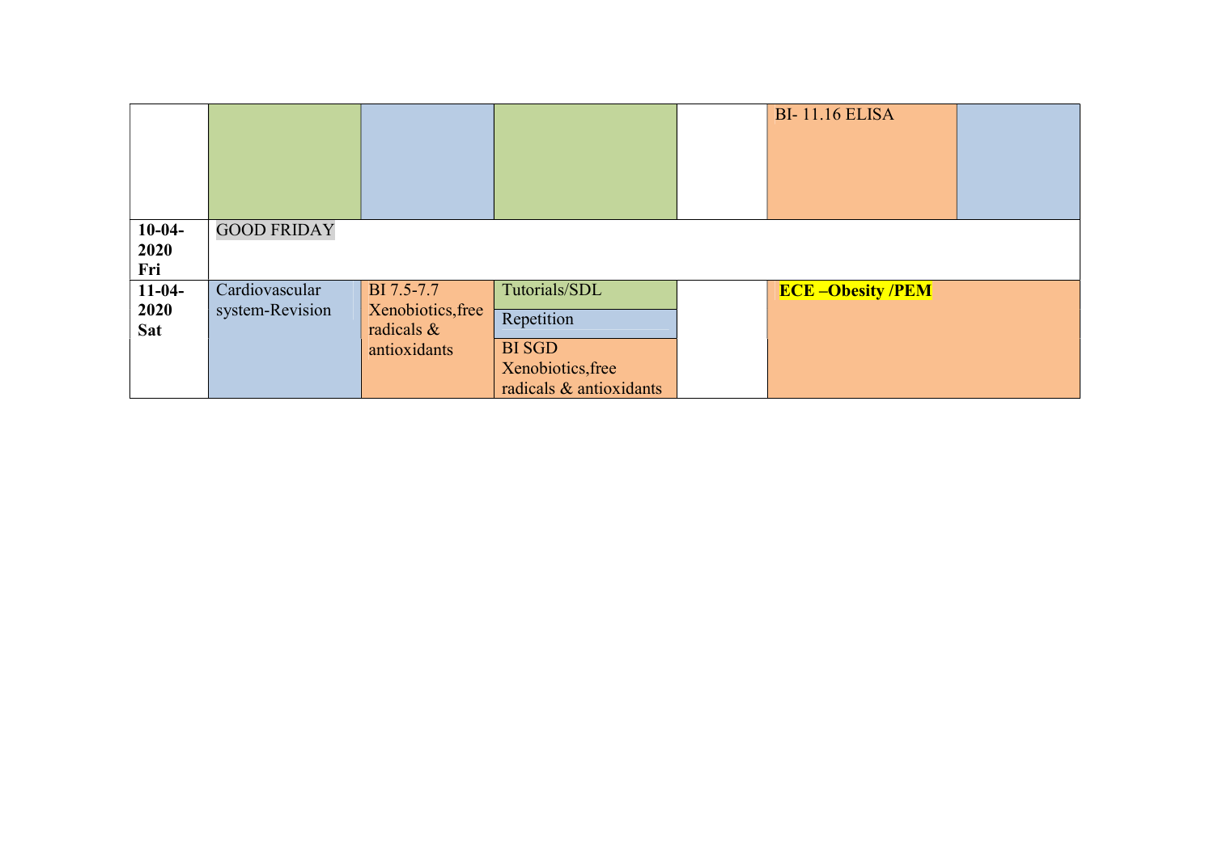|  |  |  |  |  |  |  |
|---|---|---|---|---|---|---|
|  |  |  |  |  | BI- 11.16 ELISA |  |
| **10-04-2020 Fri** | GOOD FRIDAY |  |  |  |  |  |
| **11-04-2020 Sat** | Cardiovascular system-Revision | BI 7.5-7.7 Xenobiotics,free radicals & antioxidants | Tutorials/SDL<br>Repetition<br>BI SGD Xenobiotics,free radicals & antioxidants |  | **ECE –Obesity /PEM** |  |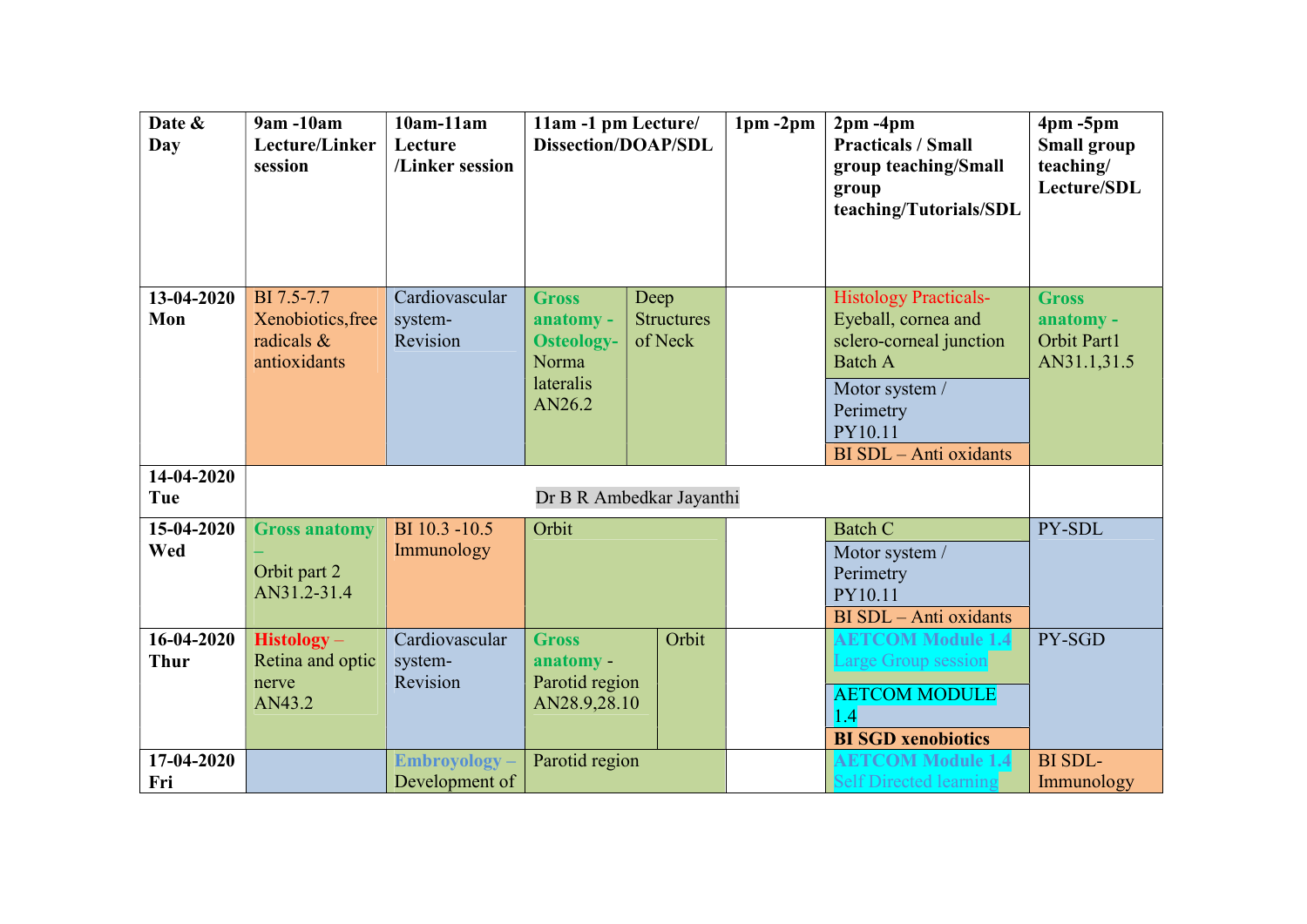| Date & Day | 9am -10am Lecture/Linker session | 10am-11am Lecture /Linker session | 11am -1 pm Lecture/ Dissection/DOAP/SDL | | 1pm -2pm | 2pm -4pm Practicals / Small group teaching/Small group teaching/Tutorials/SDL | 4pm -5pm Small group teaching/ Lecture/SDL |
|---|---|---|---|---|---|---|---|
| **13-04-2020 Mon** | BI 7.5-7.7 Xenobiotics,free radicals & antioxidants | Cardiovascular system- Revision | **Gross anatomy - Osteology-** Norma lateralis AN26.2 | Deep Structures of Neck | | Histology Practicals- Eyeball, cornea and sclero-corneal junction Batch A<br>Motor system / Perimetry PY10.11<br>BI SDL – Anti oxidants | **Gross anatomy -** Orbit Part1 AN31.1,31.5 |
| **14-04-2020 Tue** | Dr B R Ambedkar Jayanthi | | | | | | |
| **15-04-2020 Wed** | **Gross anatomy –** Orbit part 2 AN31.2-31.4 | BI 10.3 -10.5 Immunology | Orbit | | | Batch C<br>Motor system / Perimetry PY10.11<br>BI SDL – Anti oxidants | PY-SDL |
| **16-04-2020 Thur** | **Histology –** Retina and optic nerve AN43.2 | Cardiovascular system- Revision | **Gross anatomy -** Parotid region AN28.9,28.10 | Orbit | | **AETCOM Module 1.4** Large Group session<br>AETCOM MODULE 1.4<br>**BI SGD xenobiotics** | PY-SGD |
| **17-04-2020 Fri** | | **Embroyology –** Development of | Parotid region | | | **AETCOM Module 1.4** Self Directed learning | BI SDL- Immunology |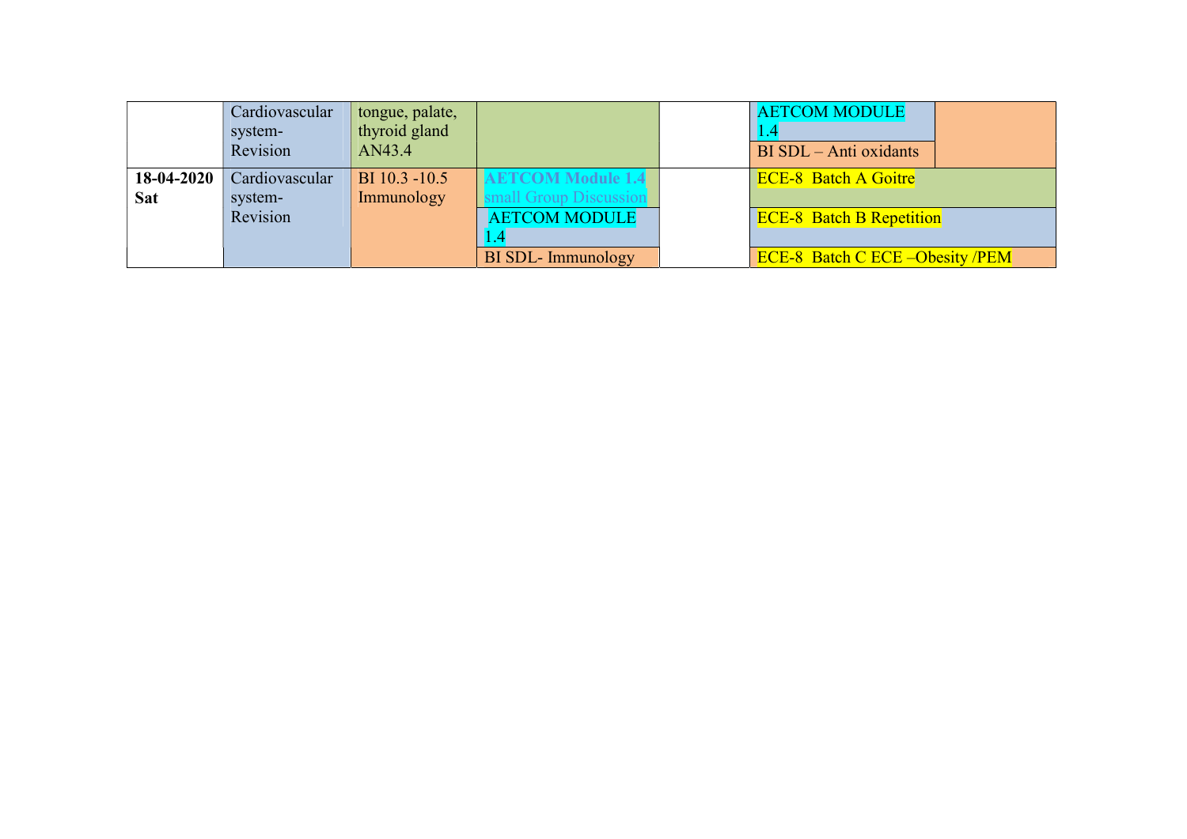|  |  |  |  |  |  |  |
|---|---|---|---|---|---|---|
|  | Cardiovascular system-Revision | tongue, palate, thyroid gland AN43.4 |  |  | AETCOM MODULE 1.4 |  |
|  |  |  |  |  | BI SDL – Anti oxidants |  |
| **18-04-2020 Sat** | Cardiovascular system-Revision | BI 10.3 -10.5 Immunology | **AETCOM Module 1.4** small Group Discussion |  | ECE-8 Batch A Goitre | |
|  |  |  | AETCOM MODULE 1.4 |  | ECE-8 Batch B Repetition | |
|  |  |  | BI SDL- Immunology |  | ECE-8 Batch C ECE –Obesity /PEM | |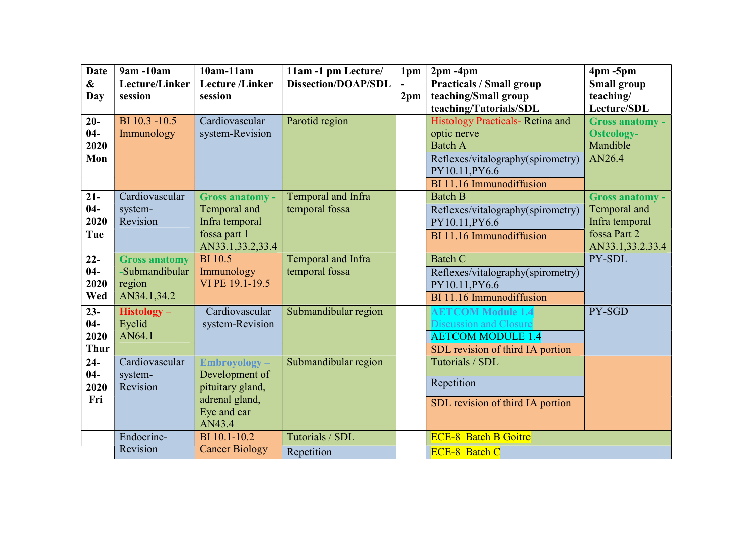| Date & Day | 9am -10am Lecture/Linker session | 10am-11am Lecture /Linker session | 11am -1 pm Lecture/ Dissection/DOAP/SDL | 1pm - 2pm | 2pm -4pm Practicals / Small group teaching/Small group teaching/Tutorials/SDL | 4pm -5pm Small group teaching/ Lecture/SDL |
|---|---|---|---|---|---|---|
| 20-04-2020 Mon | BI 10.3 -10.5 Immunology | Cardiovascular system-Revision | Parotid region | | Histology Practicals- Retina and optic nerve Batch A<br>Reflexes/vitalography(spirometry) PY10.11,PY6.6<br>BI 11.16 Immunodiffusion | **Gross anatomy - Osteology-** Mandible AN26.4 |
| 21-04-2020 Tue | Cardiovascular system-Revision | **Gross anatomy -** Temporal and Infra temporal fossa part 1 AN33.1,33.2,33.4 | Temporal and Infra temporal fossa | | Batch B<br>Reflexes/vitalography(spirometry) PY10.11,PY6.6<br>BI 11.16 Immunodiffusion | **Gross anatomy -** Temporal and Infra temporal fossa Part 2 AN33.1,33.2,33.4 |
| 22-04-2020 Wed | **Gross anatomy** -Submandibular region AN34.1,34.2 | BI 10.5 Immunology VI PE 19.1-19.5 | Temporal and Infra temporal fossa | | Batch C<br>Reflexes/vitalography(spirometry) PY10.11,PY6.6<br>BI 11.16 Immunodiffusion | PY-SDL |
| 23-04-2020 Thur | **Histology** – Eyelid AN64.1 | Cardiovascular system-Revision | Submandibular region | | **AETCOM Module 1.4** Discussion and Closure<br>AETCOM MODULE 1.4<br>SDL revision of third IA portion | PY-SGD |
| 24-04-2020 Fri | Cardiovascular system-Revision | **Embroyology –** Development of pituitary gland, adrenal gland, Eye and ear AN43.4 | Submandibular region | | Tutorials / SDL<br>Repetition<br>SDL revision of third IA portion | |
| | Endocrine-Revision | BI 10.1-10.2 Cancer Biology | Tutorials / SDL<br>Repetition | | ECE-8 Batch B Goitre<br>ECE-8 Batch C | |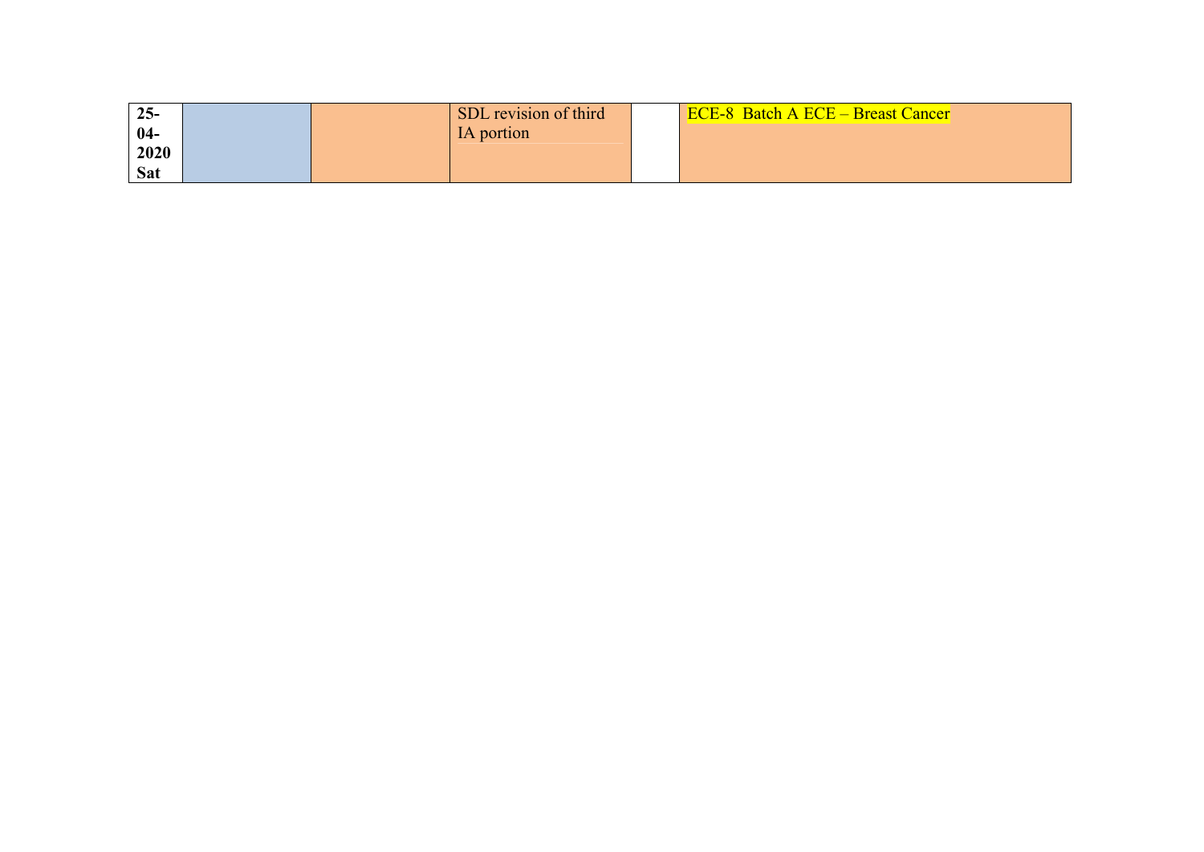| | | | | | |
|---|---|---|---|---|---|
| **25-04-2020 Sat** | | | SDL revision of third IA portion | | ECE-8 Batch A ECE – Breast Cancer |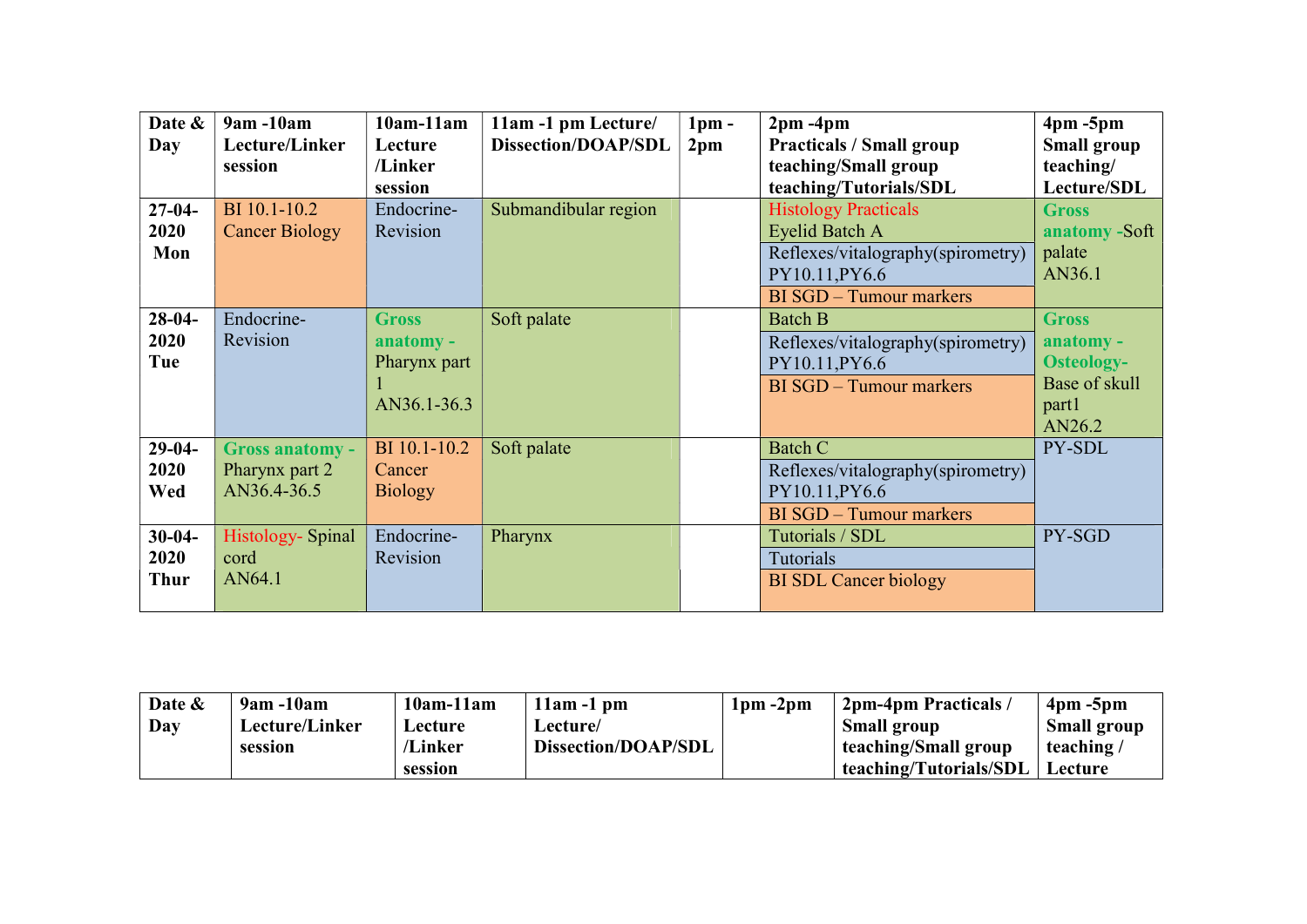| Date & Day | 9am -10am Lecture/Linker session | 10am-11am Lecture /Linker session | 11am -1 pm Lecture/ Dissection/DOAP/SDL | 1pm - 2pm | 2pm -4pm Practicals / Small group teaching/Small group teaching/Tutorials/SDL | 4pm -5pm Small group teaching/ Lecture/SDL |
|---|---|---|---|---|---|---|
| 27-04-2020 Mon | BI 10.1-10.2 Cancer Biology | Endocrine- Revision | Submandibular region | | Histology Practicals Eyelid Batch A<br>Reflexes/vitalography(spirometry) PY10.11,PY6.6<br>BI SGD – Tumour markers | Gross anatomy -Soft palate AN36.1 |
| 28-04-2020 Tue | Endocrine- Revision | Gross anatomy - Pharynx part 1 AN36.1-36.3 | Soft palate | | Batch B<br>Reflexes/vitalography(spirometry) PY10.11,PY6.6<br>BI SGD – Tumour markers | Gross anatomy - Osteology- Base of skull part1 AN26.2 |
| 29-04-2020 Wed | Gross anatomy - Pharynx part 2 AN36.4-36.5 | BI 10.1-10.2 Cancer Biology | Soft palate | | Batch C<br>Reflexes/vitalography(spirometry) PY10.11,PY6.6<br>BI SGD – Tumour markers | PY-SDL |
| 30-04-2020 Thur | Histology- Spinal cord AN64.1 | Endocrine- Revision | Pharynx | | Tutorials / SDL<br>Tutorials<br>BI SDL Cancer biology | PY-SGD |

| Date & Day | 9am -10am Lecture/Linker session | 10am-11am Lecture /Linker session | 11am -1 pm Lecture/ Dissection/DOAP/SDL | 1pm -2pm | 2pm-4pm Practicals / Small group teaching/Small group teaching/Tutorials/SDL | 4pm -5pm Small group teaching / Lecture |
|---|---|---|---|---|---|---|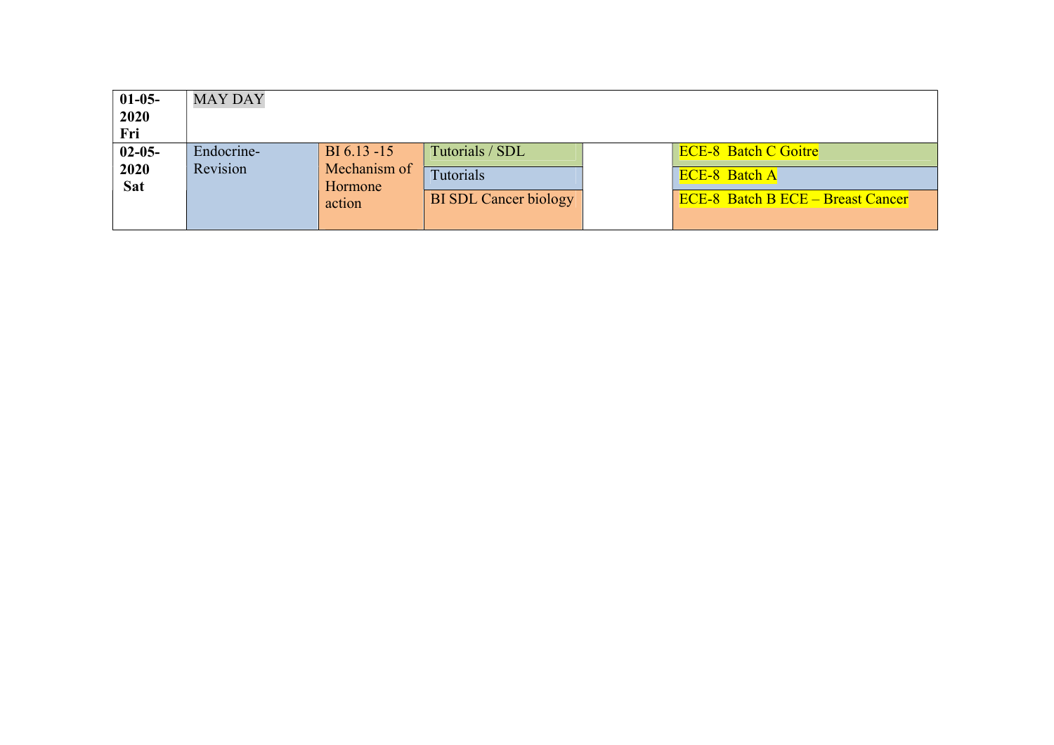| | | | | | |
|---|---|---|---|---|---|
| **01-05-2020 Fri** | MAY DAY | | | | |
| **02-05-2020 Sat** | Endocrine-Revision | BI 6.13 -15 Mechanism of Hormone action | Tutorials / SDL | | ECE-8 Batch C Goitre |
| | | | Tutorials | | ECE-8 Batch A |
| | | | BI SDL Cancer biology | | ECE-8 Batch B ECE – Breast Cancer |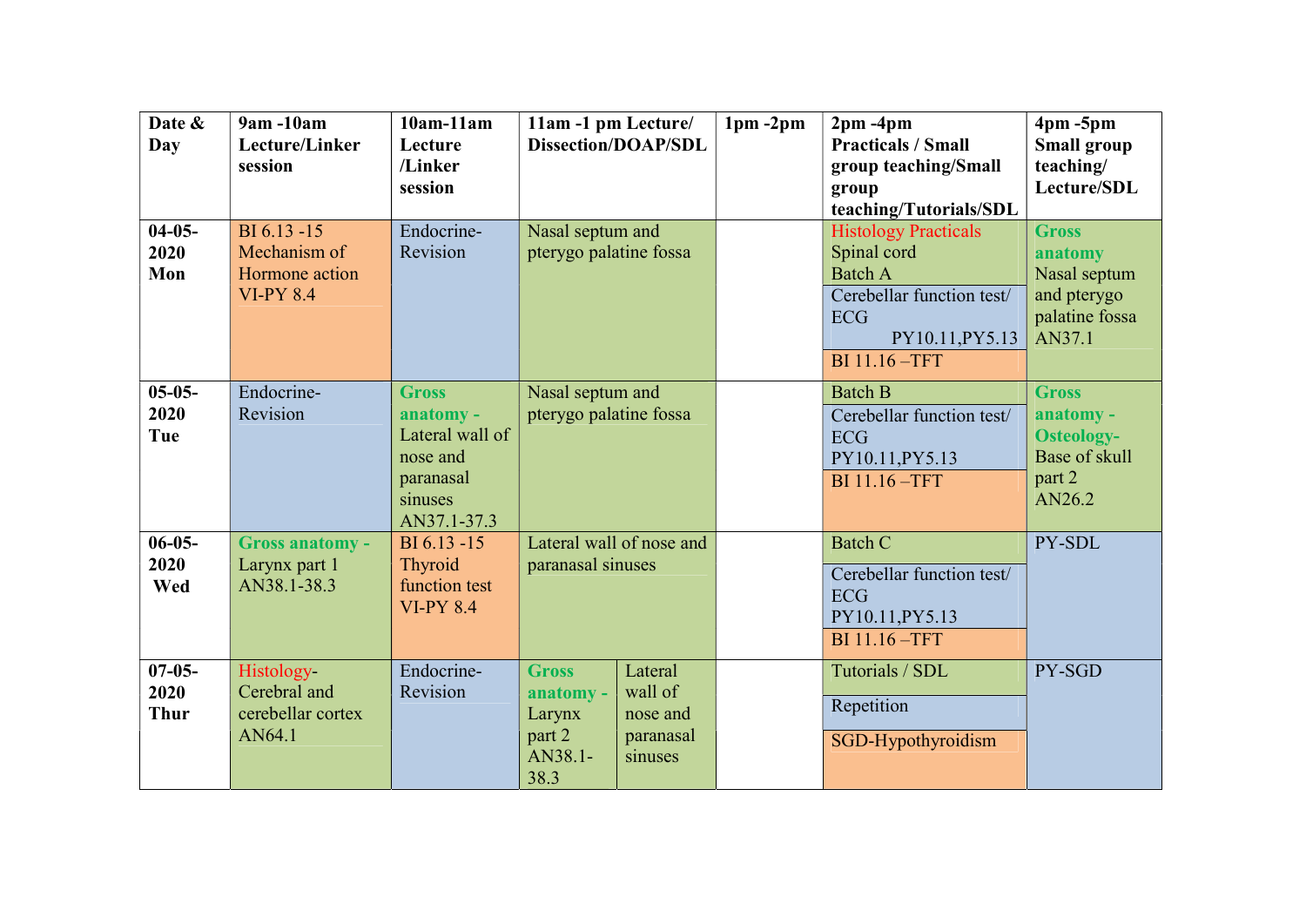| Date & Day | 9am -10am Lecture/Linker session | 10am-11am Lecture /Linker session | 11am -1 pm Lecture/ Dissection/DOAP/SDL | | 1pm -2pm | 2pm -4pm Practicals / Small group teaching/Small group teaching/Tutorials/SDL | 4pm -5pm Small group teaching/ Lecture/SDL |
|---|---|---|---|---|---|---|---|
| **04-05-2020 Mon** | BI 6.13 -15 Mechanism of Hormone action VI-PY 8.4 | Endocrine-Revision | Nasal septum and pterygo palatine fossa | | | Histology Practicals Spinal cord Batch A<br>Cerebellar function test/ ECG PY10.11,PY5.13<br>BI 11.16 –TFT | Gross anatomy Nasal septum and pterygo palatine fossa AN37.1 |
| **05-05-2020 Tue** | Endocrine-Revision | Gross anatomy - Lateral wall of nose and paranasal sinuses AN37.1-37.3 | Nasal septum and pterygo palatine fossa | | | Batch B<br>Cerebellar function test/ ECG PY10.11,PY5.13<br>BI 11.16 –TFT | Gross anatomy - Osteology- Base of skull part 2 AN26.2 |
| **06-05-2020 Wed** | Gross anatomy - Larynx part 1 AN38.1-38.3 | BI 6.13 -15 Thyroid function test VI-PY 8.4 | Lateral wall of nose and paranasal sinuses | | | Batch C<br>Cerebellar function test/ ECG PY10.11,PY5.13<br>BI 11.16 –TFT | PY-SDL |
| **07-05-2020 Thur** | Histology- Cerebral and cerebellar cortex AN64.1 | Endocrine-Revision | Gross anatomy - Larynx part 2 AN38.1-38.3 | Lateral wall of nose and paranasal sinuses | | Tutorials / SDL<br>Repetition<br>SGD-Hypothyroidism | PY-SGD |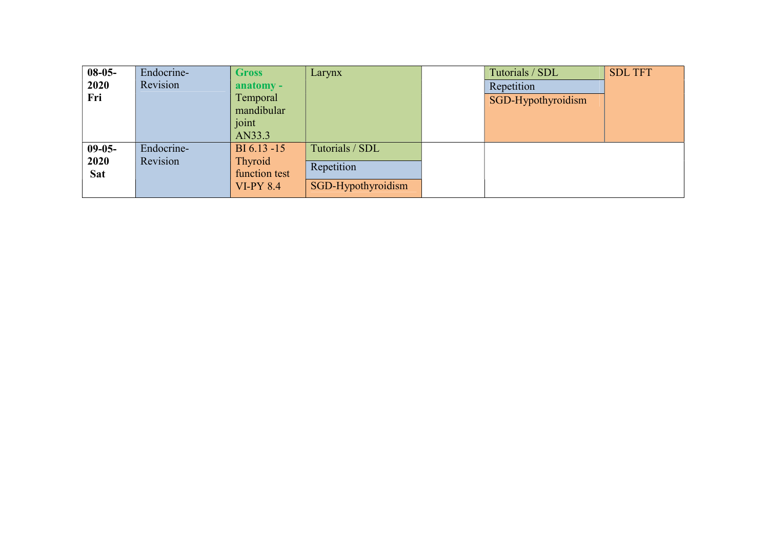| 08-05-2020 Fri | Endocrine-Revision | **Gross anatomy -** Temporal mandibular joint AN33.3 | Larynx | | Tutorials / SDL<br>Repetition<br>SGD-Hypothyroidism | SDL TFT |
|---|---|---|---|---|---|---|
| **09-05-2020 Sat** | Endocrine-Revision | BI 6.13 -15 Thyroid function test VI-PY 8.4 | Tutorials / SDL<br>Repetition<br>SGD-Hypothyroidism | | | |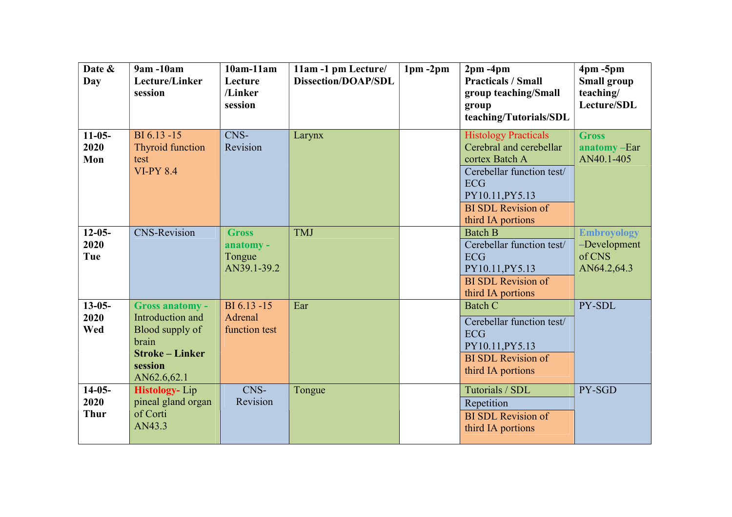| Date & Day | 9am -10am Lecture/Linker session | 10am-11am Lecture /Linker session | 11am -1 pm Lecture/ Dissection/DOAP/SDL | 1pm -2pm | 2pm -4pm Practicals / Small group teaching/Small group teaching/Tutorials/SDL | 4pm -5pm Small group teaching/ Lecture/SDL |
|---|---|---|---|---|---|---|
| 11-05-2020 Mon | BI 6.13 -15 Thyroid function test VI-PY 8.4 | CNS-Revision | Larynx | | Histology Practicals Cerebral and cerebellar cortex Batch A<br>Cerebellar function test/ ECG PY10.11,PY5.13<br>BI SDL Revision of third IA portions | **Gross anatomy** –Ear AN40.1-405 |
| 12-05-2020 Tue | CNS-Revision | **Gross anatomy** - Tongue AN39.1-39.2 | TMJ | | Batch B<br>Cerebellar function test/ ECG PY10.11,PY5.13<br>BI SDL Revision of third IA portions | **Embryology** –Development of CNS AN64.2,64.3 |
| 13-05-2020 Wed | **Gross anatomy** - Introduction and Blood supply of brain **Stroke – Linker session** AN62.6,62.1 | BI 6.13 -15 Adrenal function test | Ear | | Batch C<br>Cerebellar function test/ ECG PY10.11,PY5.13<br>BI SDL Revision of third IA portions | PY-SDL |
| 14-05-2020 Thur | **Histology**- Lip pineal gland organ of Corti AN43.3 | CNS-Revision | Tongue | | Tutorials / SDL<br>Repetition<br>BI SDL Revision of third IA portions | PY-SGD |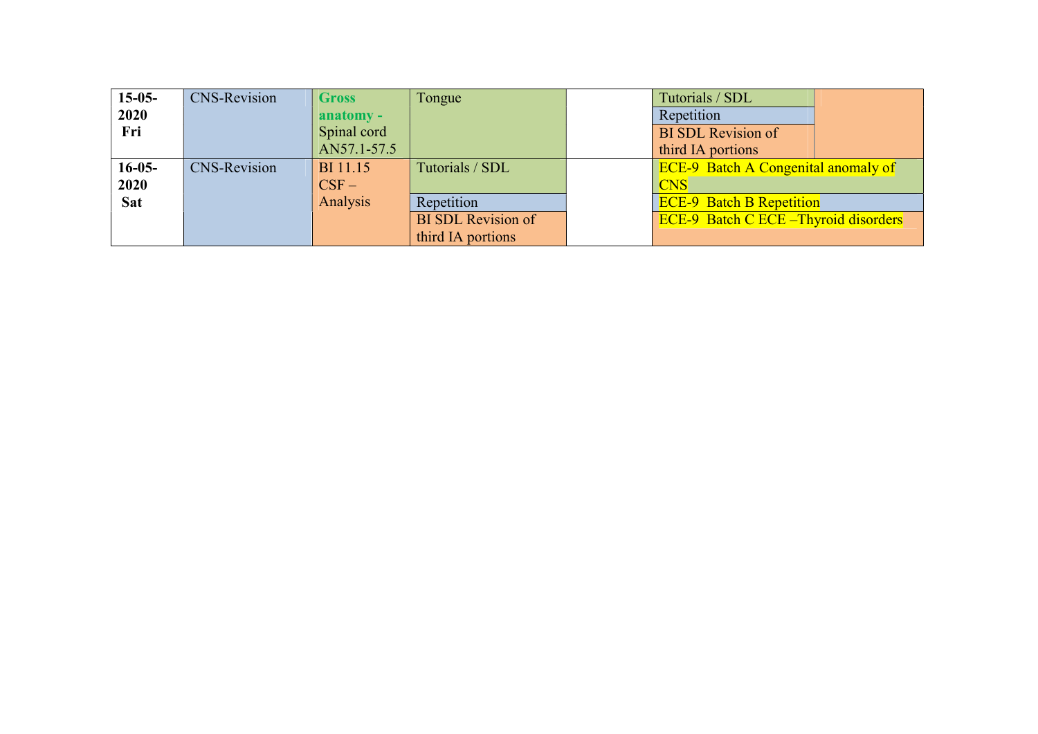| | | | | | | |
|---|---|---|---|---|---|---|
| **15-05-2020 Fri** | CNS-Revision | **Gross anatomy -** Spinal cord AN57.1-57.5 | Tongue | | Tutorials / SDL<br>Repetition<br>BI SDL Revision of third IA portions | |
| **16-05-2020 Sat** | CNS-Revision | BI 11.15 CSF – Analysis | Tutorials / SDL<br>Repetition<br>BI SDL Revision of third IA portions | | ECE-9 Batch A Congenital anomaly of CNS<br>ECE-9 Batch B Repetition<br>ECE-9 Batch C ECE –Thyroid disorders | |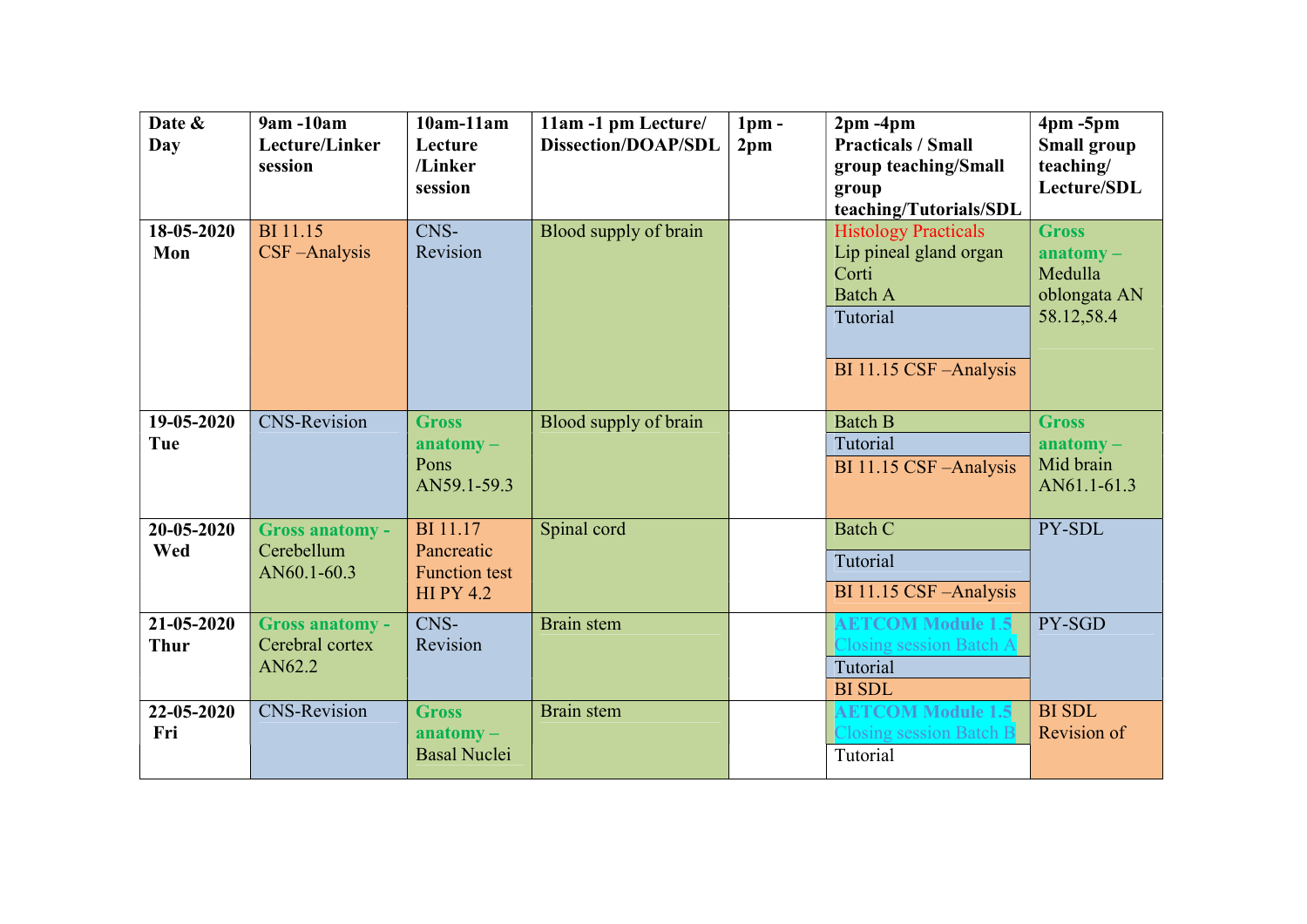| Date & Day | 9am -10am Lecture/Linker session | 10am-11am Lecture /Linker session | 11am -1 pm Lecture/ Dissection/DOAP/SDL | 1pm - 2pm | 2pm -4pm Practicals / Small group teaching/Small group teaching/Tutorials/SDL | 4pm -5pm Small group teaching/ Lecture/SDL |
|---|---|---|---|---|---|---|
| **18-05-2020 Mon** | BI 11.15 CSF –Analysis | CNS-Revision | Blood supply of brain | | Histology Practicals Lip pineal gland organ Corti Batch A<br>Tutorial<br>BI 11.15 CSF –Analysis | **Gross anatomy –** Medulla oblongata AN 58.12,58.4 |
| **19-05-2020 Tue** | CNS-Revision | **Gross anatomy –** Pons AN59.1-59.3 | Blood supply of brain | | Batch B<br>Tutorial<br>BI 11.15 CSF –Analysis | **Gross anatomy –** Mid brain AN61.1-61.3 |
| **20-05-2020 Wed** | **Gross anatomy -** Cerebellum AN60.1-60.3 | BI 11.17 Pancreatic Function test HI PY 4.2 | Spinal cord | | Batch C<br>Tutorial<br>BI 11.15 CSF –Analysis | PY-SDL |
| **21-05-2020 Thur** | **Gross anatomy -** Cerebral cortex AN62.2 | CNS-Revision | Brain stem | | **AETCOM Module 1.5** Closing session Batch A<br>Tutorial<br>BI SDL | PY-SGD |
| **22-05-2020 Fri** | CNS-Revision | **Gross anatomy –** Basal Nuclei | Brain stem | | **AETCOM Module 1.5** Closing session Batch B<br>Tutorial | BI SDL Revision of |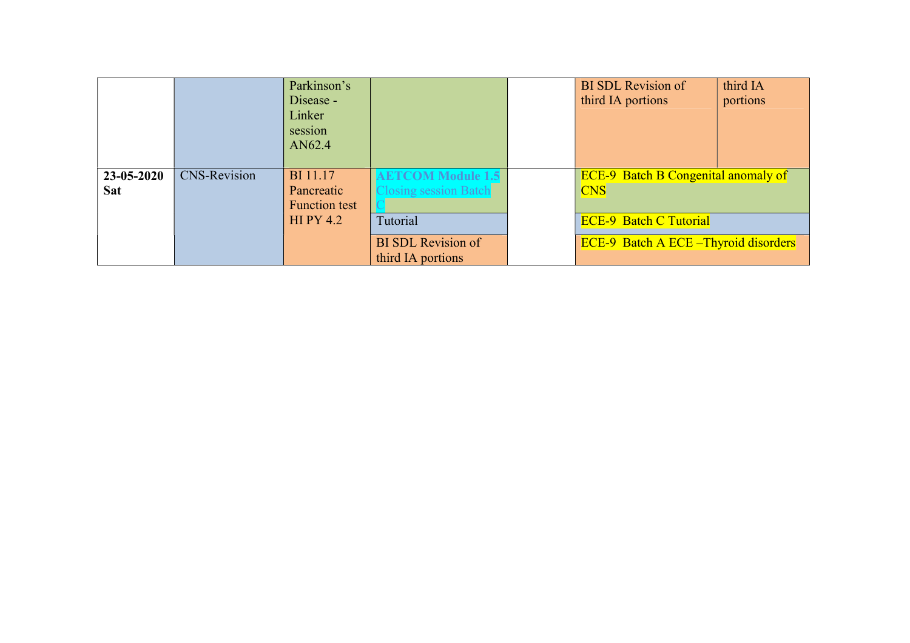| | | | | | | |
|---|---|---|---|---|---|---|
| | | Parkinson's Disease - Linker session AN62.4 | | | BI SDL Revision of third IA portions | third IA portions |
| **23-05-2020 Sat** | CNS-Revision | BI 11.17 Pancreatic Function test HI PY 4.2 | **AETCOM Module 1.5** Closing session Batch C | | ECE-9 Batch B Congenital anomaly of CNS | |
| | | | Tutorial | | ECE-9 Batch C Tutorial | |
| | | | BI SDL Revision of third IA portions | | ECE-9 Batch A ECE –Thyroid disorders | |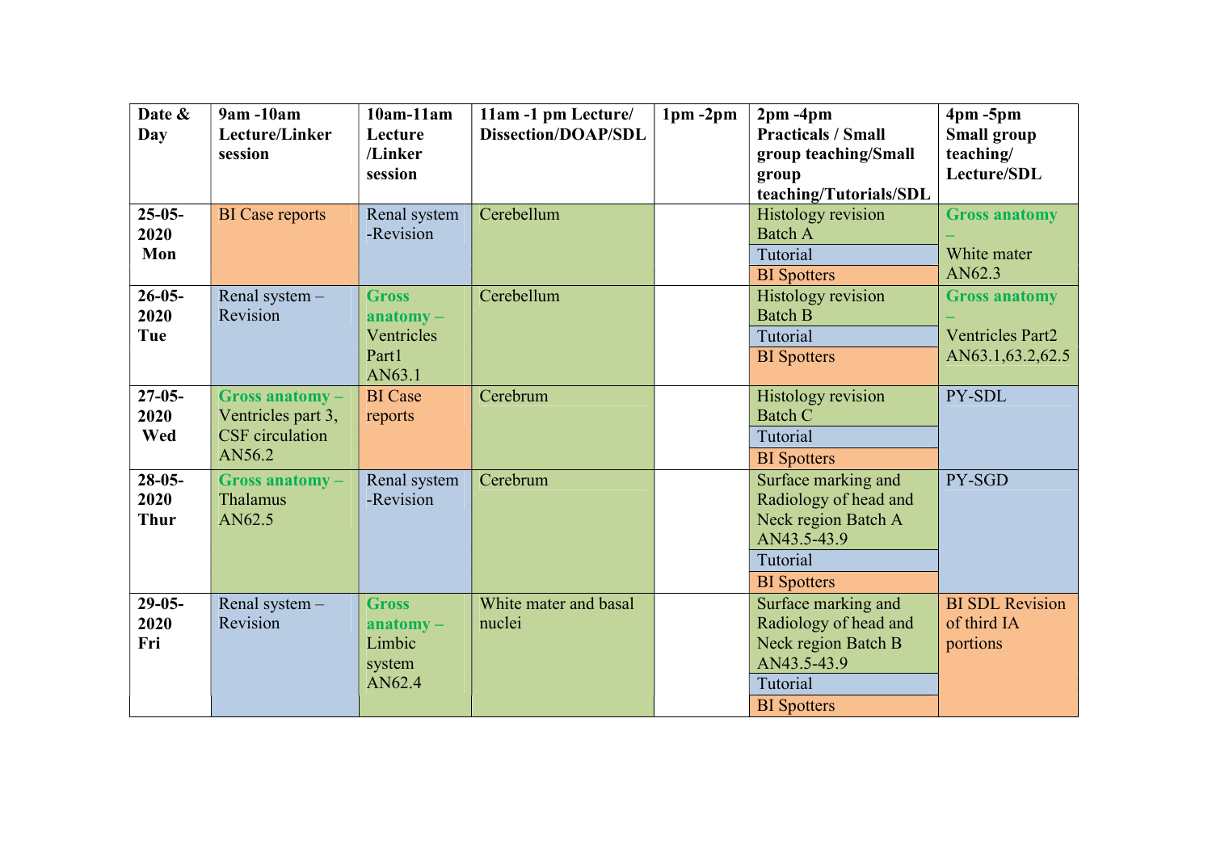| Date & Day | 9am -10am Lecture/Linker session | 10am-11am Lecture /Linker session | 11am -1 pm Lecture/ Dissection/DOAP/SDL | 1pm -2pm | 2pm -4pm Practicals / Small group teaching/Small group teaching/Tutorials/SDL | 4pm -5pm Small group teaching/ Lecture/SDL |
|---|---|---|---|---|---|---|
| 25-05-2020 Mon | BI Case reports | Renal system -Revision | Cerebellum | | Histology revision Batch A<br>Tutorial<br>BI Spotters | **Gross anatomy –** White mater AN62.3 |
| 26-05-2020 Tue | Renal system – Revision | **Gross anatomy –** Ventricles Part1 AN63.1 | Cerebellum | | Histology revision Batch B<br>Tutorial<br>BI Spotters | **Gross anatomy –** Ventricles Part2 AN63.1,63.2,62.5 |
| 27-05-2020 Wed | **Gross anatomy –** Ventricles part 3, CSF circulation AN56.2 | BI Case reports | Cerebrum | | Histology revision Batch C<br>Tutorial<br>BI Spotters | PY-SDL |
| 28-05-2020 Thur | **Gross anatomy –** Thalamus AN62.5 | Renal system -Revision | Cerebrum | | Surface marking and Radiology of head and Neck region Batch A AN43.5-43.9<br>Tutorial<br>BI Spotters | PY-SGD |
| 29-05-2020 Fri | Renal system – Revision | **Gross anatomy –** Limbic system AN62.4 | White mater and basal nuclei | | Surface marking and Radiology of head and Neck region Batch B AN43.5-43.9<br>Tutorial<br>BI Spotters | BI SDL Revision of third IA portions |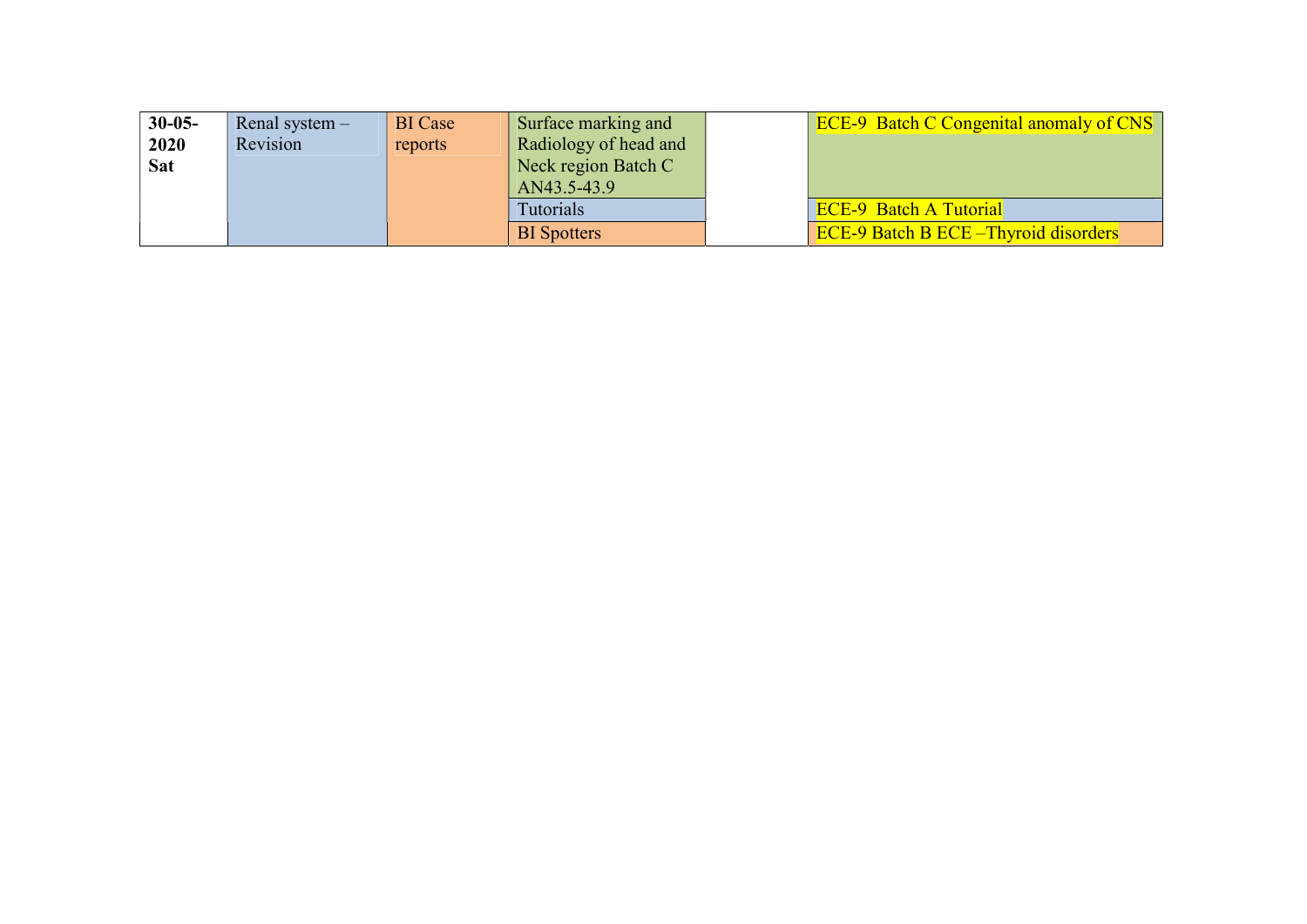| | | | | | |
|---|---|---|---|---|---|
| **30-05-2020 Sat** | Renal system – Revision | BI Case reports | Surface marking and Radiology of head and Neck region Batch C AN43.5-43.9 | | ECE-9 Batch C Congenital anomaly of CNS |
| | | | Tutorials | | ECE-9 Batch A Tutorial |
| | | | BI Spotters | | ECE-9 Batch B ECE –Thyroid disorders |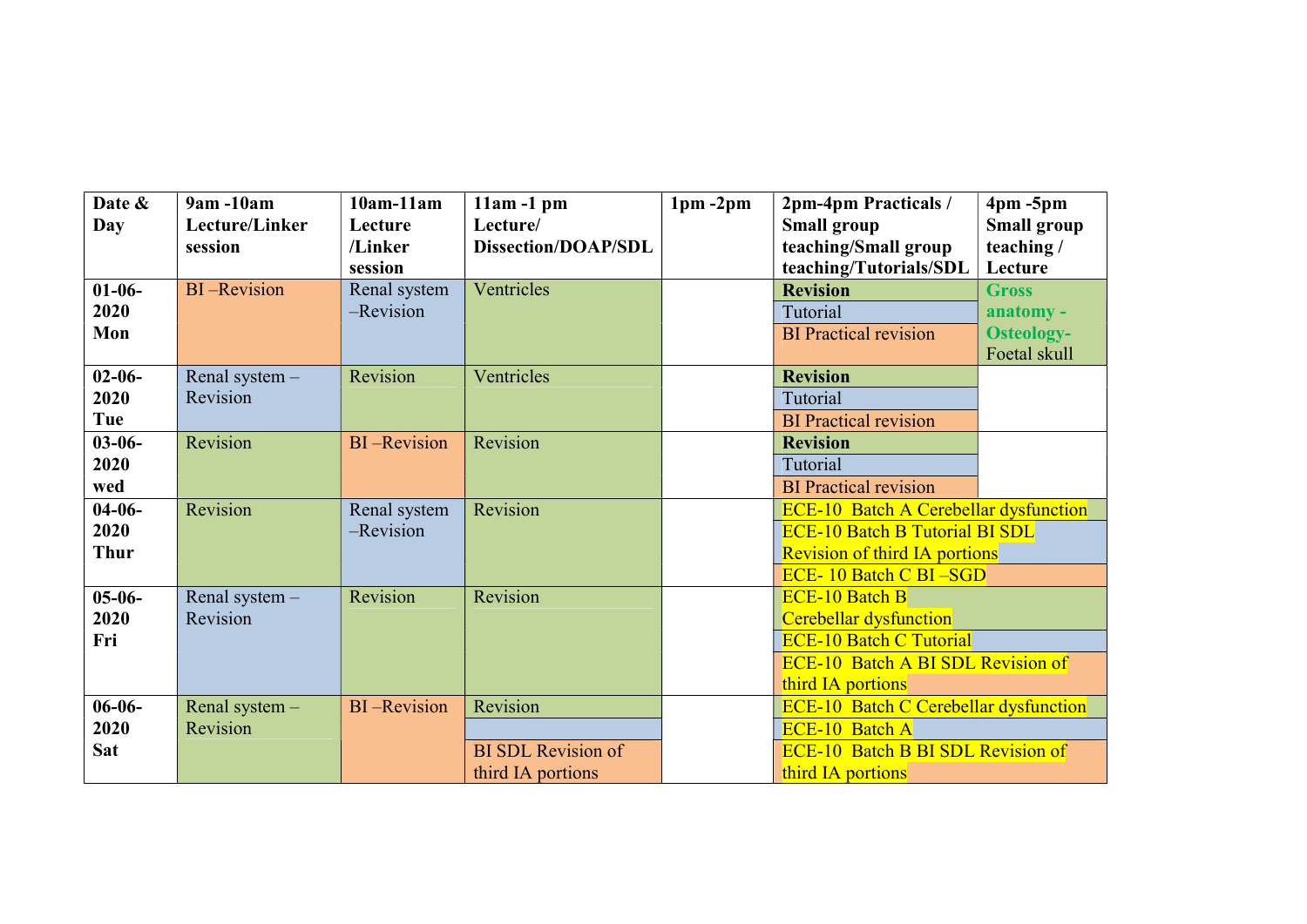| Date & Day | 9am -10am Lecture/Linker session | 10am-11am Lecture /Linker session | 11am -1 pm Lecture/ Dissection/DOAP/SDL | 1pm -2pm | 2pm-4pm Practicals / Small group teaching/Small group teaching/Tutorials/SDL | 4pm -5pm Small group teaching / Lecture |
|---|---|---|---|---|---|---|
| 01-06-2020 Mon | BI –Revision | Renal system –Revision | Ventricles | | **Revision** / Tutorial / BI Practical revision | **Gross anatomy - Osteology-** Foetal skull |
| 02-06-2020 Tue | Renal system – Revision | Revision | Ventricles | | **Revision** / Tutorial / BI Practical revision | |
| 03-06-2020 wed | Revision | BI –Revision | Revision | | **Revision** / Tutorial / BI Practical revision | |
| 04-06-2020 Thur | Revision | Renal system –Revision | Revision | | ECE-10 Batch A Cerebellar dysfunction / ECE-10 Batch B Tutorial BI SDL Revision of third IA portions / ECE- 10 Batch C BI –SGD | |
| 05-06-2020 Fri | Renal system – Revision | Revision | Revision | | ECE-10 Batch B Cerebellar dysfunction / ECE-10 Batch C Tutorial / ECE-10 Batch A BI SDL Revision of third IA portions | |
| 06-06-2020 Sat | Renal system – Revision | BI –Revision | Revision / BI SDL Revision of third IA portions | | ECE-10 Batch C Cerebellar dysfunction / ECE-10 Batch A / ECE-10 Batch B BI SDL Revision of third IA portions | |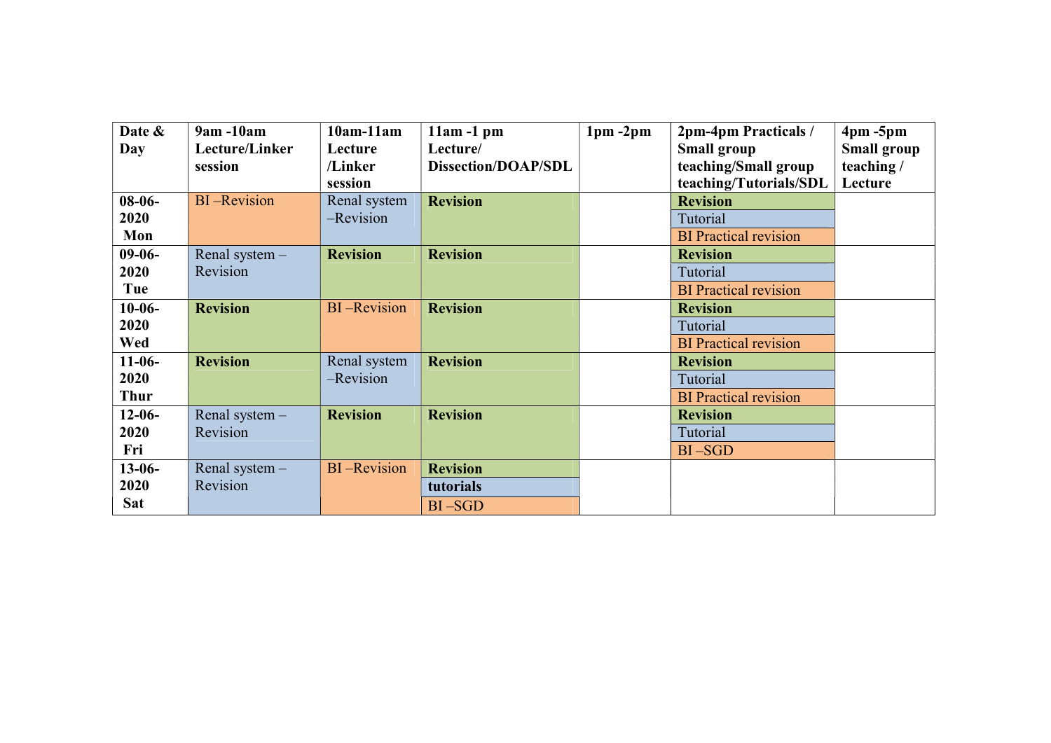| Date & Day | 9am -10am Lecture/Linker session | 10am-11am Lecture /Linker session | 11am -1 pm Lecture/ Dissection/DOAP/SDL | 1pm -2pm | 2pm-4pm Practicals / Small group teaching/Small group teaching/Tutorials/SDL | 4pm -5pm Small group teaching / Lecture |
|---|---|---|---|---|---|---|
| **08-06-2020 Mon** | BI –Revision | Renal system –Revision | **Revision** | | **Revision**<br>Tutorial<br>BI Practical revision | |
| **09-06-2020 Tue** | Renal system – Revision | **Revision** | **Revision** | | **Revision**<br>Tutorial<br>BI Practical revision | |
| **10-06-2020 Wed** | **Revision** | BI –Revision | **Revision** | | **Revision**<br>Tutorial<br>BI Practical revision | |
| **11-06-2020 Thur** | **Revision** | Renal system –Revision | **Revision** | | **Revision**<br>Tutorial<br>BI Practical revision | |
| **12-06-2020 Fri** | Renal system – Revision | **Revision** | **Revision** | | **Revision**<br>Tutorial<br>BI –SGD | |
| **13-06-2020 Sat** | Renal system – Revision | BI –Revision | **Revision**<br>**tutorials**<br>BI –SGD | | | |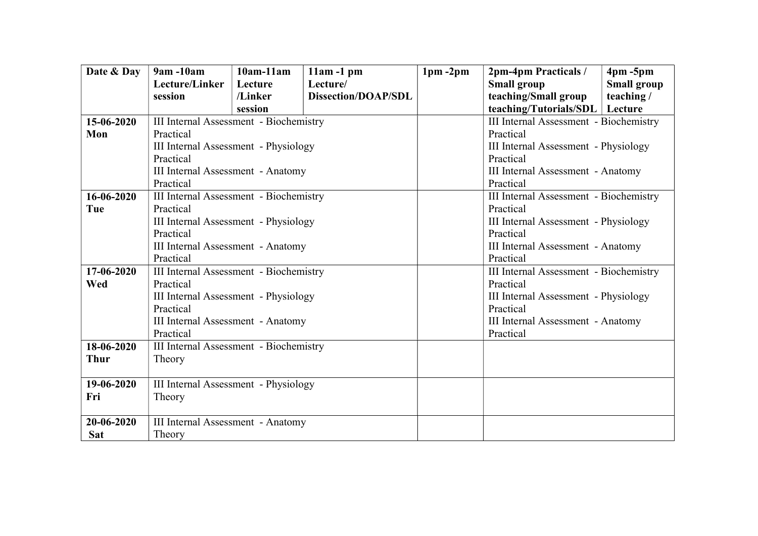| Date & Day | 9am -10am Lecture/Linker session | 10am-11am Lecture /Linker session | 11am -1 pm Lecture/ Dissection/DOAP/SDL | 1pm -2pm | 2pm-4pm Practicals / Small group teaching/Small group teaching/Tutorials/SDL | 4pm -5pm Small group teaching / Lecture |
|---|---|---|---|---|---|---|
| **15-06-2020 Mon** | III Internal Assessment - Biochemistry Practical<br>III Internal Assessment - Physiology Practical<br>III Internal Assessment - Anatomy Practical | | | | III Internal Assessment - Biochemistry Practical<br>III Internal Assessment - Physiology Practical<br>III Internal Assessment - Anatomy Practical | |
| **16-06-2020 Tue** | III Internal Assessment - Biochemistry Practical<br>III Internal Assessment - Physiology Practical<br>III Internal Assessment - Anatomy Practical | | | | III Internal Assessment - Biochemistry Practical<br>III Internal Assessment - Physiology Practical<br>III Internal Assessment - Anatomy Practical | |
| **17-06-2020 Wed** | III Internal Assessment - Biochemistry Practical<br>III Internal Assessment - Physiology Practical<br>III Internal Assessment - Anatomy Practical | | | | III Internal Assessment - Biochemistry Practical<br>III Internal Assessment - Physiology Practical<br>III Internal Assessment - Anatomy Practical | |
| **18-06-2020 Thur** | III Internal Assessment - Biochemistry Theory | | | | | |
| **19-06-2020 Fri** | III Internal Assessment - Physiology Theory | | | | | |
| **20-06-2020 Sat** | III Internal Assessment - Anatomy Theory | | | | | |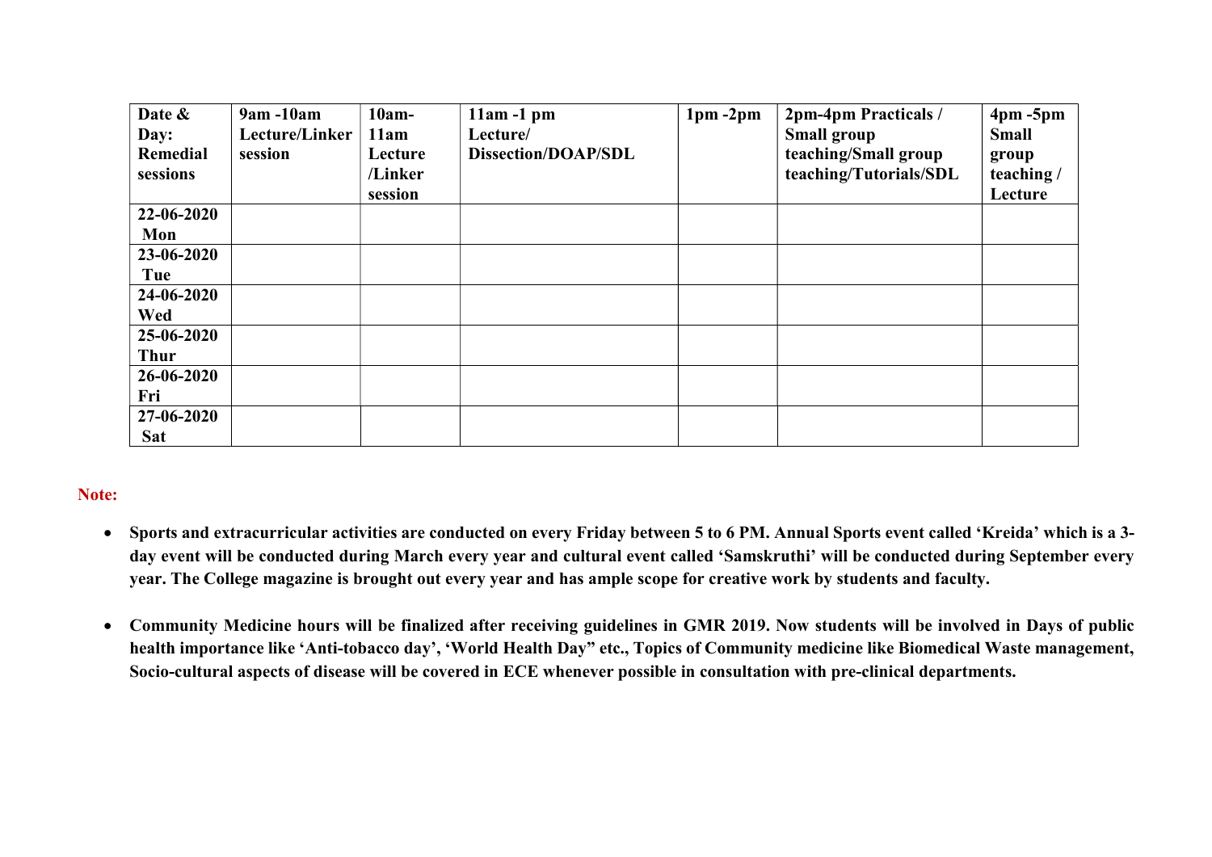| Date & Day: Remedial sessions | 9am -10am Lecture/Linker session | 10am-11am Lecture /Linker session | 11am -1 pm Lecture/ Dissection/DOAP/SDL | 1pm -2pm | 2pm-4pm Practicals / Small group teaching/Small group teaching/Tutorials/SDL | 4pm -5pm Small group teaching / Lecture |
|---|---|---|---|---|---|---|
| 22-06-2020 Mon | | | | | | |
| 23-06-2020 Tue | | | | | | |
| 24-06-2020 Wed | | | | | | |
| 25-06-2020 Thur | | | | | | |
| 26-06-2020 Fri | | | | | | |
| 27-06-2020 Sat | | | | | | |

**Note:**

- **Sports and extracurricular activities are conducted on every Friday between 5 to 6 PM. Annual Sports event called 'Kreida' which is a 3-day event will be conducted during March every year and cultural event called 'Samskruthi' will be conducted during September every year. The College magazine is brought out every year and has ample scope for creative work by students and faculty.**

- **Community Medicine hours will be finalized after receiving guidelines in GMR 2019. Now students will be involved in Days of public health importance like 'Anti-tobacco day', 'World Health Day" etc., Topics of Community medicine like Biomedical Waste management, Socio-cultural aspects of disease will be covered in ECE whenever possible in consultation with pre-clinical departments.**